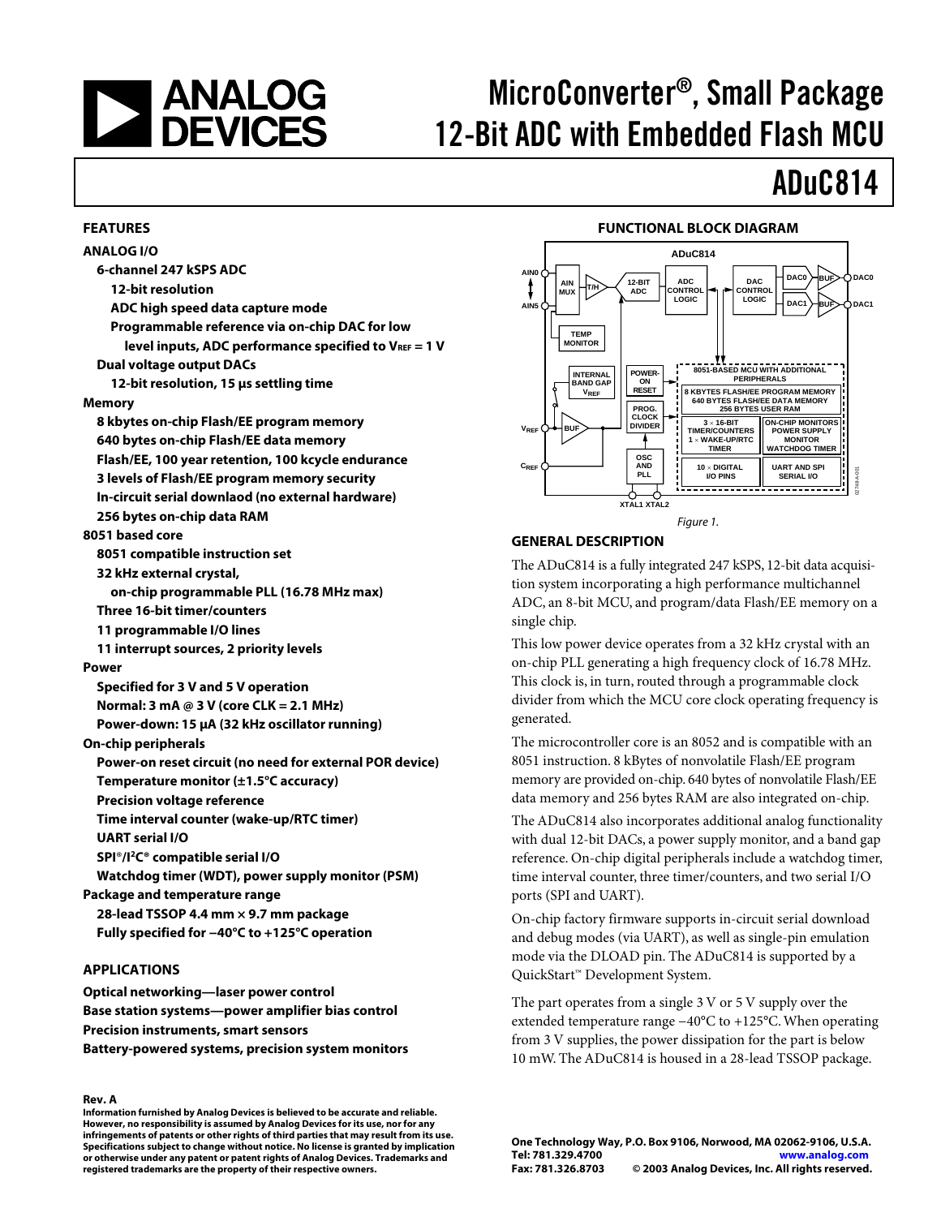# MicroConverter®, Small Package 12-Bit ADC with Embedded Flash MCU

# ADuC814

## FEATURES

**ANALOG I/O**

- **6-channel 247 kSPS ADC**
  - **12-bit resolution**
  - **ADC high speed data capture mode**
  - **Programmable reference via on-chip DAC for low level inputs, ADC performance specified to $V_{REF}$ = 1 V**
- **Dual voltage output DACs**
  - **12-bit resolution, 15 µs settling time**

**Memory**

- **8 kbytes on-chip Flash/EE program memory**
- **640 bytes on-chip Flash/EE data memory**
- **Flash/EE, 100 year retention, 100 kcycle endurance**
- **3 levels of Flash/EE program memory security**
- **In-circuit serial downlaod (no external hardware)**
- **256 bytes on-chip data RAM**

**8051 based core**

- **8051 compatible instruction set**
- **32 kHz external crystal,**
  - **on-chip programmable PLL (16.78 MHz max)**
- **Three 16-bit timer/counters**
- **11 programmable I/O lines**
- **11 interrupt sources, 2 priority levels**

**Power**

- **Specified for 3 V and 5 V operation**
- **Normal: 3 mA @ 3 V (core CLK = 2.1 MHz)**
- **Power-down: 15 µA (32 kHz oscillator running)**

**On-chip peripherals**

- **Power-on reset circuit (no need for external POR device)**
- **Temperature monitor (±1.5°C accuracy)**
- **Precision voltage reference**
- **Time interval counter (wake-up/RTC timer)**
- **UART serial I/O**
- **SPI®/I²C® compatible serial I/O**
- **Watchdog timer (WDT), power supply monitor (PSM)**

**Package and temperature range**

- **28-lead TSSOP 4.4 mm × 9.7 mm package**
- **Fully specified for −40°C to +125°C operation**

## APPLICATIONS

**Optical networking—laser power control**
**Base station systems—power amplifier bias control**
**Precision instruments, smart sensors**
**Battery-powered systems, precision system monitors**

## FUNCTIONAL BLOCK DIAGRAM

Figure 1.

## GENERAL DESCRIPTION

The ADuC814 is a fully integrated 247 kSPS, 12-bit data acquisition system incorporating a high performance multichannel ADC, an 8-bit MCU, and program/data Flash/EE memory on a single chip.

This low power device operates from a 32 kHz crystal with an on-chip PLL generating a high frequency clock of 16.78 MHz. This clock is, in turn, routed through a programmable clock divider from which the MCU core clock operating frequency is generated.

The microcontroller core is an 8052 and is compatible with an 8051 instruction. 8 kBytes of nonvolatile Flash/EE program memory are provided on-chip. 640 bytes of nonvolatile Flash/EE data memory and 256 bytes RAM are also integrated on-chip.

The ADuC814 also incorporates additional analog functionality with dual 12-bit DACs, a power supply monitor, and a band gap reference. On-chip digital peripherals include a watchdog timer, time interval counter, three timer/counters, and two serial I/O ports (SPI and UART).

On-chip factory firmware supports in-circuit serial download and debug modes (via UART), as well as single-pin emulation mode via the DLOAD pin. The ADuC814 is supported by a QuickStart™ Development System.

The part operates from a single 3 V or 5 V supply over the extended temperature range −40°C to +125°C. When operating from 3 V supplies, the power dissipation for the part is below 10 mW. The ADuC814 is housed in a 28-lead TSSOP package.

**Rev. A**

**Information furnished by Analog Devices is believed to be accurate and reliable. However, no responsibility is assumed by Analog Devices for its use, nor for any infringements of patents or other rights of third parties that may result from its use. Specifications subject to change without notice. No license is granted by implication or otherwise under any patent or patent rights of Analog Devices. Trademarks and registered trademarks are the property of their respective owners.**

**One Technology Way, P.O. Box 9106, Norwood, MA 02062-9106, U.S.A.**
**Tel: 781.329.4700 www.analog.com**
**Fax: 781.326.8703 © 2003 Analog Devices, Inc. All rights reserved.**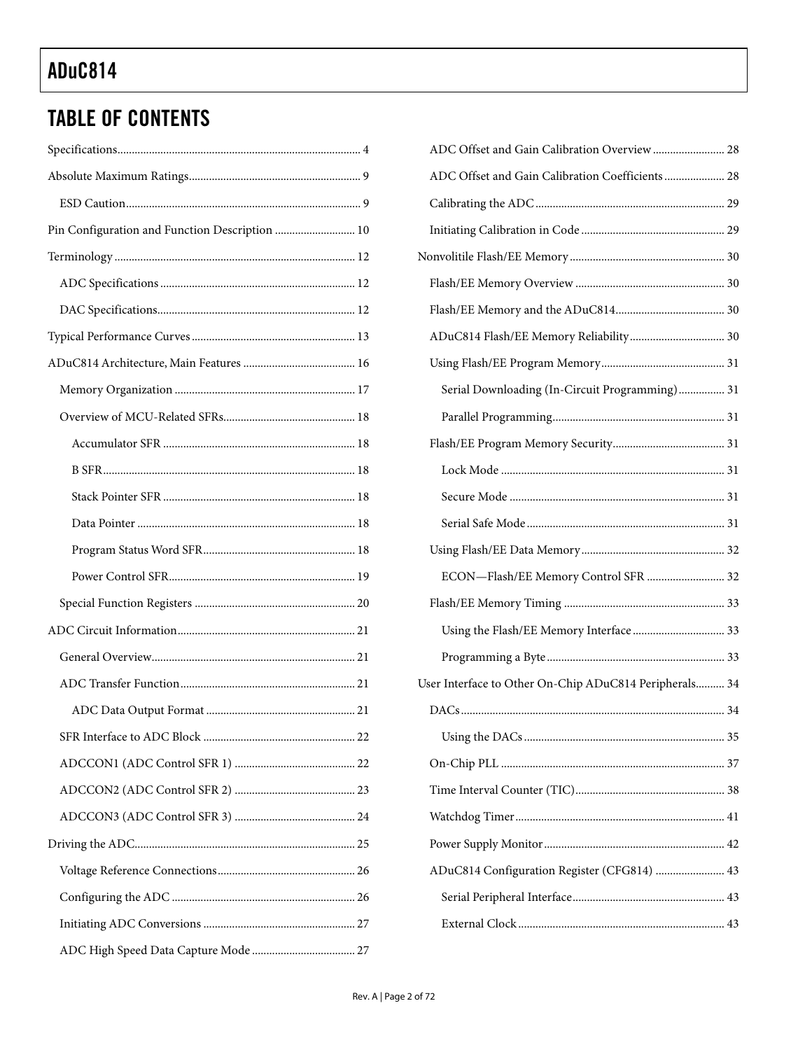## TABLE OF CONTENTS

Specifications ... 4

Absolute Maximum Ratings ... 9

- ESD Caution ... 9

Pin Configuration and Function Description ... 10

Terminology ... 12

- ADC Specifications ... 12
- DAC Specifications ... 12

Typical Performance Curves ... 13

ADuC814 Architecture, Main Features ... 16

- Memory Organization ... 17
- Overview of MCU-Related SFRs ... 18
  - Accumulator SFR ... 18
  - B SFR ... 18
  - Stack Pointer SFR ... 18
  - Data Pointer ... 18
  - Program Status Word SFR ... 18
  - Power Control SFR ... 19
- Special Function Registers ... 20

ADC Circuit Information ... 21

- General Overview ... 21
- ADC Transfer Function ... 21
  - ADC Data Output Format ... 21
- SFR Interface to ADC Block ... 22
- ADCCON1 (ADC Control SFR 1) ... 22
- ADCCON2 (ADC Control SFR 2) ... 23
- ADCCON3 (ADC Control SFR 3) ... 24

Driving the ADC ... 25

- Voltage Reference Connections ... 26
- Configuring the ADC ... 26
- Initiating ADC Conversions ... 27
- ADC High Speed Data Capture Mode ... 27
- ADC Offset and Gain Calibration Overview ... 28
- ADC Offset and Gain Calibration Coefficients ... 28
- Calibrating the ADC ... 29
- Initiating Calibration in Code ... 29

Nonvolitile Flash/EE Memory ... 30

- Flash/EE Memory Overview ... 30
- Flash/EE Memory and the ADuC814 ... 30
- ADuC814 Flash/EE Memory Reliability ... 30
- Using Flash/EE Program Memory ... 31
  - Serial Downloading (In-Circuit Programming) ... 31
  - Parallel Programming ... 31
- Flash/EE Program Memory Security ... 31
  - Lock Mode ... 31
  - Secure Mode ... 31
  - Serial Safe Mode ... 31
- Using Flash/EE Data Memory ... 32
  - ECON—Flash/EE Memory Control SFR ... 32
- Flash/EE Memory Timing ... 33
  - Using the Flash/EE Memory Interface ... 33
  - Programming a Byte ... 33

User Interface to Other On-Chip ADuC814 Peripherals ... 34

- DACs ... 34
  - Using the DACs ... 35
- On-Chip PLL ... 37
- Time Interval Counter (TIC) ... 38
- Watchdog Timer ... 41
- Power Supply Monitor ... 42
- ADuC814 Configuration Register (CFG814) ... 43
  - Serial Peripheral Interface ... 43
  - External Clock ... 43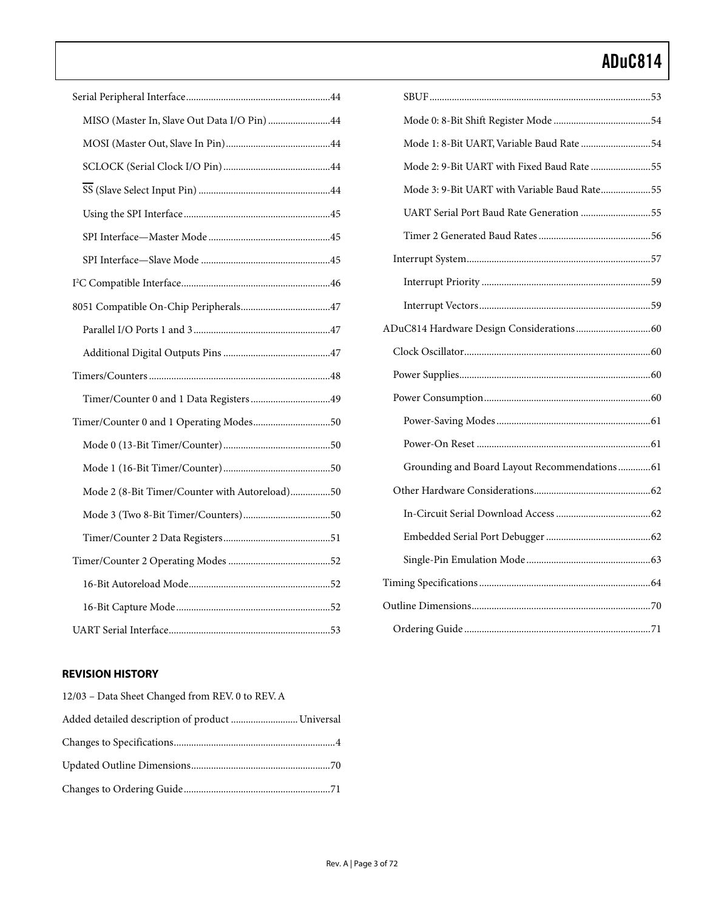Serial Peripheral Interface ... 44

MISO (Master In, Slave Out Data I/O Pin) ... 44

MOSI (Master Out, Slave In Pin) ... 44

SCLOCK (Serial Clock I/O Pin) ... 44

$\overline{SS}$ (Slave Select Input Pin) ... 44

Using the SPI Interface ... 45

SPI Interface—Master Mode ... 45

SPI Interface—Slave Mode ... 45

I²C Compatible Interface ... 46

8051 Compatible On-Chip Peripherals ... 47

Parallel I/O Ports 1 and 3 ... 47

Additional Digital Outputs Pins ... 47

Timers/Counters ... 48

Timer/Counter 0 and 1 Data Registers ... 49

Timer/Counter 0 and 1 Operating Modes ... 50

Mode 0 (13-Bit Timer/Counter) ... 50

Mode 1 (16-Bit Timer/Counter) ... 50

Mode 2 (8-Bit Timer/Counter with Autoreload) ... 50

Mode 3 (Two 8-Bit Timer/Counters) ... 50

Timer/Counter 2 Data Registers ... 51

Timer/Counter 2 Operating Modes ... 52

16-Bit Autoreload Mode ... 52

16-Bit Capture Mode ... 52

UART Serial Interface ... 53

SBUF ... 53

Mode 0: 8-Bit Shift Register Mode ... 54

Mode 1: 8-Bit UART, Variable Baud Rate ... 54

Mode 2: 9-Bit UART with Fixed Baud Rate ... 55

Mode 3: 9-Bit UART with Variable Baud Rate ... 55

UART Serial Port Baud Rate Generation ... 55

Timer 2 Generated Baud Rates ... 56

Interrupt System ... 57

Interrupt Priority ... 59

Interrupt Vectors ... 59

ADuC814 Hardware Design Considerations ... 60

Clock Oscillator ... 60

Power Supplies ... 60

Power Consumption ... 60

Power-Saving Modes ... 61

Power-On Reset ... 61

Grounding and Board Layout Recommendations ... 61

Other Hardware Considerations ... 62

In-Circuit Serial Download Access ... 62

Embedded Serial Port Debugger ... 62

Single-Pin Emulation Mode ... 63

Timing Specifications ... 64

Outline Dimensions ... 70

Ordering Guide ... 71

## REVISION HISTORY

12/03 – Data Sheet Changed from REV. 0 to REV. A

Added detailed description of product ... Universal

Changes to Specifications ... 4

Updated Outline Dimensions ... 70

Changes to Ordering Guide ... 71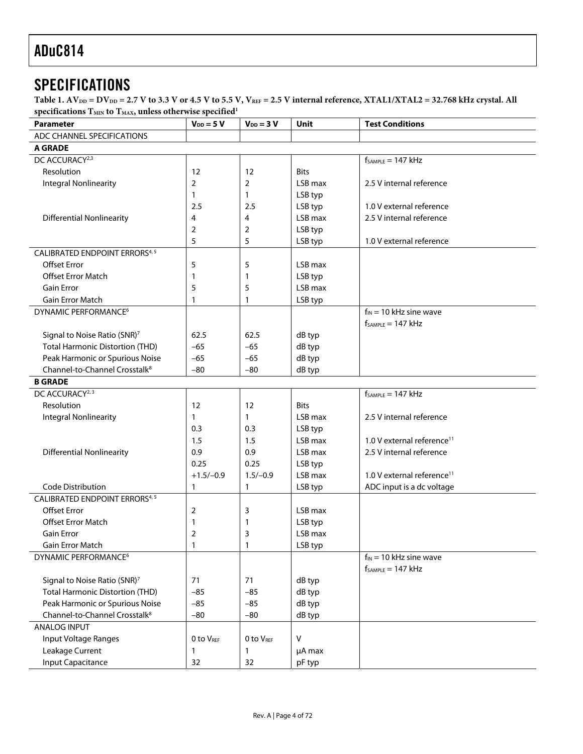# SPECIFICATIONS

**Table 1. $AV_{DD} = DV_{DD} = 2.7$ V to 3.3 V or 4.5 V to 5.5 V, $V_{REF} = 2.5$ V internal reference, XTAL1/XTAL2 = 32.768 kHz crystal. All specifications $T_{MIN}$ to $T_{MAX}$, unless otherwise specified[1]**

| Parameter | $V_{DD} = 5$ V | $V_{DD} = 3$ V | Unit | Test Conditions |
|---|---|---|---|---|
| ADC CHANNEL SPECIFICATIONS | | | | |
| **A GRADE** | | | | |
| DC ACCURACY[2,3] | | | | $f_{SAMPLE} = 147$ kHz |
| Resolution | 12 | 12 | Bits | |
| Integral Nonlinearity | 2 | 2 | LSB max | 2.5 V internal reference |
| | 1 | 1 | LSB typ | |
| | 2.5 | 2.5 | LSB typ | 1.0 V external reference |
| Differential Nonlinearity | 4 | 4 | LSB max | 2.5 V internal reference |
| | 2 | 2 | LSB typ | |
| | 5 | 5 | LSB typ | 1.0 V external reference |
| CALIBRATED ENDPOINT ERRORS[4,5] | | | | |
| Offset Error | 5 | 5 | LSB max | |
| Offset Error Match | 1 | 1 | LSB typ | |
| Gain Error | 5 | 5 | LSB max | |
| Gain Error Match | 1 | 1 | LSB typ | |
| DYNAMIC PERFORMANCE[6] | | | | $f_{IN} = 10$ kHz sine wave<br>$f_{SAMPLE} = 147$ kHz |
| Signal to Noise Ratio (SNR)[7] | 62.5 | 62.5 | dB typ | |
| Total Harmonic Distortion (THD) | −65 | −65 | dB typ | |
| Peak Harmonic or Spurious Noise | −65 | −65 | dB typ | |
| Channel-to-Channel Crosstalk[8] | −80 | −80 | dB typ | |
| **B GRADE** | | | | |
| DC ACCURACY[2,3] | | | | $f_{SAMPLE} = 147$ kHz |
| Resolution | 12 | 12 | Bits | |
| Integral Nonlinearity | 1 | 1 | LSB max | 2.5 V internal reference |
| | 0.3 | 0.3 | LSB typ | |
| | 1.5 | 1.5 | LSB max | 1.0 V external reference[11] |
| Differential Nonlinearity | 0.9 | 0.9 | LSB max | 2.5 V internal reference |
| | 0.25 | 0.25 | LSB typ | |
| | +1.5/−0.9 | 1.5/−0.9 | LSB max | 1.0 V external reference[11] |
| Code Distribution | 1 | 1 | LSB typ | ADC input is a dc voltage |
| CALIBRATED ENDPOINT ERRORS[4,5] | | | | |
| Offset Error | 2 | 3 | LSB max | |
| Offset Error Match | 1 | 1 | LSB typ | |
| Gain Error | 2 | 3 | LSB max | |
| Gain Error Match | 1 | 1 | LSB typ | |
| DYNAMIC PERFORMANCE[6] | | | | $f_{IN} = 10$ kHz sine wave<br>$f_{SAMPLE} = 147$ kHz |
| Signal to Noise Ratio (SNR)[7] | 71 | 71 | dB typ | |
| Total Harmonic Distortion (THD) | −85 | −85 | dB typ | |
| Peak Harmonic or Spurious Noise | −85 | −85 | dB typ | |
| Channel-to-Channel Crosstalk[8] | −80 | −80 | dB typ | |
| ANALOG INPUT | | | | |
| Input Voltage Ranges | 0 to $V_{REF}$ | 0 to $V_{REF}$ | V | |
| Leakage Current | 1 | 1 | μA max | |
| Input Capacitance | 32 | 32 | pF typ | |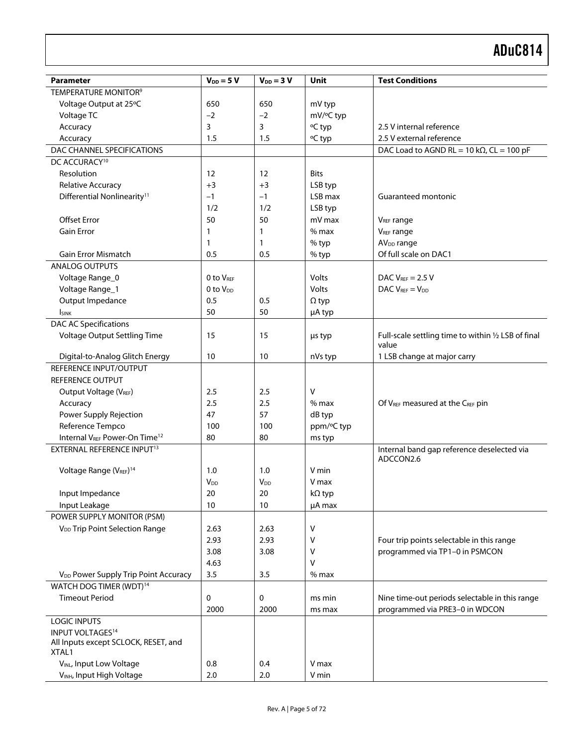| Parameter | $V_{DD}$ = 5 V | $V_{DD}$ = 3 V | Unit | Test Conditions |
|---|---|---|---|---|
| TEMPERATURE MONITOR[9] | | | | |
| Voltage Output at 25°C | 650 | 650 | mV typ | |
| Voltage TC | −2 | −2 | mV/°C typ | |
| Accuracy | 3 | 3 | °C typ | 2.5 V internal reference |
| Accuracy | 1.5 | 1.5 | °C typ | 2.5 V external reference |
| DAC CHANNEL SPECIFICATIONS | | | | DAC Load to AGND RL = 10 kΩ, CL = 100 pF |
| DC ACCURACY[10] | | | | |
| Resolution | 12 | 12 | Bits | |
| Relative Accuracy | +3 | +3 | LSB typ | |
| Differential Nonlinearity[11] | −1 | −1 | LSB max | Guaranteed montonic |
| | 1/2 | 1/2 | LSB typ | |
| Offset Error | 50 | 50 | mV max | $V_{REF}$ range |
| Gain Error | 1 | 1 | % max | $V_{REF}$ range |
| | 1 | 1 | % typ | $AV_{DD}$ range |
| Gain Error Mismatch | 0.5 | 0.5 | % typ | Of full scale on DAC1 |
| ANALOG OUTPUTS | | | | |
| Voltage Range_0 | 0 to $V_{REF}$ | | Volts | DAC $V_{REF}$ = 2.5 V |
| Voltage Range_1 | 0 to $V_{DD}$ | | Volts | DAC $V_{REF}$ = $V_{DD}$ |
| Output Impedance | 0.5 | 0.5 | Ω typ | |
| $I_{SINK}$ | 50 | 50 | μA typ | |
| DAC AC Specifications | | | | |
| Voltage Output Settling Time | 15 | 15 | μs typ | Full-scale settling time to within ½ LSB of final value |
| Digital-to-Analog Glitch Energy | 10 | 10 | nVs typ | 1 LSB change at major carry |
| REFERENCE INPUT/OUTPUT | | | | |
| REFERENCE OUTPUT | | | | |
| Output Voltage ($V_{REF}$) | 2.5 | 2.5 | V | |
| Accuracy | 2.5 | 2.5 | % max | Of $V_{REF}$ measured at the $C_{REF}$ pin |
| Power Supply Rejection | 47 | 57 | dB typ | |
| Reference Tempco | 100 | 100 | ppm/°C typ | |
| Internal $V_{REF}$ Power-On Time[12] | 80 | 80 | ms typ | |
| EXTERNAL REFERENCE INPUT[13] | | | | Internal band gap reference deselected via ADCCON2.6 |
| Voltage Range ($V_{REF}$)[14] | 1.0 | 1.0 | V min | |
| | $V_{DD}$ | $V_{DD}$ | V max | |
| Input Impedance | 20 | 20 | kΩ typ | |
| Input Leakage | 10 | 10 | μA max | |
| POWER SUPPLY MONITOR (PSM) | | | | |
| $V_{DD}$ Trip Point Selection Range | 2.63 | 2.63 | V | |
| | 2.93 | 2.93 | V | Four trip points selectable in this range |
| | 3.08 | 3.08 | V | programmed via TP1–0 in PSMCON |
| | 4.63 | | V | |
| $V_{DD}$ Power Supply Trip Point Accuracy | 3.5 | 3.5 | % max | |
| WATCH DOG TIMER (WDT)[14] | | | | |
| Timeout Period | 0 | 0 | ms min | Nine time-out periods selectable in this range |
| | 2000 | 2000 | ms max | programmed via PRE3–0 in WDCON |
| LOGIC INPUTS | | | | |
| INPUT VOLTAGES[14] | | | | |
| All Inputs except SCLOCK, RESET, and XTAL1 | | | | |
| $V_{INL}$, Input Low Voltage | 0.8 | 0.4 | V max | |
| $V_{INH}$, Input High Voltage | 2.0 | 2.0 | V min | |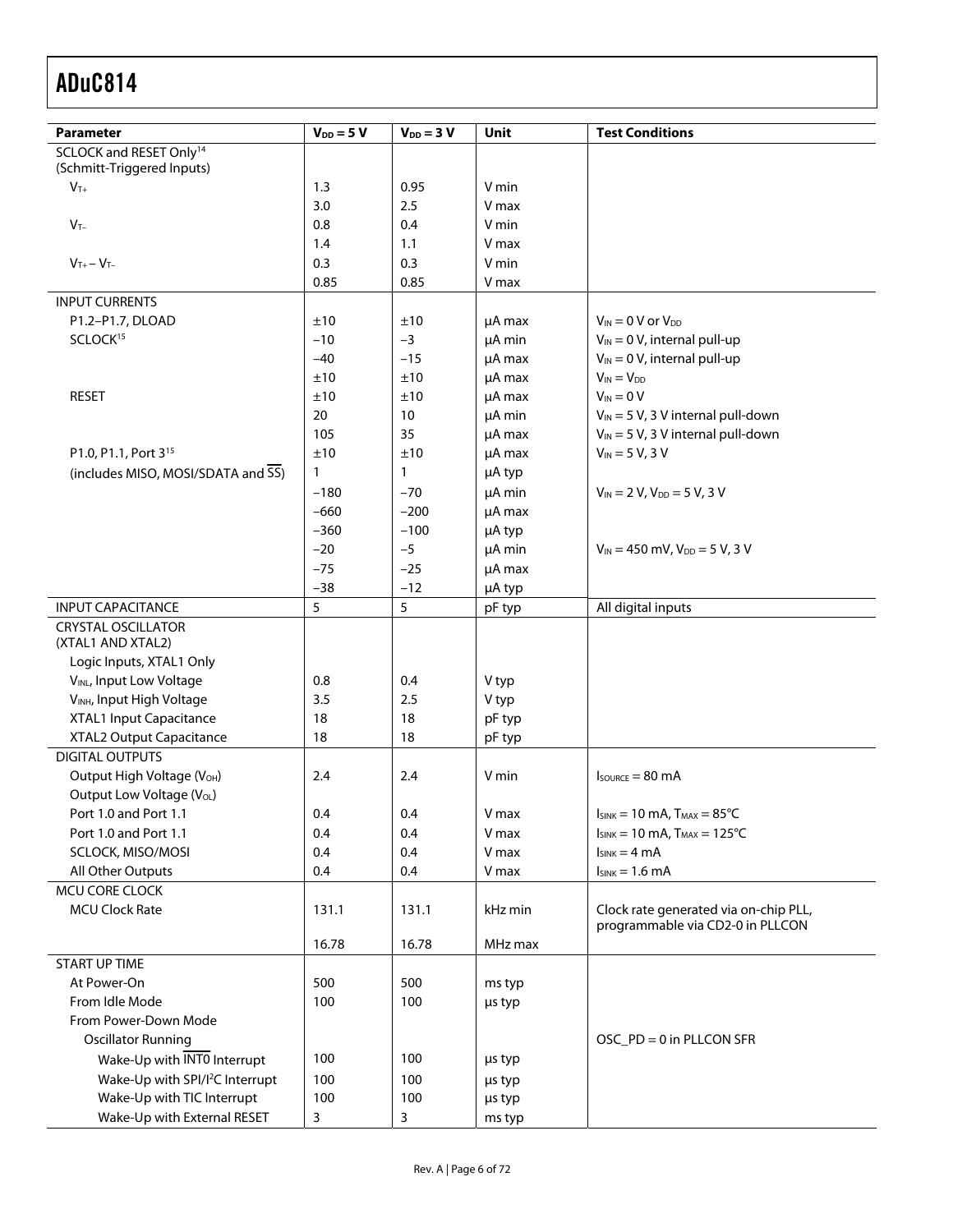| Parameter | $V_{DD}$ = 5 V | $V_{DD}$ = 3 V | Unit | Test Conditions |
|---|---|---|---|---|
| SCLOCK and RESET Only[14] (Schmitt-Triggered Inputs) | | | | |
| $V_{T+}$ | 1.3 | 0.95 | V min | |
| | 3.0 | 2.5 | V max | |
| $V_{T-}$ | 0.8 | 0.4 | V min | |
| | 1.4 | 1.1 | V max | |
| $V_{T+} - V_{T-}$ | 0.3 | 0.3 | V min | |
| | 0.85 | 0.85 | V max | |
| INPUT CURRENTS | | | | |
| P1.2–P1.7, DLOAD | ±10 | ±10 | μA max | $V_{IN}$ = 0 V or $V_{DD}$ |
| SCLOCK[15] | −10 | −3 | μA min | $V_{IN}$ = 0 V, internal pull-up |
| | −40 | −15 | μA max | $V_{IN}$ = 0 V, internal pull-up |
| | ±10 | ±10 | μA max | $V_{IN}$ = $V_{DD}$ |
| RESET | ±10 | ±10 | μA max | $V_{IN}$ = 0 V |
| | 20 | 10 | μA min | $V_{IN}$ = 5 V, 3 V internal pull-down |
| | 105 | 35 | μA max | $V_{IN}$ = 5 V, 3 V internal pull-down |
| P1.0, P1.1, Port 3[15] | ±10 | ±10 | μA max | $V_{IN}$ = 5 V, 3 V |
| (includes MISO, MOSI/SDATA and $\overline{SS}$) | 1 | 1 | μA typ | |
| | −180 | −70 | μA min | $V_{IN}$ = 2 V, $V_{DD}$ = 5 V, 3 V |
| | −660 | −200 | μA max | |
| | −360 | −100 | μA typ | |
| | −20 | −5 | μA min | $V_{IN}$ = 450 mV, $V_{DD}$ = 5 V, 3 V |
| | −75 | −25 | μA max | |
| | −38 | −12 | μA typ | |
| INPUT CAPACITANCE | 5 | 5 | pF typ | All digital inputs |
| CRYSTAL OSCILLATOR (XTAL1 AND XTAL2) | | | | |
| Logic Inputs, XTAL1 Only | | | | |
| $V_{INL}$, Input Low Voltage | 0.8 | 0.4 | V typ | |
| $V_{INH}$, Input High Voltage | 3.5 | 2.5 | V typ | |
| XTAL1 Input Capacitance | 18 | 18 | pF typ | |
| XTAL2 Output Capacitance | 18 | 18 | pF typ | |
| DIGITAL OUTPUTS | | | | |
| Output High Voltage ($V_{OH}$) | 2.4 | 2.4 | V min | $I_{SOURCE}$ = 80 mA |
| Output Low Voltage ($V_{OL}$) | | | | |
| Port 1.0 and Port 1.1 | 0.4 | 0.4 | V max | $I_{SINK}$ = 10 mA, $T_{MAX}$ = 85°C |
| Port 1.0 and Port 1.1 | 0.4 | 0.4 | V max | $I_{SINK}$ = 10 mA, $T_{MAX}$ = 125°C |
| SCLOCK, MISO/MOSI | 0.4 | 0.4 | V max | $I_{SINK}$ = 4 mA |
| All Other Outputs | 0.4 | 0.4 | V max | $I_{SINK}$ = 1.6 mA |
| MCU CORE CLOCK | | | | |
| MCU Clock Rate | 131.1 | 131.1 | kHz min | Clock rate generated via on-chip PLL, programmable via CD2-0 in PLLCON |
| | 16.78 | 16.78 | MHz max | |
| START UP TIME | | | | |
| At Power-On | 500 | 500 | ms typ | |
| From Idle Mode | 100 | 100 | μs typ | |
| From Power-Down Mode | | | | |
| Oscillator Running | | | | OSC_PD = 0 in PLLCON SFR |
| Wake-Up with $\overline{INT0}$ Interrupt | 100 | 100 | μs typ | |
| Wake-Up with SPI/I²C Interrupt | 100 | 100 | μs typ | |
| Wake-Up with TIC Interrupt | 100 | 100 | μs typ | |
| Wake-Up with External RESET | 3 | 3 | ms typ | |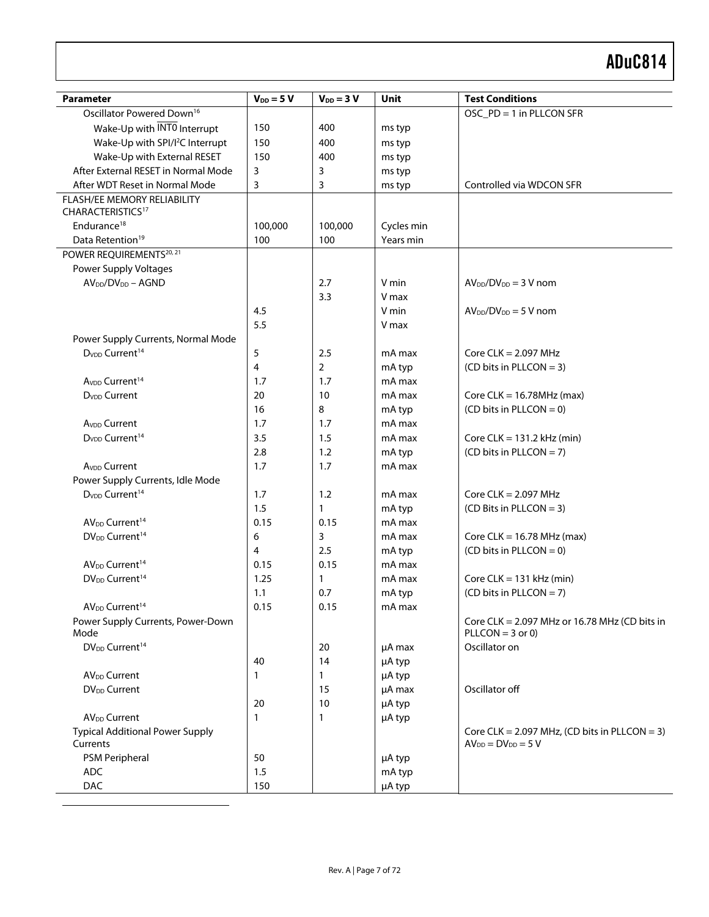| Parameter | $V_{DD}$ = 5 V | $V_{DD}$ = 3 V | Unit | Test Conditions |
|---|---|---|---|---|
| Oscillator Powered Down[16] | | | | OSC_PD = 1 in PLLCON SFR |
| Wake-Up with $\overline{INT0}$ Interrupt | 150 | 400 | ms typ | |
| Wake-Up with SPI/I²C Interrupt | 150 | 400 | ms typ | |
| Wake-Up with External RESET | 150 | 400 | ms typ | |
| After External RESET in Normal Mode | 3 | 3 | ms typ | |
| After WDT Reset in Normal Mode | 3 | 3 | ms typ | Controlled via WDCON SFR |
| FLASH/EE MEMORY RELIABILITY CHARACTERISTICS[17] | | | | |
| Endurance[18] | 100,000 | 100,000 | Cycles min | |
| Data Retention[19] | 100 | 100 | Years min | |
| POWER REQUIREMENTS[20, 21] | | | | |
| Power Supply Voltages | | | | |
| $AV_{DD}/DV_{DD}$ – AGND | | 2.7 | V min | $AV_{DD}/DV_{DD}$ = 3 V nom |
| | | 3.3 | V max | |
| | 4.5 | | V min | $AV_{DD}/DV_{DD}$ = 5 V nom |
| | 5.5 | | V max | |
| Power Supply Currents, Normal Mode | | | | |
| $D_{VDD}$ Current[14] | 5 | 2.5 | mA max | Core CLK = 2.097 MHz |
| | 4 | 2 | mA typ | (CD bits in PLLCON = 3) |
| $A_{VDD}$ Current[14] | 1.7 | 1.7 | mA max | |
| $D_{VDD}$ Current | 20 | 10 | mA max | Core CLK = 16.78MHz (max) |
| | 16 | 8 | mA typ | (CD bits in PLLCON = 0) |
| $A_{VDD}$ Current | 1.7 | 1.7 | mA max | |
| $D_{VDD}$ Current[14] | 3.5 | 1.5 | mA max | Core CLK = 131.2 kHz (min) |
| | 2.8 | 1.2 | mA typ | (CD bits in PLLCON = 7) |
| $A_{VDD}$ Current | 1.7 | 1.7 | mA max | |
| Power Supply Currents, Idle Mode | | | | |
| $D_{VDD}$ Current[14] | 1.7 | 1.2 | mA max | Core CLK = 2.097 MHz |
| | 1.5 | 1 | mA typ | (CD Bits in PLLCON = 3) |
| $AV_{DD}$ Current[14] | 0.15 | 0.15 | mA max | |
| $DV_{DD}$ Current[14] | 6 | 3 | mA max | Core CLK = 16.78 MHz (max) |
| | 4 | 2.5 | mA typ | (CD bits in PLLCON = 0) |
| $AV_{DD}$ Current[14] | 0.15 | 0.15 | mA max | |
| $DV_{DD}$ Current[14] | 1.25 | 1 | mA max | Core CLK = 131 kHz (min) |
| | 1.1 | 0.7 | mA typ | (CD bits in PLLCON = 7) |
| $AV_{DD}$ Current[14] | 0.15 | 0.15 | mA max | |
| Power Supply Currents, Power-Down Mode | | | | Core CLK = 2.097 MHz or 16.78 MHz (CD bits in PLLCON = 3 or 0) |
| $DV_{DD}$ Current[14] | | 20 | µA max | Oscillator on |
| | 40 | 14 | µA typ | |
| $AV_{DD}$ Current | 1 | 1 | µA typ | |
| $DV_{DD}$ Current | | 15 | µA max | Oscillator off |
| | 20 | 10 | µA typ | |
| $AV_{DD}$ Current | 1 | 1 | µA typ | |
| Typical Additional Power Supply Currents | | | | Core CLK = 2.097 MHz, (CD bits in PLLCON = 3) $AV_{DD} = DV_{DD}$ = 5 V |
| PSM Peripheral | 50 | | µA typ | |
| ADC | 1.5 | | mA typ | |
| DAC | 150 | | µA typ | |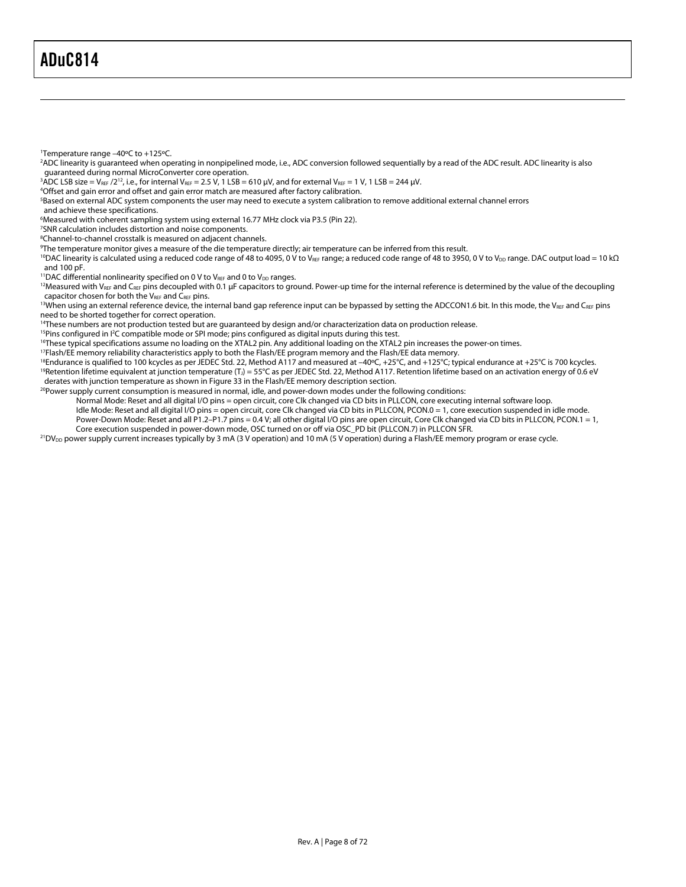[1]Temperature range –40ºC to +125ºC.

[2]ADC linearity is guaranteed when operating in nonpipelined mode, i.e., ADC conversion followed sequentially by a read of the ADC result. ADC linearity is also guaranteed during normal MicroConverter core operation.

[3]ADC LSB size = $V_{REF}/2^{12}$, i.e., for internal $V_{REF}$ = 2.5 V, 1 LSB = 610 µV, and for external $V_{REF}$ = 1 V, 1 LSB = 244 µV.

[4]Offset and gain error and offset and gain error match are measured after factory calibration.

[5]Based on external ADC system components the user may need to execute a system calibration to remove additional external channel errors and achieve these specifications.

[6]Measured with coherent sampling system using external 16.77 MHz clock via P3.5 (Pin 22).

[7]SNR calculation includes distortion and noise components.

[8]Channel-to-channel crosstalk is measured on adjacent channels.

[9]The temperature monitor gives a measure of the die temperature directly; air temperature can be inferred from this result.

[10]DAC linearity is calculated using a reduced code range of 48 to 4095, 0 V to $V_{REF}$ range; a reduced code range of 48 to 3950, 0 V to $V_{DD}$ range. DAC output load = 10 kΩ and 100 pF.

[11]DAC differential nonlinearity specified on 0 V to $V_{REF}$ and 0 to $V_{DD}$ ranges.

[12]Measured with $V_{REF}$ and $C_{REF}$ pins decoupled with 0.1 µF capacitors to ground. Power-up time for the internal reference is determined by the value of the decoupling capacitor chosen for both the $V_{REF}$ and $C_{REF}$ pins.

[13]When using an external reference device, the internal band gap reference input can be bypassed by setting the ADCCON1.6 bit. In this mode, the $V_{REF}$ and $C_{REF}$ pins need to be shorted together for correct operation.

[14]These numbers are not production tested but are guaranteed by design and/or characterization data on production release.

[15]Pins configured in I²C compatible mode or SPI mode; pins configured as digital inputs during this test.

[16]These typical specifications assume no loading on the XTAL2 pin. Any additional loading on the XTAL2 pin increases the power-on times.

[17]Flash/EE memory reliability characteristics apply to both the Flash/EE program memory and the Flash/EE data memory.

[18]Endurance is qualified to 100 kcycles as per JEDEC Std. 22, Method A117 and measured at –40ºC, +25°C, and +125°C; typical endurance at +25°C is 700 kcycles.

[19]Retention lifetime equivalent at junction temperature ($T_J$) = 55°C as per JEDEC Std. 22, Method A117. Retention lifetime based on an activation energy of 0.6 eV derates with junction temperature as shown in Figure 33 in the Flash/EE memory description section.

[20]Power supply current consumption is measured in normal, idle, and power-down modes under the following conditions:

Normal Mode: Reset and all digital I/O pins = open circuit, core Clk changed via CD bits in PLLCON, core executing internal software loop.

Idle Mode: Reset and all digital I/O pins = open circuit, core Clk changed via CD bits in PLLCON, PCON.0 = 1, core execution suspended in idle mode.

Power-Down Mode: Reset and all P1.2–P1.7 pins = 0.4 V; all other digital I/O pins are open circuit, Core Clk changed via CD bits in PLLCON, PCON.1 = 1, Core execution suspended in power-down mode, OSC turned on or off via OSC_PD bit (PLLCON.7) in PLLCON SFR.

[21]$DV_{DD}$ power supply current increases typically by 3 mA (3 V operation) and 10 mA (5 V operation) during a Flash/EE memory program or erase cycle.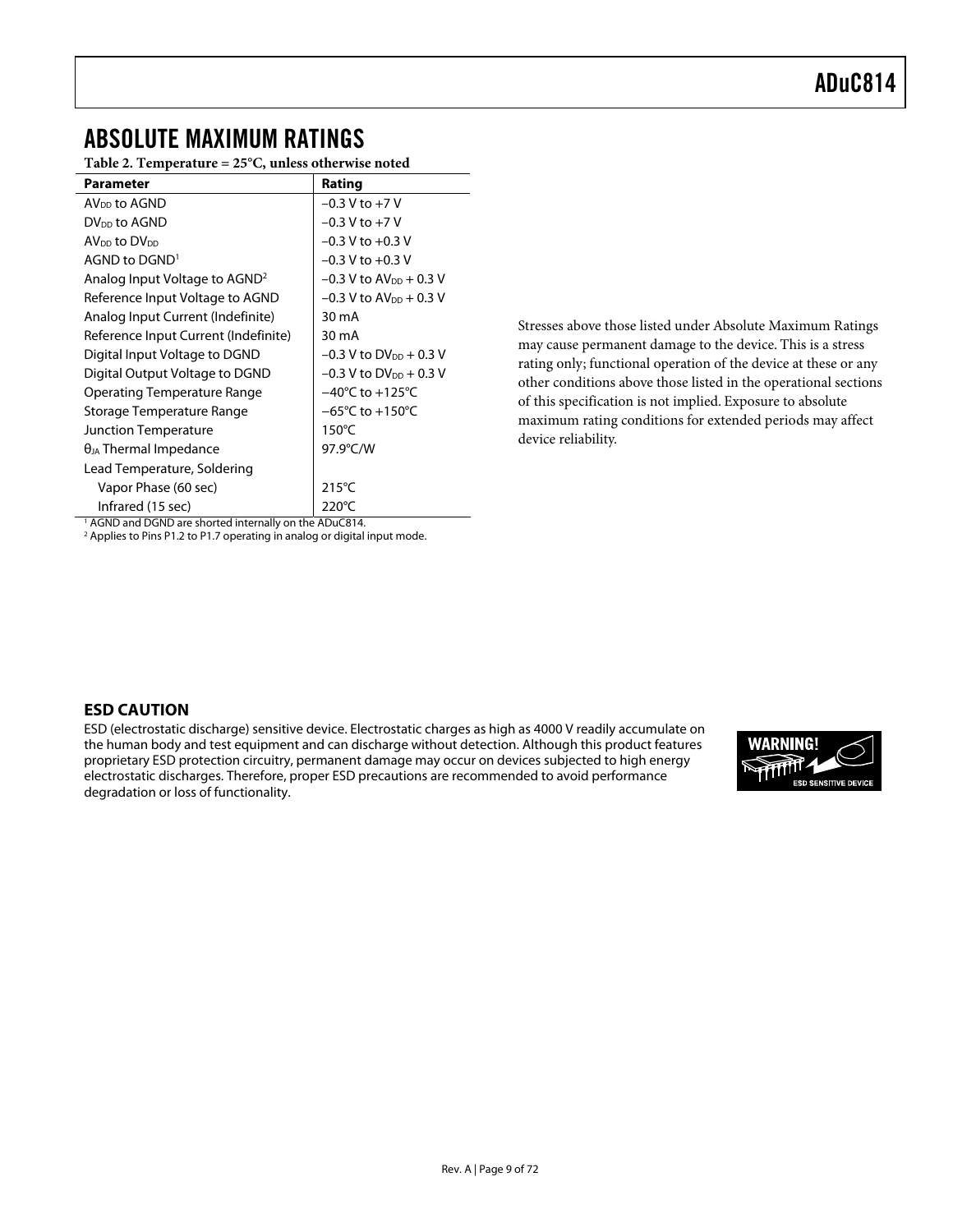# ABSOLUTE MAXIMUM RATINGS

**Table 2. Temperature = 25°C, unless otherwise noted**

| Parameter | Rating |
|---|---|
| $AV_{DD}$ to AGND | −0.3 V to +7 V |
| $DV_{DD}$ to AGND | −0.3 V to +7 V |
| $AV_{DD}$ to $DV_{DD}$ | −0.3 V to +0.3 V |
| AGND to DGND[1] | −0.3 V to +0.3 V |
| Analog Input Voltage to AGND[2] | −0.3 V to $AV_{DD}$ + 0.3 V |
| Reference Input Voltage to AGND | −0.3 V to $AV_{DD}$ + 0.3 V |
| Analog Input Current (Indefinite) | 30 mA |
| Reference Input Current (Indefinite) | 30 mA |
| Digital Input Voltage to DGND | −0.3 V to $DV_{DD}$ + 0.3 V |
| Digital Output Voltage to DGND | −0.3 V to $DV_{DD}$ + 0.3 V |
| Operating Temperature Range | −40°C to +125°C |
| Storage Temperature Range | −65°C to +150°C |
| Junction Temperature | 150°C |
| $\theta_{JA}$ Thermal Impedance | 97.9°C/W |
| Lead Temperature, Soldering | |
| Vapor Phase (60 sec) | 215°C |
| Infrared (15 sec) | 220°C |

[1] AGND and DGND are shorted internally on the ADuC814.
[2] Applies to Pins P1.2 to P1.7 operating in analog or digital input mode.

Stresses above those listed under Absolute Maximum Ratings may cause permanent damage to the device. This is a stress rating only; functional operation of the device at these or any other conditions above those listed in the operational sections of this specification is not implied. Exposure to absolute maximum rating conditions for extended periods may affect device reliability.

## ESD CAUTION

ESD (electrostatic discharge) sensitive device. Electrostatic charges as high as 4000 V readily accumulate on the human body and test equipment and can discharge without detection. Although this product features proprietary ESD protection circuitry, permanent damage may occur on devices subjected to high energy electrostatic discharges. Therefore, proper ESD precautions are recommended to avoid performance degradation or loss of functionality.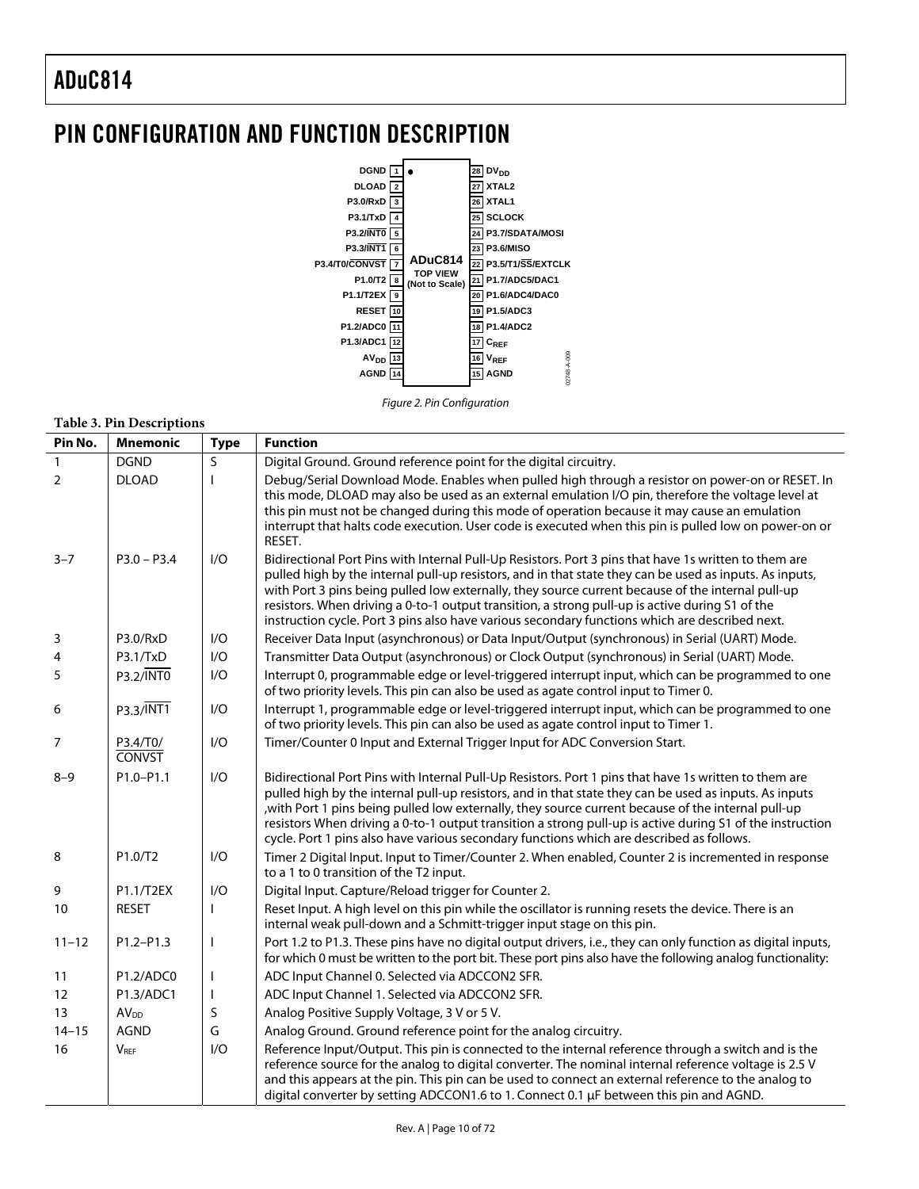# PIN CONFIGURATION AND FUNCTION DESCRIPTION

*Figure 2. Pin Configuration*

**Table 3. Pin Descriptions**

| Pin No. | Mnemonic | Type | Function |
|---|---|---|---|
| 1 | DGND | S | Digital Ground. Ground reference point for the digital circuitry. |
| 2 | DLOAD | I | Debug/Serial Download Mode. Enables when pulled high through a resistor on power-on or RESET. In this mode, DLOAD may also be used as an external emulation I/O pin, therefore the voltage level at this pin must not be changed during this mode of operation because it may cause an emulation interrupt that halts code execution. User code is executed when this pin is pulled low on power-on or RESET. |
| 3–7 | P3.0 – P3.4 | I/O | Bidirectional Port Pins with Internal Pull-Up Resistors. Port 3 pins that have 1s written to them are pulled high by the internal pull-up resistors, and in that state they can be used as inputs. As inputs, with Port 3 pins being pulled low externally, they source current because of the internal pull-up resistors. When driving a 0-to-1 output transition, a strong pull-up is active during S1 of the instruction cycle. Port 3 pins also have various secondary functions which are described next. |
| 3 | P3.0/RxD | I/O | Receiver Data Input (asynchronous) or Data Input/Output (synchronous) in Serial (UART) Mode. |
| 4 | P3.1/TxD | I/O | Transmitter Data Output (asynchronous) or Clock Output (synchronous) in Serial (UART) Mode. |
| 5 | P3.2/$\overline{\text{INT0}}$ | I/O | Interrupt 0, programmable edge or level-triggered interrupt input, which can be programmed to one of two priority levels. This pin can also be used as agate control input to Timer 0. |
| 6 | P3.3/$\overline{\text{INT1}}$ | I/O | Interrupt 1, programmable edge or level-triggered interrupt input, which can be programmed to one of two priority levels. This pin can also be used as agate control input to Timer 1. |
| 7 | P3.4/T0/$\overline{\text{CONVST}}$ | I/O | Timer/Counter 0 Input and External Trigger Input for ADC Conversion Start. |
| 8–9 | P1.0–P1.1 | I/O | Bidirectional Port Pins with Internal Pull-Up Resistors. Port 1 pins that have 1s written to them are pulled high by the internal pull-up resistors, and in that state they can be used as inputs. As inputs ,with Port 1 pins being pulled low externally, they source current because of the internal pull-up resistors When driving a 0-to-1 output transition a strong pull-up is active during S1 of the instruction cycle. Port 1 pins also have various secondary functions which are described as follows. |
| 8 | P1.0/T2 | I/O | Timer 2 Digital Input. Input to Timer/Counter 2. When enabled, Counter 2 is incremented in response to a 1 to 0 transition of the T2 input. |
| 9 | P1.1/T2EX | I/O | Digital Input. Capture/Reload trigger for Counter 2. |
| 10 | RESET | I | Reset Input. A high level on this pin while the oscillator is running resets the device. There is an internal weak pull-down and a Schmitt-trigger input stage on this pin. |
| 11–12 | P1.2–P1.3 | I | Port 1.2 to P1.3. These pins have no digital output drivers, i.e., they can only function as digital inputs, for which 0 must be written to the port bit. These port pins also have the following analog functionality: |
| 11 | P1.2/ADC0 | I | ADC Input Channel 0. Selected via ADCCON2 SFR. |
| 12 | P1.3/ADC1 | I | ADC Input Channel 1. Selected via ADCCON2 SFR. |
| 13 | $AV_{DD}$ | S | Analog Positive Supply Voltage, 3 V or 5 V. |
| 14–15 | AGND | G | Analog Ground. Ground reference point for the analog circuitry. |
| 16 | $V_{REF}$ | I/O | Reference Input/Output. This pin is connected to the internal reference through a switch and is the reference source for the analog to digital converter. The nominal internal reference voltage is 2.5 V and this appears at the pin. This pin can be used to connect an external reference to the analog to digital converter by setting ADCCON1.6 to 1. Connect 0.1 µF between this pin and AGND. |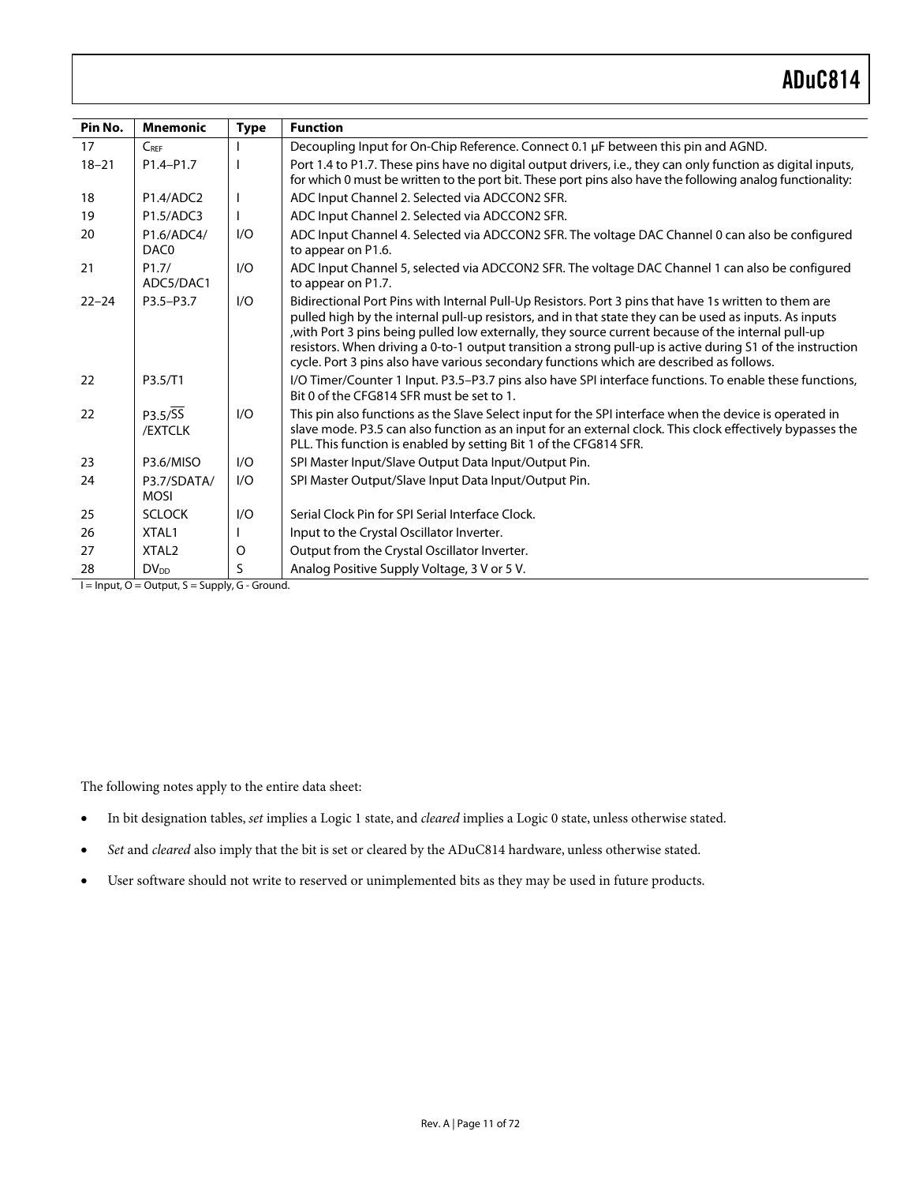| Pin No. | Mnemonic | Type | Function |
| --- | --- | --- | --- |
| 17 | $C_{REF}$ | I | Decoupling Input for On-Chip Reference. Connect 0.1 μF between this pin and AGND. |
| 18–21 | P1.4–P1.7 | I | Port 1.4 to P1.7. These pins have no digital output drivers, i.e., they can only function as digital inputs, for which 0 must be written to the port bit. These port pins also have the following analog functionality: |
| 18 | P1.4/ADC2 | I | ADC Input Channel 2. Selected via ADCCON2 SFR. |
| 19 | P1.5/ADC3 | I | ADC Input Channel 2. Selected via ADCCON2 SFR. |
| 20 | P1.6/ADC4/ DAC0 | I/O | ADC Input Channel 4. Selected via ADCCON2 SFR. The voltage DAC Channel 0 can also be configured to appear on P1.6. |
| 21 | P1.7/ ADC5/DAC1 | I/O | ADC Input Channel 5, selected via ADCCON2 SFR. The voltage DAC Channel 1 can also be configured to appear on P1.7. |
| 22–24 | P3.5–P3.7 | I/O | Bidirectional Port Pins with Internal Pull-Up Resistors. Port 3 pins that have 1s written to them are pulled high by the internal pull-up resistors, and in that state they can be used as inputs. As inputs ,with Port 3 pins being pulled low externally, they source current because of the internal pull-up resistors. When driving a 0-to-1 output transition a strong pull-up is active during S1 of the instruction cycle. Port 3 pins also have various secondary functions which are described as follows. |
| 22 | P3.5/T1 | | I/O Timer/Counter 1 Input. P3.5–P3.7 pins also have SPI interface functions. To enable these functions, Bit 0 of the CFG814 SFR must be set to 1. |
| 22 | P3.5/$\overline{SS}$ /EXTCLK | I/O | This pin also functions as the Slave Select input for the SPI interface when the device is operated in slave mode. P3.5 can also function as an input for an external clock. This clock effectively bypasses the PLL. This function is enabled by setting Bit 1 of the CFG814 SFR. |
| 23 | P3.6/MISO | I/O | SPI Master Input/Slave Output Data Input/Output Pin. |
| 24 | P3.7/SDATA/ MOSI | I/O | SPI Master Output/Slave Input Data Input/Output Pin. |
| 25 | SCLOCK | I/O | Serial Clock Pin for SPI Serial Interface Clock. |
| 26 | XTAL1 | I | Input to the Crystal Oscillator Inverter. |
| 27 | XTAL2 | O | Output from the Crystal Oscillator Inverter. |
| 28 | $DV_{DD}$ | S | Analog Positive Supply Voltage, 3 V or 5 V. |

I = Input, O = Output, S = Supply, G - Ground.

The following notes apply to the entire data sheet:

- In bit designation tables, *set* implies a Logic 1 state, and *cleared* implies a Logic 0 state, unless otherwise stated.
- *Set* and *cleared* also imply that the bit is set or cleared by the ADuC814 hardware, unless otherwise stated.
- User software should not write to reserved or unimplemented bits as they may be used in future products.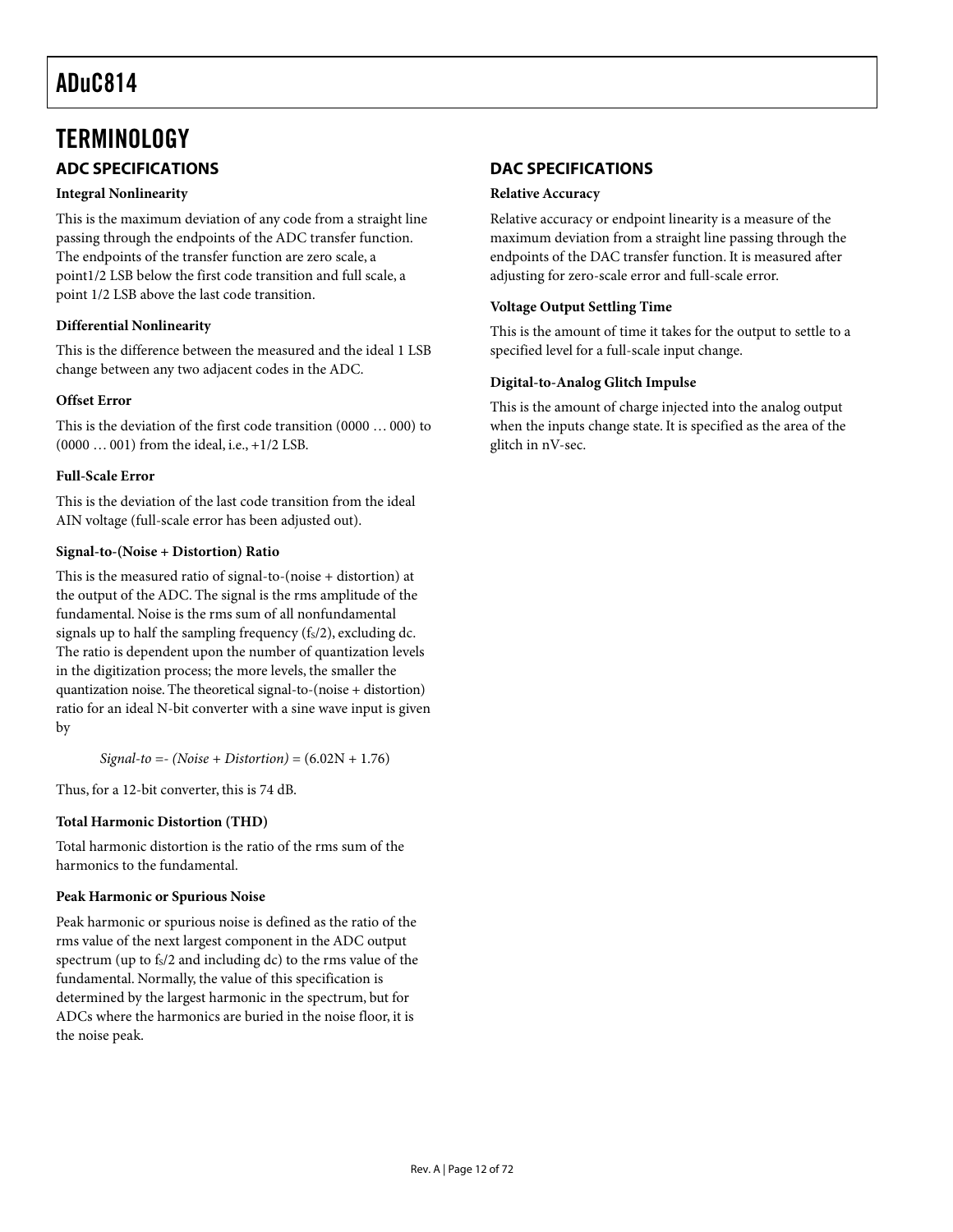# TERMINOLOGY

## ADC SPECIFICATIONS

**Integral Nonlinearity**

This is the maximum deviation of any code from a straight line passing through the endpoints of the ADC transfer function. The endpoints of the transfer function are zero scale, a point1/2 LSB below the first code transition and full scale, a point 1/2 LSB above the last code transition.

**Differential Nonlinearity**

This is the difference between the measured and the ideal 1 LSB change between any two adjacent codes in the ADC.

**Offset Error**

This is the deviation of the first code transition (0000 … 000) to (0000 … 001) from the ideal, i.e., +1/2 LSB.

**Full-Scale Error**

This is the deviation of the last code transition from the ideal AIN voltage (full-scale error has been adjusted out).

**Signal-to-(Noise + Distortion) Ratio**

This is the measured ratio of signal-to-(noise + distortion) at the output of the ADC. The signal is the rms amplitude of the fundamental. Noise is the rms sum of all nonfundamental signals up to half the sampling frequency ($f_S/2$), excluding dc. The ratio is dependent upon the number of quantization levels in the digitization process; the more levels, the smaller the quantization noise. The theoretical signal-to-(noise + distortion) ratio for an ideal N-bit converter with a sine wave input is given by

$$\textit{Signal-to =- (Noise + Distortion)} = (6.02N + 1.76)$$

Thus, for a 12-bit converter, this is 74 dB.

**Total Harmonic Distortion (THD)**

Total harmonic distortion is the ratio of the rms sum of the harmonics to the fundamental.

**Peak Harmonic or Spurious Noise**

Peak harmonic or spurious noise is defined as the ratio of the rms value of the next largest component in the ADC output spectrum (up to $f_S/2$ and including dc) to the rms value of the fundamental. Normally, the value of this specification is determined by the largest harmonic in the spectrum, but for ADCs where the harmonics are buried in the noise floor, it is the noise peak.

## DAC SPECIFICATIONS

**Relative Accuracy**

Relative accuracy or endpoint linearity is a measure of the maximum deviation from a straight line passing through the endpoints of the DAC transfer function. It is measured after adjusting for zero-scale error and full-scale error.

**Voltage Output Settling Time**

This is the amount of time it takes for the output to settle to a specified level for a full-scale input change.

**Digital-to-Analog Glitch Impulse**

This is the amount of charge injected into the analog output when the inputs change state. It is specified as the area of the glitch in nV-sec.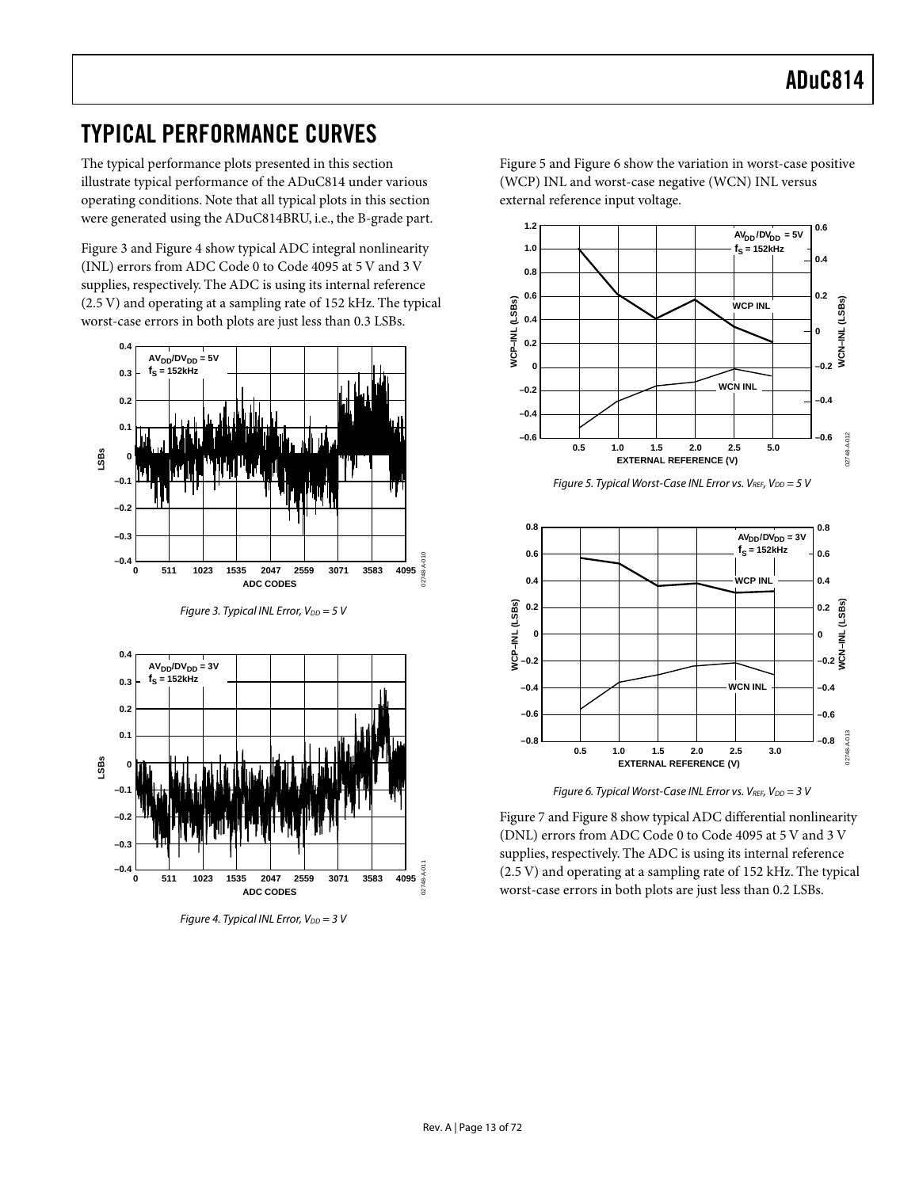# TYPICAL PERFORMANCE CURVES

The typical performance plots presented in this section illustrate typical performance of the ADuC814 under various operating conditions. Note that all typical plots in this section were generated using the ADuC814BRU, i.e., the B-grade part.

Figure 3 and Figure 4 show typical ADC integral nonlinearity (INL) errors from ADC Code 0 to Code 4095 at 5 V and 3 V supplies, respectively. The ADC is using its internal reference (2.5 V) and operating at a sampling rate of 152 kHz. The typical worst-case errors in both plots are just less than 0.3 LSBs.

*Figure 3. Typical INL Error, $V_{DD}$ = 5 V*

*Figure 4. Typical INL Error, $V_{DD}$ = 3 V*

Figure 5 and Figure 6 show the variation in worst-case positive (WCP) INL and worst-case negative (WCN) INL versus external reference input voltage.

*Figure 5. Typical Worst-Case INL Error vs. $V_{REF}$, $V_{DD}$ = 5 V*

*Figure 6. Typical Worst-Case INL Error vs. $V_{REF}$, $V_{DD}$ = 3 V*

Figure 7 and Figure 8 show typical ADC differential nonlinearity (DNL) errors from ADC Code 0 to Code 4095 at 5 V and 3 V supplies, respectively. The ADC is using its internal reference (2.5 V) and operating at a sampling rate of 152 kHz. The typical worst-case errors in both plots are just less than 0.2 LSBs.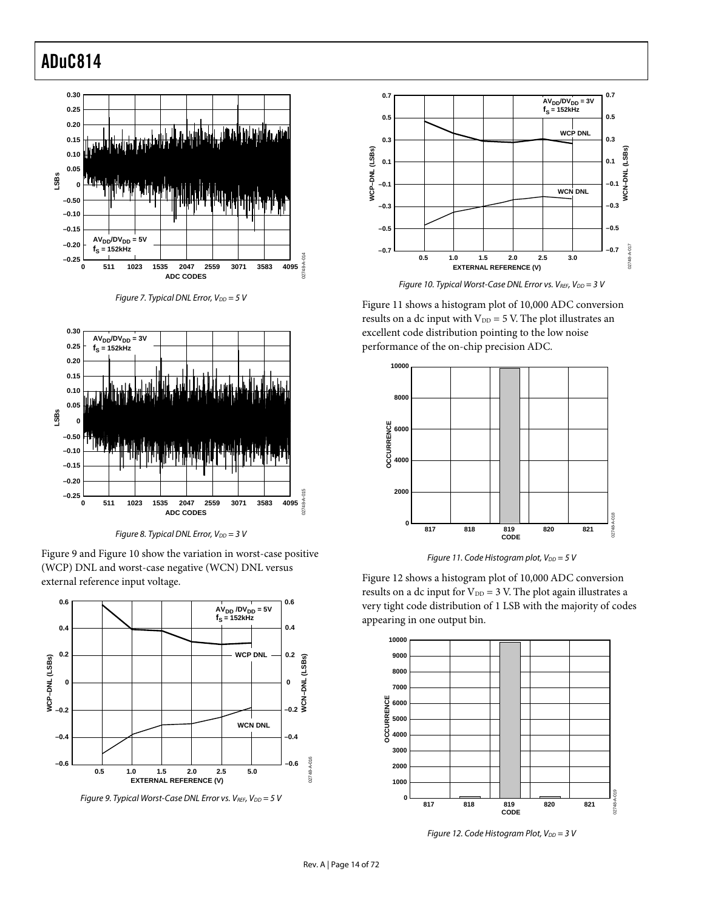*Figure 7. Typical DNL Error, $V_{DD}$ = 5 V*

*Figure 8. Typical DNL Error, $V_{DD}$ = 3 V*

Figure 9 and Figure 10 show the variation in worst-case positive (WCP) DNL and worst-case negative (WCN) DNL versus external reference input voltage.

*Figure 9. Typical Worst-Case DNL Error vs. $V_{REF}$, $V_{DD}$ = 5 V*

*Figure 10. Typical Worst-Case DNL Error vs. $V_{REF}$, $V_{DD}$ = 3 V*

Figure 11 shows a histogram plot of 10,000 ADC conversion results on a dc input with $V_{DD}$ = 5 V. The plot illustrates an excellent code distribution pointing to the low noise performance of the on-chip precision ADC.

*Figure 11. Code Histogram plot, $V_{DD}$ = 5 V*

Figure 12 shows a histogram plot of 10,000 ADC conversion results on a dc input for $V_{DD}$ = 3 V. The plot again illustrates a very tight code distribution of 1 LSB with the majority of codes appearing in one output bin.

*Figure 12. Code Histogram Plot, $V_{DD}$ = 3 V*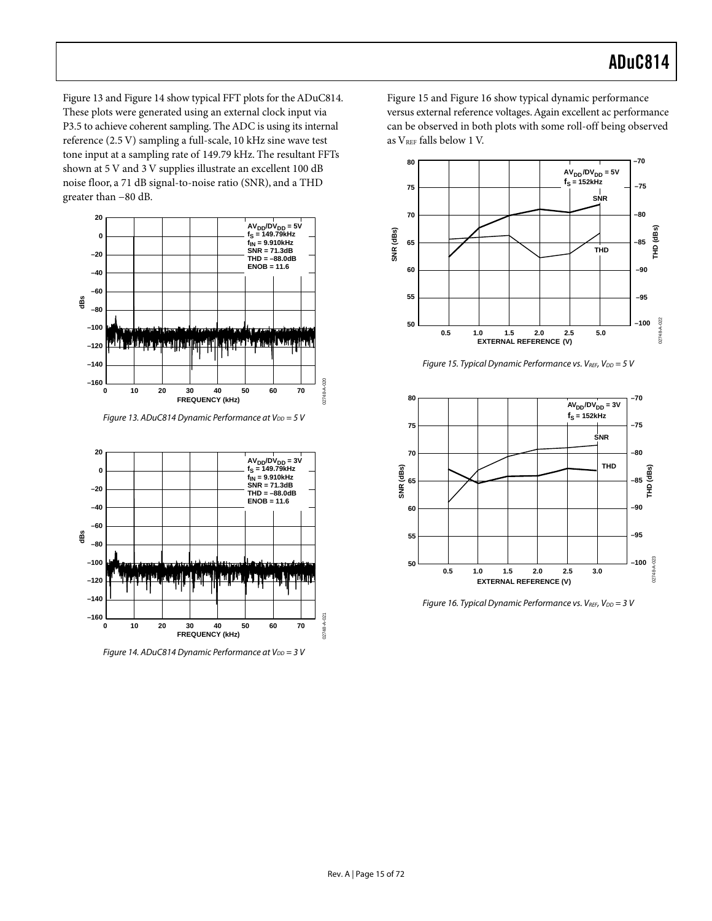Figure 13 and Figure 14 show typical FFT plots for the ADuC814. These plots were generated using an external clock input via P3.5 to achieve coherent sampling. The ADC is using its internal reference (2.5 V) sampling a full-scale, 10 kHz sine wave test tone input at a sampling rate of 149.79 kHz. The resultant FFTs shown at 5 V and 3 V supplies illustrate an excellent 100 dB noise floor, a 71 dB signal-to-noise ratio (SNR), and a THD greater than −80 dB.

Figure 13. ADuC814 Dynamic Performance at $V_{DD}$ = 5 V

Figure 14. ADuC814 Dynamic Performance at $V_{DD}$ = 3 V

Figure 15 and Figure 16 show typical dynamic performance versus external reference voltages. Again excellent ac performance can be observed in both plots with some roll-off being observed as $V_{REF}$ falls below 1 V.

Figure 15. Typical Dynamic Performance vs. $V_{REF}$, $V_{DD}$ = 5 V

Figure 16. Typical Dynamic Performance vs. $V_{REF}$, $V_{DD}$ = 3 V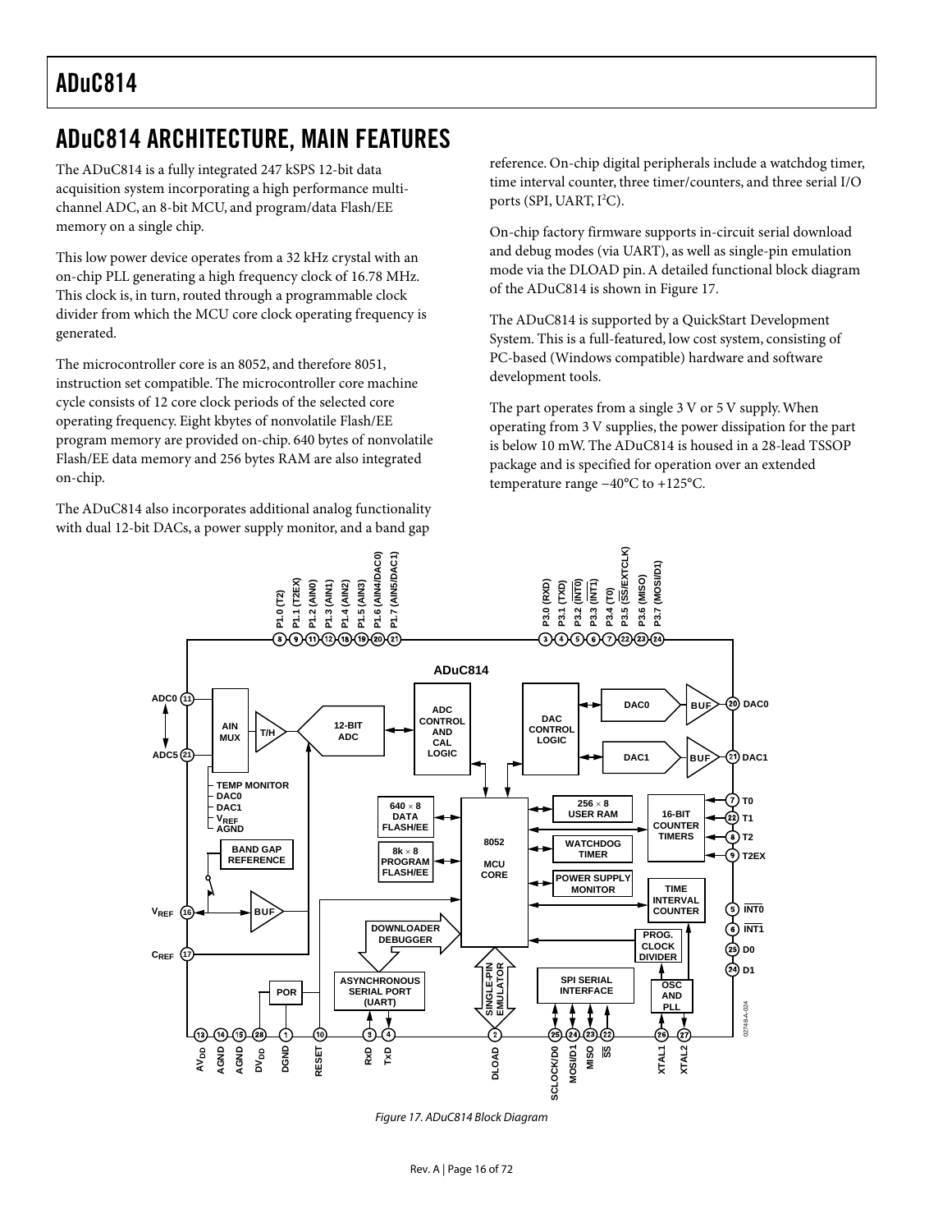# ADuC814 ARCHITECTURE, MAIN FEATURES

The ADuC814 is a fully integrated 247 kSPS 12-bit data acquisition system incorporating a high performance multi-channel ADC, an 8-bit MCU, and program/data Flash/EE memory on a single chip.

This low power device operates from a 32 kHz crystal with an on-chip PLL generating a high frequency clock of 16.78 MHz. This clock is, in turn, routed through a programmable clock divider from which the MCU core clock operating frequency is generated.

The microcontroller core is an 8052, and therefore 8051, instruction set compatible. The microcontroller core machine cycle consists of 12 core clock periods of the selected core operating frequency. Eight kbytes of nonvolatile Flash/EE program memory are provided on-chip. 640 bytes of nonvolatile Flash/EE data memory and 256 bytes RAM are also integrated on-chip.

The ADuC814 also incorporates additional analog functionality with dual 12-bit DACs, a power supply monitor, and a band gap reference. On-chip digital peripherals include a watchdog timer, time interval counter, three timer/counters, and three serial I/O ports (SPI, UART, I²C).

On-chip factory firmware supports in-circuit serial download and debug modes (via UART), as well as single-pin emulation mode via the DLOAD pin. A detailed functional block diagram of the ADuC814 is shown in Figure 17.

The ADuC814 is supported by a QuickStart Development System. This is a full-featured, low cost system, consisting of PC-based (Windows compatible) hardware and software development tools.

The part operates from a single 3 V or 5 V supply. When operating from 3 V supplies, the power dissipation for the part is below 10 mW. The ADuC814 is housed in a 28-lead TSSOP package and is specified for operation over an extended temperature range −40°C to +125°C.

Figure 17. ADuC814 Block Diagram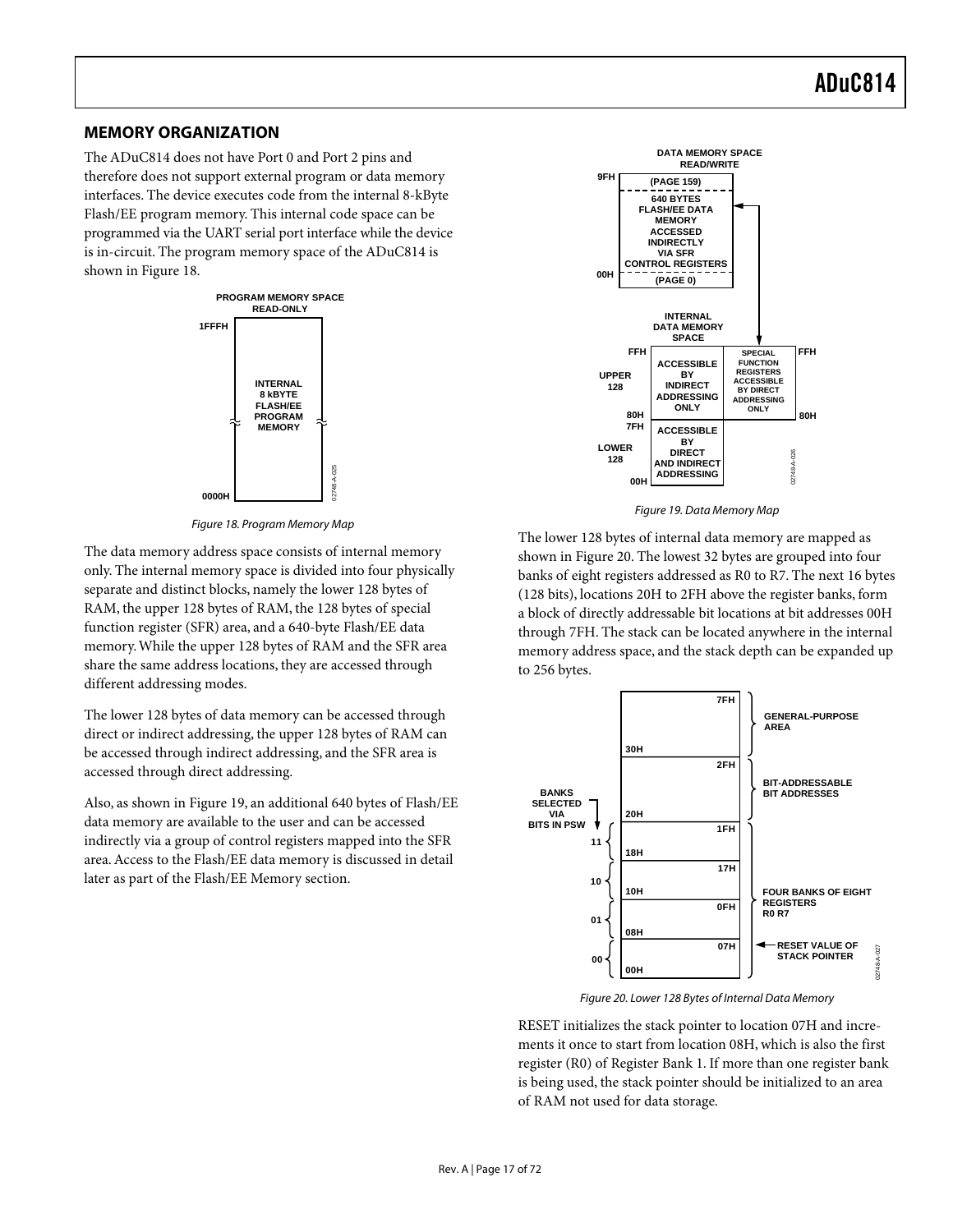## MEMORY ORGANIZATION

The ADuC814 does not have Port 0 and Port 2 pins and therefore does not support external program or data memory interfaces. The device executes code from the internal 8-kByte Flash/EE program memory. This internal code space can be programmed via the UART serial port interface while the device is in-circuit. The program memory space of the ADuC814 is shown in Figure 18.

Figure 18. Program Memory Map

The data memory address space consists of internal memory only. The internal memory space is divided into four physically separate and distinct blocks, namely the lower 128 bytes of RAM, the upper 128 bytes of RAM, the 128 bytes of special function register (SFR) area, and a 640-byte Flash/EE data memory. While the upper 128 bytes of RAM and the SFR area share the same address locations, they are accessed through different addressing modes.

The lower 128 bytes of data memory can be accessed through direct or indirect addressing, the upper 128 bytes of RAM can be accessed through indirect addressing, and the SFR area is accessed through direct addressing.

Also, as shown in Figure 19, an additional 640 bytes of Flash/EE data memory are available to the user and can be accessed indirectly via a group of control registers mapped into the SFR area. Access to the Flash/EE data memory is discussed in detail later as part of the Flash/EE Memory section.

Figure 19. Data Memory Map

The lower 128 bytes of internal data memory are mapped as shown in Figure 20. The lowest 32 bytes are grouped into four banks of eight registers addressed as R0 to R7. The next 16 bytes (128 bits), locations 20H to 2FH above the register banks, form a block of directly addressable bit locations at bit addresses 00H through 7FH. The stack can be located anywhere in the internal memory address space, and the stack depth can be expanded up to 256 bytes.

Figure 20. Lower 128 Bytes of Internal Data Memory

RESET initializes the stack pointer to location 07H and increments it once to start from location 08H, which is also the first register (R0) of Register Bank 1. If more than one register bank is being used, the stack pointer should be initialized to an area of RAM not used for data storage.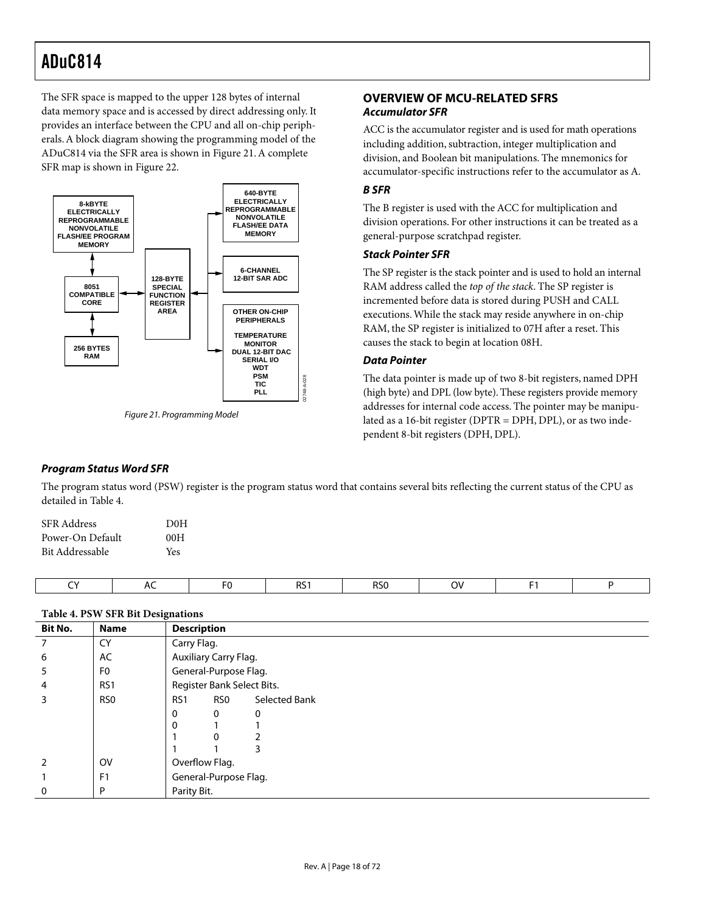The SFR space is mapped to the upper 128 bytes of internal data memory space and is accessed by direct addressing only. It provides an interface between the CPU and all on-chip peripherals. A block diagram showing the programming model of the ADuC814 via the SFR area is shown in Figure 21. A complete SFR map is shown in Figure 22.

Figure 21. Programming Model

## OVERVIEW OF MCU-RELATED SFRS

### *Accumulator SFR*

ACC is the accumulator register and is used for math operations including addition, subtraction, integer multiplication and division, and Boolean bit manipulations. The mnemonics for accumulator-specific instructions refer to the accumulator as A.

### *B SFR*

The B register is used with the ACC for multiplication and division operations. For other instructions it can be treated as a general-purpose scratchpad register.

### *Stack Pointer SFR*

The SP register is the stack pointer and is used to hold an internal RAM address called the *top of the stack*. The SP register is incremented before data is stored during PUSH and CALL executions. While the stack may reside anywhere in on-chip RAM, the SP register is initialized to 07H after a reset. This causes the stack to begin at location 08H.

### *Data Pointer*

The data pointer is made up of two 8-bit registers, named DPH (high byte) and DPL (low byte). These registers provide memory addresses for internal code access. The pointer may be manipulated as a 16-bit register (DPTR = DPH, DPL), or as two independent 8-bit registers (DPH, DPL).

### *Program Status Word SFR*

The program status word (PSW) register is the program status word that contains several bits reflecting the current status of the CPU as detailed in Table 4.

| | |
|---|---|
| SFR Address | D0H |
| Power-On Default | 00H |
| Bit Addressable | Yes |

| CY | AC | F0 | RS1 | RS0 | OV | F1 | P |
|---|---|---|---|---|---|---|---|

**Table 4. PSW SFR Bit Designations**

| Bit No. | Name | Description |
|---|---|---|
| 7 | CY | Carry Flag. |
| 6 | AC | Auxiliary Carry Flag. |
| 5 | F0 | General-Purpose Flag. |
| 4 | RS1 | Register Bank Select Bits. |
| 3 | RS0 | RS1 RS0 Selected Bank<br>0 0 0<br>0 1 1<br>1 0 2<br>1 1 3 |
| 2 | OV | Overflow Flag. |
| 1 | F1 | General-Purpose Flag. |
| 0 | P | Parity Bit. |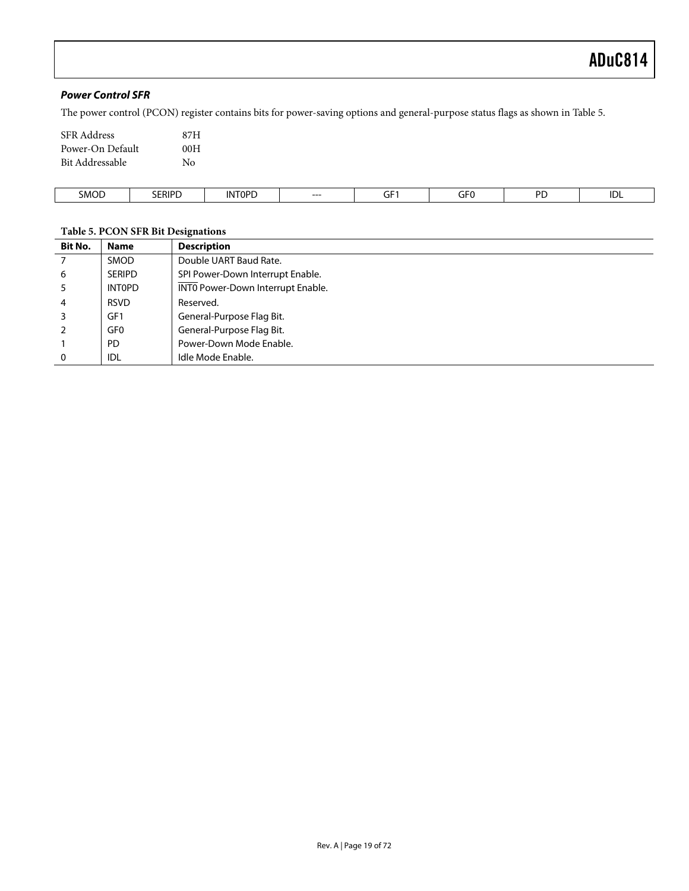### *Power Control SFR*

The power control (PCON) register contains bits for power-saving options and general-purpose status flags as shown in Table 5.

SFR Address 87H
Power-On Default 00H
Bit Addressable No

| SMOD | SERIPD | INT0PD | --- | GF1 | GF0 | PD | IDL |
|---|---|---|---|---|---|---|---|

**Table 5. PCON SFR Bit Designations**

| Bit No. | Name | Description |
|---|---|---|
| 7 | SMOD | Double UART Baud Rate. |
| 6 | SERIPD | SPI Power-Down Interrupt Enable. |
| 5 | INT0PD | $\overline{\text{INT0}}$ Power-Down Interrupt Enable. |
| 4 | RSVD | Reserved. |
| 3 | GF1 | General-Purpose Flag Bit. |
| 2 | GF0 | General-Purpose Flag Bit. |
| 1 | PD | Power-Down Mode Enable. |
| 0 | IDL | Idle Mode Enable. |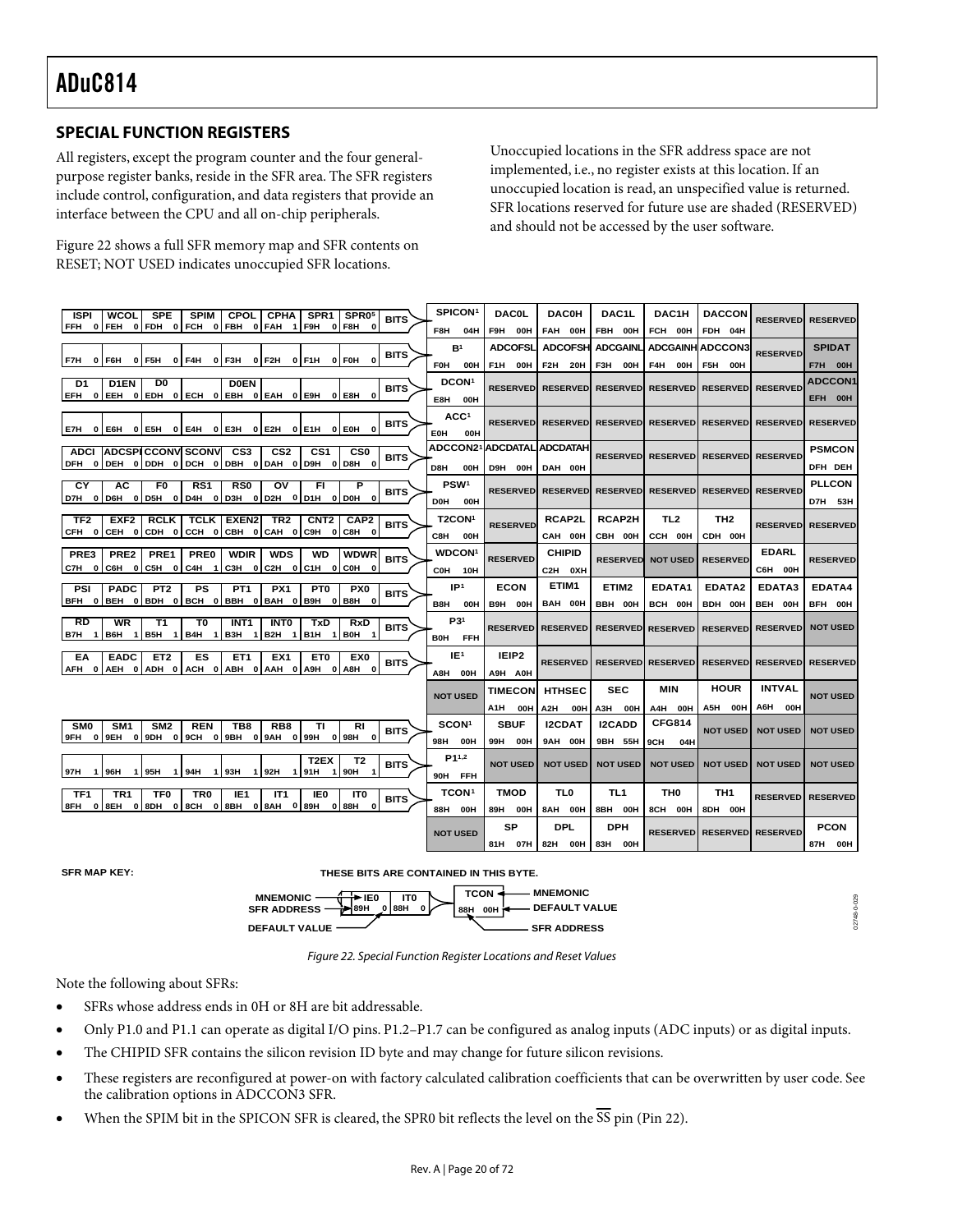## SPECIAL FUNCTION REGISTERS

All registers, except the program counter and the four general-purpose register banks, reside in the SFR area. The SFR registers include control, configuration, and data registers that provide an interface between the CPU and all on-chip peripherals.

Figure 22 shows a full SFR memory map and SFR contents on RESET; NOT USED indicates unoccupied SFR locations.

Unoccupied locations in the SFR address space are not implemented, i.e., no register exists at this location. If an unoccupied location is read, an unspecified value is returned. SFR locations reserved for future use are shaded (RESERVED) and should not be accessed by the user software.

| Bits (MNEMONIC, SFR ADDRESS, DEFAULT VALUE) | | | | | | | | | Byte registers | | | | | | | |
|---|---|---|---|---|---|---|---|---|---|---|---|---|---|---|---|---|
| ISPI FFH 0 | WCOL FEH 0 | SPE FDH 0 | SPIM FCH 0 | CPOL FBH 0 | CPHA FAH 1 | SPR1 F9H 0 | SPR0[5] F8H 0 | BITS | SPICON[1] F8H 04H | DAC0L F9H 00H | DAC0H FAH 00H | DAC1L FBH 00H | DAC1H FCH 00H | DACCON FDH 04H | RESERVED | RESERVED |
| F7H 0 | F6H 0 | F5H 0 | F4H 0 | F3H 0 | F2H 0 | F1H 0 | F0H 0 | BITS | B[1] F0H 00H | ADCOFSL F1H 00H | ADCOFSH F2H 20H | ADCGAINL F3H 00H | ADCGAINH F4H 00H | ADCCON3 F5H 00H | RESERVED | SPIDAT F7H 00H |
| D1 EFH 0 | D1EN EEH 0 | D0 EDH 0 | ECH 0 | D0EN EBH 0 | EAH 0 | E9H 0 | E8H 0 | BITS | DCON[1] E8H 00H | RESERVED | RESERVED | RESERVED | RESERVED | RESERVED | RESERVED | ADCCON1 EFH 00H |
| E7H 0 | E6H 0 | E5H 0 | E4H 0 | E3H 0 | E2H 0 | E1H 0 | E0H 0 | BITS | ACC[1] E0H 00H | RESERVED | RESERVED | RESERVED | RESERVED | RESERVED | RESERVED | RESERVED |
| ADCI DFH 0 | ADCSPI DEH 0 | CCONV DDH 0 | SCONV DCH 0 | CS3 DBH 0 | CS2 DAH 0 | CS1 D9H 0 | CS0 D8H 0 | BITS | ADCCON2[1] D8H 00H | ADCDATAL D9H 00H | ADCDATAH DAH 00H | RESERVED | RESERVED | RESERVED | RESERVED | PSMCON DFH DEH |
| CY D7H 0 | AC D6H 0 | F0 D5H 0 | RS1 D4H 0 | RS0 D3H 0 | OV D2H 0 | FI D1H 0 | P D0H 0 | BITS | PSW[1] D0H 00H | RESERVED | RESERVED | RESERVED | RESERVED | RESERVED | RESERVED | PLLCON D7H 53H |
| TF2 CFH 0 | EXF2 CEH 0 | RCLK CDH 0 | TCLK CCH 0 | EXEN2 CBH 0 | TR2 CAH 0 | CNT2 C9H 0 | CAP2 C8H 0 | BITS | T2CON[1] C8H 00H | RESERVED | RCAP2L CAH 00H | RCAP2H CBH 00H | TL2 CCH 00H | TH2 CDH 00H | RESERVED | RESERVED |
| PRE3 C7H 0 | PRE2 C6H 0 | PRE1 C5H 0 | PRE0 C4H 1 | WDIR C3H 0 | WDS C2H 0 | WD C1H 0 | WDWR C0H 0 | BITS | WDCON[1] C0H 10H | RESERVED | CHIPID C2H 0XH | RESERVED | NOT USED | RESERVED | EDARL C6H 00H | RESERVED |
| PSI BFH 0 | PADC BEH 0 | PT2 BDH 0 | PS BCH 0 | PT1 BBH 0 | PX1 BAH 0 | PT0 B9H 0 | PX0 B8H 0 | BITS | IP[1] B8H 00H | ECON B9H 00H | ETIM1 BAH 00H | ETIM2 BBH 00H | EDATA1 BCH 00H | EDATA2 BDH 00H | EDATA3 BEH 00H | EDATA4 BFH 00H |
| RD B7H 1 | WR B6H 1 | T1 B5H 1 | T0 B4H 1 | INT1 B3H 1 | INT0 B2H 1 | TxD B1H 1 | RxD B0H 1 | BITS | P3[1] B0H FFH | RESERVED | RESERVED | RESERVED | RESERVED | RESERVED | RESERVED | NOT USED |
| EA AFH 0 | EADC AEH 0 | ET2 ADH 0 | ES ACH 0 | ET1 ABH 0 | EX1 AAH 0 | ET0 A9H 0 | EX0 A8H 0 | BITS | IE[1] A8H 00H | IEIP2 A9H A0H | RESERVED | RESERVED | RESERVED | RESERVED | RESERVED | RESERVED |
| | | | | | | | | | NOT USED | TIMECON A1H 00H | HTHSEC A2H 00H | SEC A3H 00H | MIN A4H 00H | HOUR A5H 00H | INTVAL A6H 00H | NOT USED |
| SM0 9FH 0 | SM1 9EH 0 | SM2 9DH 0 | REN 9CH 0 | TB8 9BH 0 | RB8 9AH 0 | TI 99H 0 | RI 98H 0 | BITS | SCON[1] 98H 00H | SBUF 99H 00H | I2CDAT 9AH 00H | I2CADD 9BH 55H | CFG814 9CH 04H | NOT USED | NOT USED | NOT USED |
| 97H 1 | 96H 1 | 95H 1 | 94H 1 | 93H 1 | 92H 1 | T2EX 91H 1 | T2 90H 1 | BITS | P1[1,2] 90H FFH | NOT USED | NOT USED | NOT USED | NOT USED | NOT USED | NOT USED | NOT USED |
| TF1 8FH 0 | TR1 8EH 0 | TF0 8DH 0 | TR0 8CH 0 | IE1 8BH 0 | IT1 8AH 0 | IE0 89H 0 | IT0 88H 0 | BITS | TCON[1] 88H 00H | TMOD 89H 00H | TL0 8AH 00H | TL1 8BH 00H | TH0 8CH 00H | TH1 8DH 00H | RESERVED | RESERVED |
| | | | | | | | | | NOT USED | SP 81H 07H | DPL 82H 00H | DPH 83H 00H | RESERVED | RESERVED | RESERVED | PCON 87H 00H |

SFR MAP KEY: THESE BITS ARE CONTAINED IN THIS BYTE. Bits: MNEMONIC (e.g., IE0), SFR ADDRESS (e.g., 89H), DEFAULT VALUE (e.g., 0). Byte register: MNEMONIC (e.g., TCON), SFR ADDRESS (e.g., 88H), DEFAULT VALUE (e.g., 00H).

*Figure 22. Special Function Register Locations and Reset Values*

Note the following about SFRs:

- SFRs whose address ends in 0H or 8H are bit addressable.
- Only P1.0 and P1.1 can operate as digital I/O pins. P1.2–P1.7 can be configured as analog inputs (ADC inputs) or as digital inputs.
- The CHIPID SFR contains the silicon revision ID byte and may change for future silicon revisions.
- These registers are reconfigured at power-on with factory calculated calibration coefficients that can be overwritten by user code. See the calibration options in ADCCON3 SFR.
- When the SPIM bit in the SPICON SFR is cleared, the SPR0 bit reflects the level on the $\overline{SS}$ pin (Pin 22).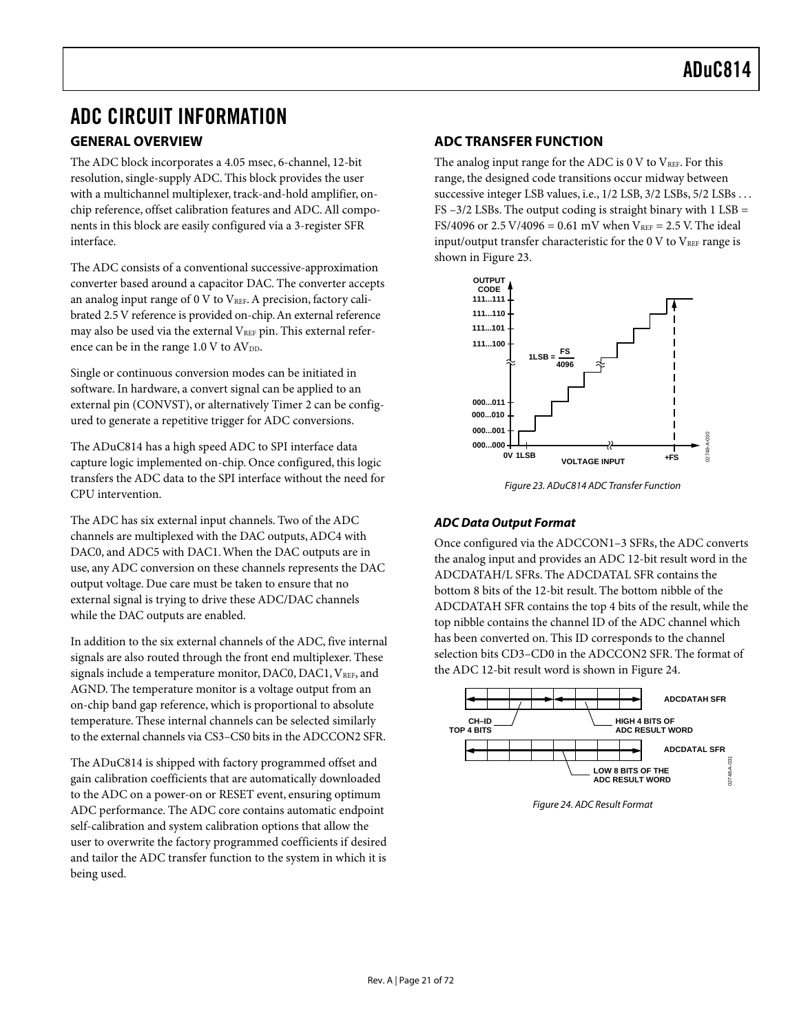# ADC CIRCUIT INFORMATION

## GENERAL OVERVIEW

The ADC block incorporates a 4.05 msec, 6-channel, 12-bit resolution, single-supply ADC. This block provides the user with a multichannel multiplexer, track-and-hold amplifier, on-chip reference, offset calibration features and ADC. All components in this block are easily configured via a 3-register SFR interface.

The ADC consists of a conventional successive-approximation converter based around a capacitor DAC. The converter accepts an analog input range of 0 V to $V_{REF}$. A precision, factory calibrated 2.5 V reference is provided on-chip. An external reference may also be used via the external $V_{REF}$ pin. This external reference can be in the range 1.0 V to $AV_{DD}$.

Single or continuous conversion modes can be initiated in software. In hardware, a convert signal can be applied to an external pin (CONVST), or alternatively Timer 2 can be configured to generate a repetitive trigger for ADC conversions.

The ADuC814 has a high speed ADC to SPI interface data capture logic implemented on-chip. Once configured, this logic transfers the ADC data to the SPI interface without the need for CPU intervention.

The ADC has six external input channels. Two of the ADC channels are multiplexed with the DAC outputs, ADC4 with DAC0, and ADC5 with DAC1. When the DAC outputs are in use, any ADC conversion on these channels represents the DAC output voltage. Due care must be taken to ensure that no external signal is trying to drive these ADC/DAC channels while the DAC outputs are enabled.

In addition to the six external channels of the ADC, five internal signals are also routed through the front end multiplexer. These signals include a temperature monitor, DAC0, DAC1, $V_{REF}$, and AGND. The temperature monitor is a voltage output from an on-chip band gap reference, which is proportional to absolute temperature. These internal channels can be selected similarly to the external channels via CS3–CS0 bits in the ADCCON2 SFR.

The ADuC814 is shipped with factory programmed offset and gain calibration coefficients that are automatically downloaded to the ADC on a power-on or RESET event, ensuring optimum ADC performance. The ADC core contains automatic endpoint self-calibration and system calibration options that allow the user to overwrite the factory programmed coefficients if desired and tailor the ADC transfer function to the system in which it is being used.

## ADC TRANSFER FUNCTION

The analog input range for the ADC is 0 V to $V_{REF}$. For this range, the designed code transitions occur midway between successive integer LSB values, i.e., 1/2 LSB, 3/2 LSBs, 5/2 LSBs . . . FS –3/2 LSBs. The output coding is straight binary with 1 LSB = FS/4096 or 2.5 V/4096 = 0.61 mV when $V_{REF}$ = 2.5 V. The ideal input/output transfer characteristic for the 0 V to $V_{REF}$ range is shown in Figure 23.

Figure 23. ADuC814 ADC Transfer Function

### *ADC Data Output Format*

Once configured via the ADCCON1–3 SFRs, the ADC converts the analog input and provides an ADC 12-bit result word in the ADCDATAH/L SFRs. The ADCDATAL SFR contains the bottom 8 bits of the 12-bit result. The bottom nibble of the ADCDATAH SFR contains the top 4 bits of the result, while the top nibble contains the channel ID of the ADC channel which has been converted on. This ID corresponds to the channel selection bits CD3–CD0 in the ADCCON2 SFR. The format of the ADC 12-bit result word is shown in Figure 24.

Figure 24. ADC Result Format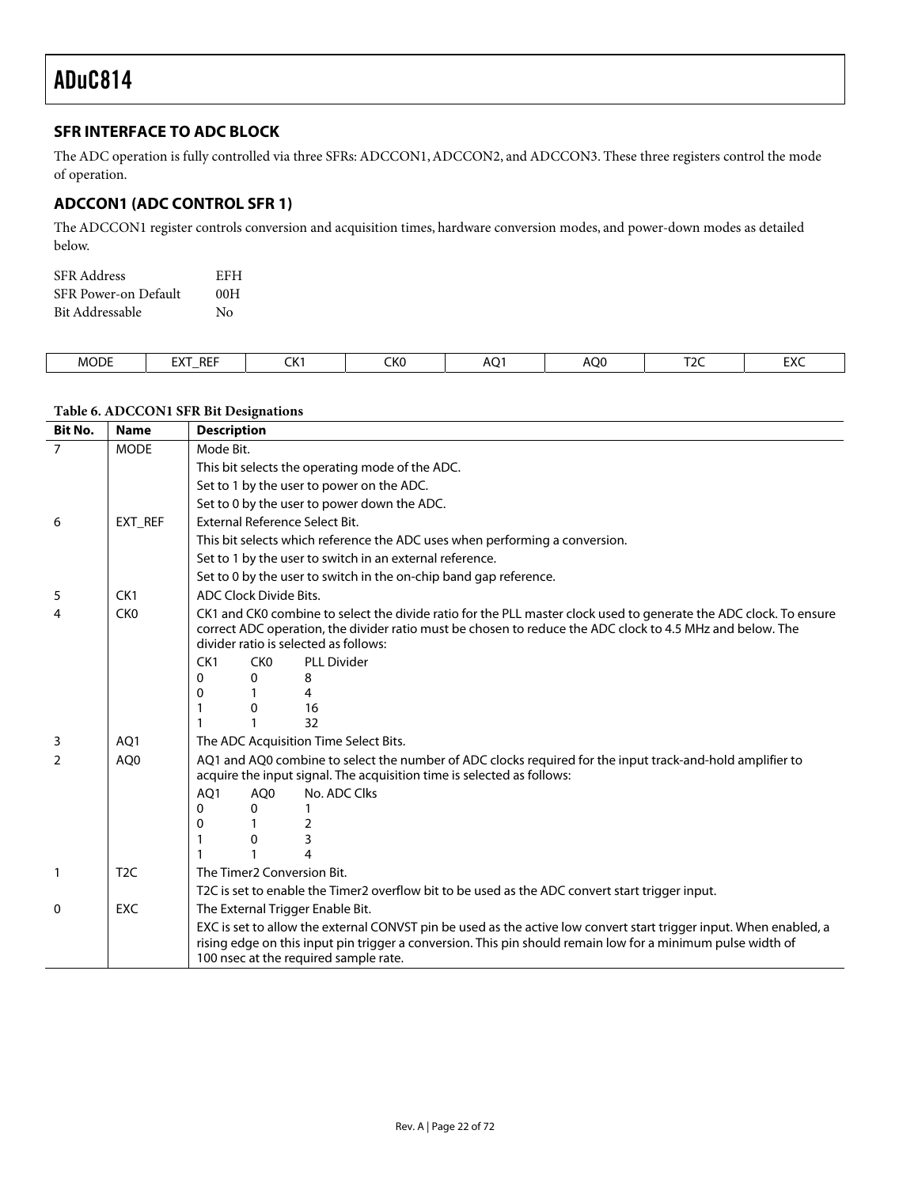## SFR INTERFACE TO ADC BLOCK

The ADC operation is fully controlled via three SFRs: ADCCON1, ADCCON2, and ADCCON3. These three registers control the mode of operation.

## ADCCON1 (ADC CONTROL SFR 1)

The ADCCON1 register controls conversion and acquisition times, hardware conversion modes, and power-down modes as detailed below.

| | |
|---|---|
| SFR Address | EFH |
| SFR Power-on Default | 00H |
| Bit Addressable | No |

| MODE | EXT_REF | CK1 | CK0 | AQ1 | AQ0 | T2C | EXC |
|---|---|---|---|---|---|---|---|

**Table 6. ADCCON1 SFR Bit Designations**

| Bit No. | Name | Description |
|---|---|---|
| 7 | MODE | Mode Bit. |
| | | This bit selects the operating mode of the ADC. |
| | | Set to 1 by the user to power on the ADC. |
| | | Set to 0 by the user to power down the ADC. |
| 6 | EXT_REF | External Reference Select Bit. |
| | | This bit selects which reference the ADC uses when performing a conversion. |
| | | Set to 1 by the user to switch in an external reference. |
| | | Set to 0 by the user to switch in the on-chip band gap reference. |
| 5 | CK1 | ADC Clock Divide Bits. |
| 4 | CK0 | CK1 and CK0 combine to select the divide ratio for the PLL master clock used to generate the ADC clock. To ensure correct ADC operation, the divider ratio must be chosen to reduce the ADC clock to 4.5 MHz and below. The divider ratio is selected as follows: |
| | | CK1 CK0 PLL Divider |
| | | 0 0 8 |
| | | 0 1 4 |
| | | 1 0 16 |
| | | 1 1 32 |
| 3 | AQ1 | The ADC Acquisition Time Select Bits. |
| 2 | AQ0 | AQ1 and AQ0 combine to select the number of ADC clocks required for the input track-and-hold amplifier to acquire the input signal. The acquisition time is selected as follows: |
| | | AQ1 AQ0 No. ADC Clks |
| | | 0 0 1 |
| | | 0 1 2 |
| | | 1 0 3 |
| | | 1 1 4 |
| 1 | T2C | The Timer2 Conversion Bit. |
| | | T2C is set to enable the Timer2 overflow bit to be used as the ADC convert start trigger input. |
| 0 | EXC | The External Trigger Enable Bit. |
| | | EXC is set to allow the external CONVST pin be used as the active low convert start trigger input. When enabled, a rising edge on this input pin trigger a conversion. This pin should remain low for a minimum pulse width of 100 nsec at the required sample rate. |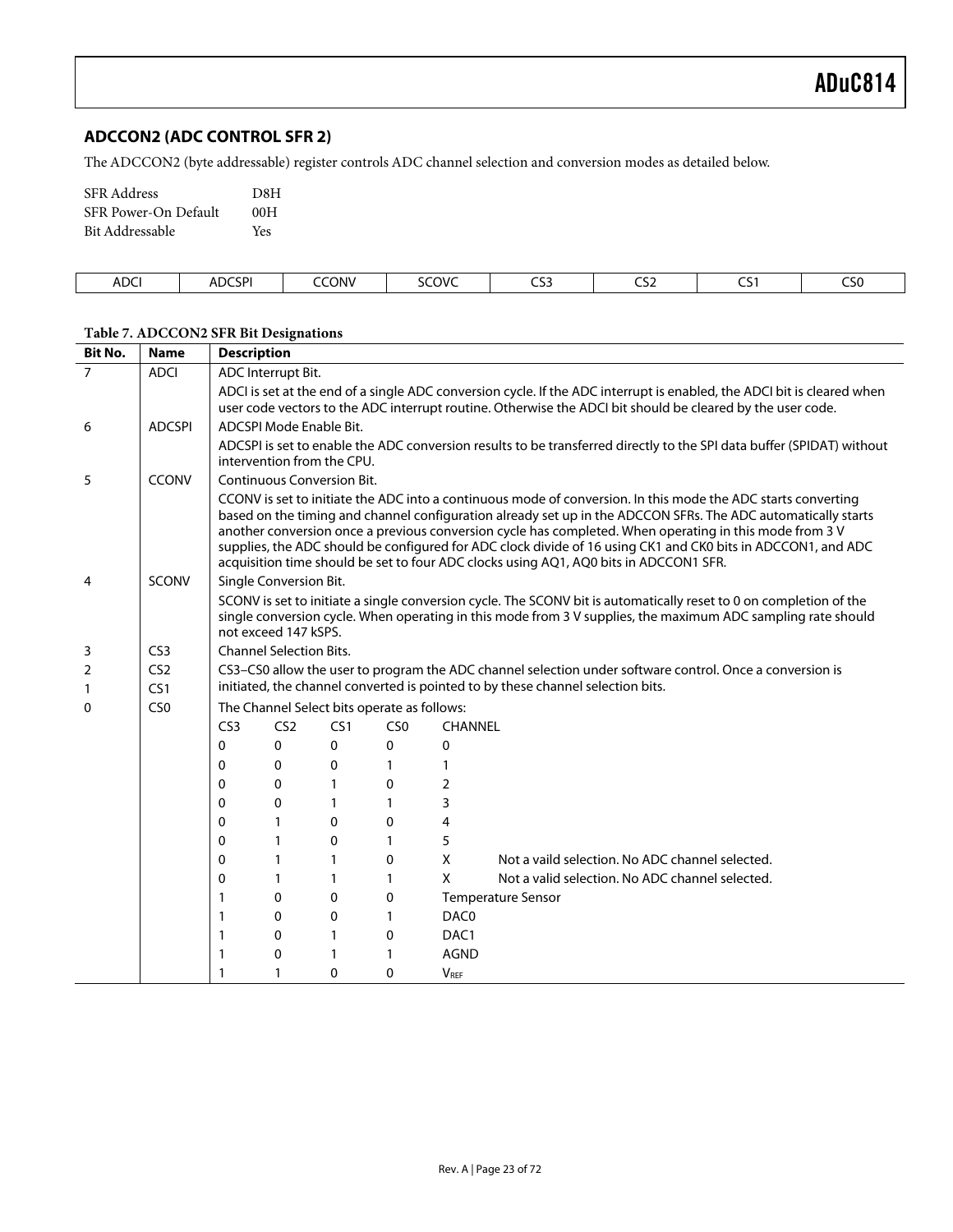## ADCCON2 (ADC CONTROL SFR 2)

The ADCCON2 (byte addressable) register controls ADC channel selection and conversion modes as detailed below.

| | |
|---|---|
| SFR Address | D8H |
| SFR Power-On Default | 00H |
| Bit Addressable | Yes |

| ADCI | ADCSPI | CCONV | SCOVC | CS3 | CS2 | CS1 | CS0 |
|---|---|---|---|---|---|---|---|

**Table 7. ADCCON2 SFR Bit Designations**

| Bit No. | Name | Description |
|---|---|---|
| 7 | ADCI | ADC Interrupt Bit.<br>ADCI is set at the end of a single ADC conversion cycle. If the ADC interrupt is enabled, the ADCI bit is cleared when user code vectors to the ADC interrupt routine. Otherwise the ADCI bit should be cleared by the user code. |
| 6 | ADCSPI | ADCSPI Mode Enable Bit.<br>ADCSPI is set to enable the ADC conversion results to be transferred directly to the SPI data buffer (SPIDAT) without intervention from the CPU. |
| 5 | CCONV | Continuous Conversion Bit.<br>CCONV is set to initiate the ADC into a continuous mode of conversion. In this mode the ADC starts converting based on the timing and channel configuration already set up in the ADCCON SFRs. The ADC automatically starts another conversion once a previous conversion cycle has completed. When operating in this mode from 3 V supplies, the ADC should be configured for ADC clock divide of 16 using CK1 and CK0 bits in ADCCON1, and ADC acquisition time should be set to four ADC clocks using AQ1, AQ0 bits in ADCCON1 SFR. |
| 4 | SCONV | Single Conversion Bit.<br>SCONV is set to initiate a single conversion cycle. The SCONV bit is automatically reset to 0 on completion of the single conversion cycle. When operating in this mode from 3 V supplies, the maximum ADC sampling rate should not exceed 147 kSPS. |
| 3<br>2<br>1<br>0 | CS3<br>CS2<br>CS1<br>CS0 | Channel Selection Bits.<br>CS3–CS0 allow the user to program the ADC channel selection under software control. Once a conversion is initiated, the channel converted is pointed to by these channel selection bits.<br>The Channel Select bits operate as follows: |

| CS3 | CS2 | CS1 | CS0 | CHANNEL | |
|---|---|---|---|---|---|
| 0 | 0 | 0 | 0 | 0 | |
| 0 | 0 | 0 | 1 | 1 | |
| 0 | 0 | 1 | 0 | 2 | |
| 0 | 0 | 1 | 1 | 3 | |
| 0 | 1 | 0 | 0 | 4 | |
| 0 | 1 | 0 | 1 | 5 | |
| 0 | 1 | 1 | 0 | X | Not a vaild selection. No ADC channel selected. |
| 0 | 1 | 1 | 1 | X | Not a valid selection. No ADC channel selected. |
| 1 | 0 | 0 | 0 | Temperature Sensor | |
| 1 | 0 | 0 | 1 | DAC0 | |
| 1 | 0 | 1 | 0 | DAC1 | |
| 1 | 0 | 1 | 1 | AGND | |
| 1 | 1 | 0 | 0 | $V_{REF}$ | |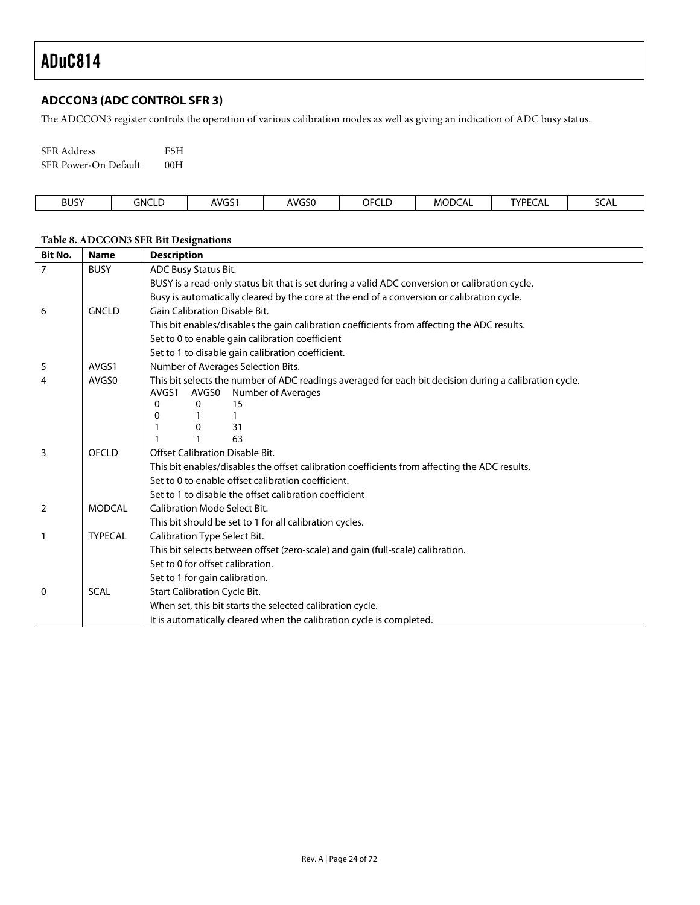## ADCCON3 (ADC CONTROL SFR 3)

The ADCCON3 register controls the operation of various calibration modes as well as giving an indication of ADC busy status.

SFR Address F5H
SFR Power-On Default 00H

| BUSY | GNCLD | AVGS1 | AVGS0 | OFCLD | MODCAL | TYPECAL | SCAL |
|---|---|---|---|---|---|---|---|

**Table 8. ADCCON3 SFR Bit Designations**

| Bit No. | Name | Description |
|---|---|---|
| 7 | BUSY | ADC Busy Status Bit. |
| | | BUSY is a read-only status bit that is set during a valid ADC conversion or calibration cycle. |
| | | Busy is automatically cleared by the core at the end of a conversion or calibration cycle. |
| 6 | GNCLD | Gain Calibration Disable Bit. |
| | | This bit enables/disables the gain calibration coefficients from affecting the ADC results. |
| | | Set to 0 to enable gain calibration coefficient |
| | | Set to 1 to disable gain calibration coefficient. |
| 5 | AVGS1 | Number of Averages Selection Bits. |
| 4 | AVGS0 | This bit selects the number of ADC readings averaged for each bit decision during a calibration cycle.<br>AVGS1 AVGS0 Number of Averages<br>0 0 15<br>0 1 1<br>1 0 31<br>1 1 63 |
| 3 | OFCLD | Offset Calibration Disable Bit. |
| | | This bit enables/disables the offset calibration coefficients from affecting the ADC results. |
| | | Set to 0 to enable offset calibration coefficient. |
| | | Set to 1 to disable the offset calibration coefficient |
| 2 | MODCAL | Calibration Mode Select Bit. |
| | | This bit should be set to 1 for all calibration cycles. |
| 1 | TYPECAL | Calibration Type Select Bit. |
| | | This bit selects between offset (zero-scale) and gain (full-scale) calibration. |
| | | Set to 0 for offset calibration. |
| | | Set to 1 for gain calibration. |
| 0 | SCAL | Start Calibration Cycle Bit. |
| | | When set, this bit starts the selected calibration cycle. |
| | | It is automatically cleared when the calibration cycle is completed. |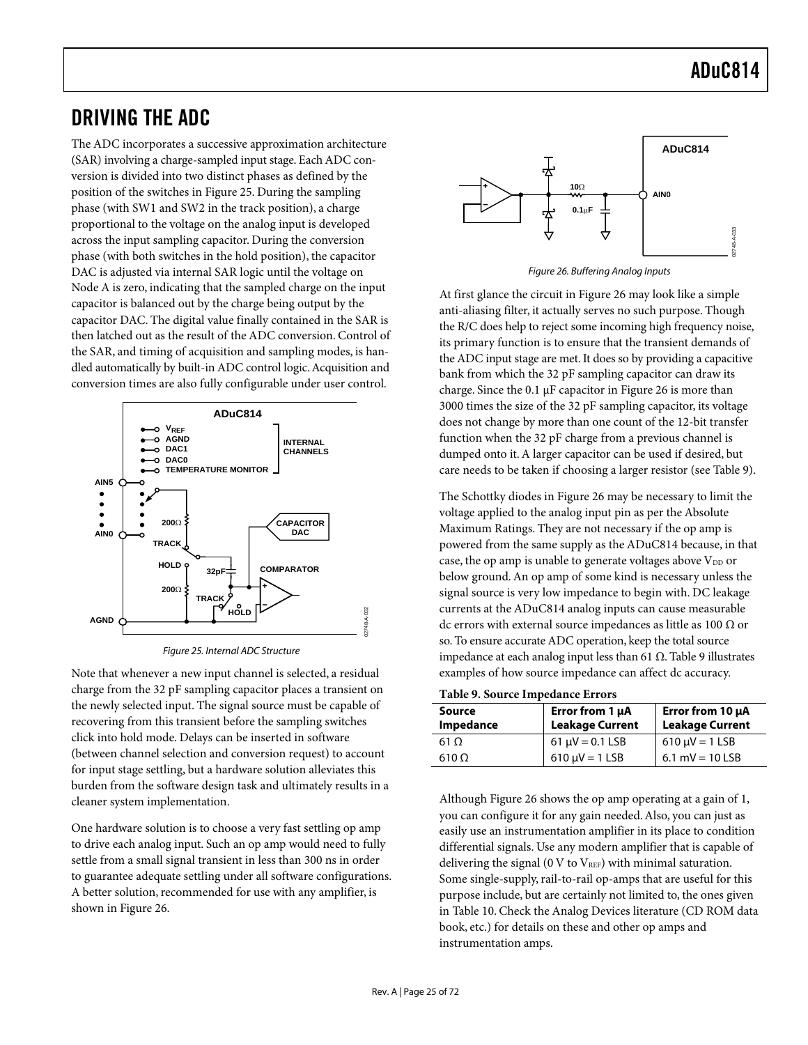# DRIVING THE ADC

The ADC incorporates a successive approximation architecture (SAR) involving a charge-sampled input stage. Each ADC conversion is divided into two distinct phases as defined by the position of the switches in Figure 25. During the sampling phase (with SW1 and SW2 in the track position), a charge proportional to the voltage on the analog input is developed across the input sampling capacitor. During the conversion phase (with both switches in the hold position), the capacitor DAC is adjusted via internal SAR logic until the voltage on Node A is zero, indicating that the sampled charge on the input capacitor is balanced out by the charge being output by the capacitor DAC. The digital value finally contained in the SAR is then latched out as the result of the ADC conversion. Control of the SAR, and timing of acquisition and sampling modes, is handled automatically by built-in ADC control logic. Acquisition and conversion times are also fully configurable under user control.

*Figure 25. Internal ADC Structure*

Note that whenever a new input channel is selected, a residual charge from the 32 pF sampling capacitor places a transient on the newly selected input. The signal source must be capable of recovering from this transient before the sampling switches click into hold mode. Delays can be inserted in software (between channel selection and conversion request) to account for input stage settling, but a hardware solution alleviates this burden from the software design task and ultimately results in a cleaner system implementation.

One hardware solution is to choose a very fast settling op amp to drive each analog input. Such an op amp would need to fully settle from a small signal transient in less than 300 ns in order to guarantee adequate settling under all software configurations. A better solution, recommended for use with any amplifier, is shown in Figure 26.

*Figure 26. Buffering Analog Inputs*

At first glance the circuit in Figure 26 may look like a simple anti-aliasing filter, it actually serves no such purpose. Though the R/C does help to reject some incoming high frequency noise, its primary function is to ensure that the transient demands of the ADC input stage are met. It does so by providing a capacitive bank from which the 32 pF sampling capacitor can draw its charge. Since the 0.1 µF capacitor in Figure 26 is more than 3000 times the size of the 32 pF sampling capacitor, its voltage does not change by more than one count of the 12-bit transfer function when the 32 pF charge from a previous channel is dumped onto it. A larger capacitor can be used if desired, but care needs to be taken if choosing a larger resistor (see Table 9).

The Schottky diodes in Figure 26 may be necessary to limit the voltage applied to the analog input pin as per the Absolute Maximum Ratings. They are not necessary if the op amp is powered from the same supply as the ADuC814 because, in that case, the op amp is unable to generate voltages above $V_{DD}$ or below ground. An op amp of some kind is necessary unless the signal source is very low impedance to begin with. DC leakage currents at the ADuC814 analog inputs can cause measurable dc errors with external source impedances as little as 100 Ω or so. To ensure accurate ADC operation, keep the total source impedance at each analog input less than 61 Ω. Table 9 illustrates examples of how source impedance can affect dc accuracy.

**Table 9. Source Impedance Errors**

| Source Impedance | Error from 1 µA Leakage Current | Error from 10 µA Leakage Current |
|---|---|---|
| 61 Ω | 61 µV = 0.1 LSB | 610 µV = 1 LSB |
| 610 Ω | 610 µV = 1 LSB | 6.1 mV = 10 LSB |

Although Figure 26 shows the op amp operating at a gain of 1, you can configure it for any gain needed. Also, you can just as easily use an instrumentation amplifier in its place to condition differential signals. Use any modern amplifier that is capable of delivering the signal (0 V to $V_{REF}$) with minimal saturation. Some single-supply, rail-to-rail op-amps that are useful for this purpose include, but are certainly not limited to, the ones given in Table 10. Check the Analog Devices literature (CD ROM data book, etc.) for details on these and other op amps and instrumentation amps.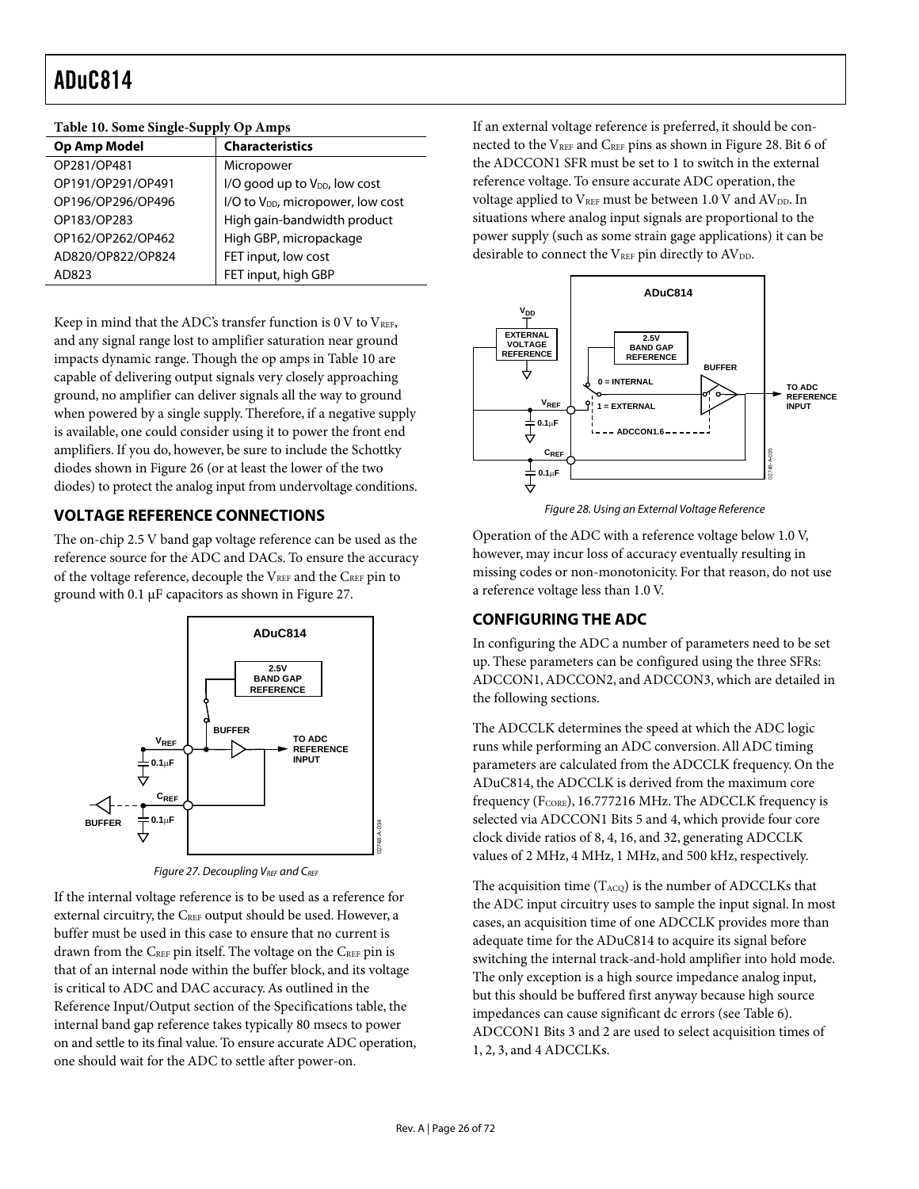**Table 10. Some Single-Supply Op Amps**

| Op Amp Model | Characteristics |
|---|---|
| OP281/OP481 | Micropower |
| OP191/OP291/OP491 | I/O good up to $V_{DD}$, low cost |
| OP196/OP296/OP496 | I/O to $V_{DD}$, micropower, low cost |
| OP183/OP283 | High gain-bandwidth product |
| OP162/OP262/OP462 | High GBP, micropackage |
| AD820/OP822/OP824 | FET input, low cost |
| AD823 | FET input, high GBP |

Keep in mind that the ADC's transfer function is 0 V to $V_{REF}$, and any signal range lost to amplifier saturation near ground impacts dynamic range. Though the op amps in Table 10 are capable of delivering output signals very closely approaching ground, no amplifier can deliver signals all the way to ground when powered by a single supply. Therefore, if a negative supply is available, one could consider using it to power the front end amplifiers. If you do, however, be sure to include the Schottky diodes shown in Figure 26 (or at least the lower of the two diodes) to protect the analog input from undervoltage conditions.

## VOLTAGE REFERENCE CONNECTIONS

The on-chip 2.5 V band gap voltage reference can be used as the reference source for the ADC and DACs. To ensure the accuracy of the voltage reference, decouple the $V_{REF}$ and the $C_{REF}$ pin to ground with 0.1 µF capacitors as shown in Figure 27.

*Figure 27. Decoupling $V_{REF}$ and $C_{REF}$*

If the internal voltage reference is to be used as a reference for external circuitry, the $C_{REF}$ output should be used. However, a buffer must be used in this case to ensure that no current is drawn from the $C_{REF}$ pin itself. The voltage on the $C_{REF}$ pin is that of an internal node within the buffer block, and its voltage is critical to ADC and DAC accuracy. As outlined in the Reference Input/Output section of the Specifications table, the internal band gap reference takes typically 80 msecs to power on and settle to its final value. To ensure accurate ADC operation, one should wait for the ADC to settle after power-on.

If an external voltage reference is preferred, it should be connected to the $V_{REF}$ and $C_{REF}$ pins as shown in Figure 28. Bit 6 of the ADCCON1 SFR must be set to 1 to switch in the external reference voltage. To ensure accurate ADC operation, the voltage applied to $V_{REF}$ must be between 1.0 V and $AV_{DD}$. In situations where analog input signals are proportional to the power supply (such as some strain gage applications) it can be desirable to connect the $V_{REF}$ pin directly to $AV_{DD}$.

*Figure 28. Using an External Voltage Reference*

Operation of the ADC with a reference voltage below 1.0 V, however, may incur loss of accuracy eventually resulting in missing codes or non-monotonicity. For that reason, do not use a reference voltage less than 1.0 V.

## CONFIGURING THE ADC

In configuring the ADC a number of parameters need to be set up. These parameters can be configured using the three SFRs: ADCCON1, ADCCON2, and ADCCON3, which are detailed in the following sections.

The ADCCLK determines the speed at which the ADC logic runs while performing an ADC conversion. All ADC timing parameters are calculated from the ADCCLK frequency. On the ADuC814, the ADCCLK is derived from the maximum core frequency ($F_{CORE}$), 16.777216 MHz. The ADCCLK frequency is selected via ADCCON1 Bits 5 and 4, which provide four core clock divide ratios of 8, 4, 16, and 32, generating ADCCLK values of 2 MHz, 4 MHz, 1 MHz, and 500 kHz, respectively.

The acquisition time ($T_{ACQ}$) is the number of ADCCLKs that the ADC input circuitry uses to sample the input signal. In most cases, an acquisition time of one ADCCLK provides more than adequate time for the ADuC814 to acquire its signal before switching the internal track-and-hold amplifier into hold mode. The only exception is a high source impedance analog input, but this should be buffered first anyway because high source impedances can cause significant dc errors (see Table 6). ADCCON1 Bits 3 and 2 are used to select acquisition times of 1, 2, 3, and 4 ADCCLKs.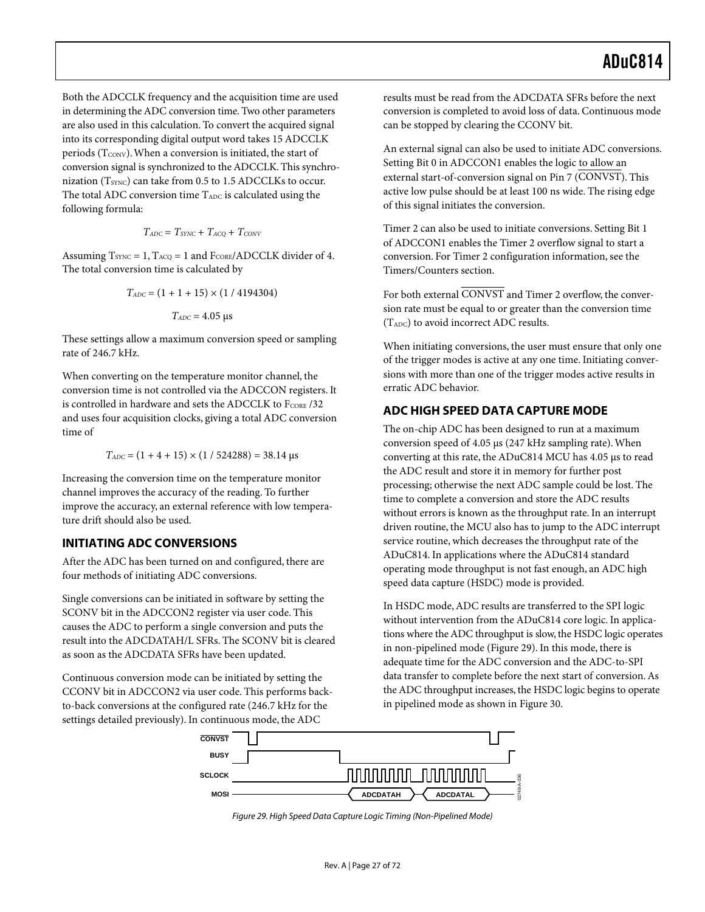Both the ADCCLK frequency and the acquisition time are used in determining the ADC conversion time. Two other parameters are also used in this calculation. To convert the acquired signal into its corresponding digital output word takes 15 ADCCLK periods ($T_{CONV}$). When a conversion is initiated, the start of conversion signal is synchronized to the ADCCLK. This synchronization ($T_{SYNC}$) can take from 0.5 to 1.5 ADCCLKs to occur. The total ADC conversion time $T_{ADC}$ is calculated using the following formula:

$$T_{ADC} = T_{SYNC} + T_{ACQ} + T_{CONV}$$

Assuming $T_{SYNC} = 1$, $T_{ACQ} = 1$ and $F_{CORE}$/ADCCLK divider of 4. The total conversion time is calculated by

$$T_{ADC} = (1 + 1 + 15) \times (1 / 4194304)$$

$$T_{ADC} = 4.05\ \mu s$$

These settings allow a maximum conversion speed or sampling rate of 246.7 kHz.

When converting on the temperature monitor channel, the conversion time is not controlled via the ADCCON registers. It is controlled in hardware and sets the ADCCLK to $F_{CORE}$ /32 and uses four acquisition clocks, giving a total ADC conversion time of

$$T_{ADC} = (1 + 4 + 15) \times (1 / 524288) = 38.14\ \mu s$$

Increasing the conversion time on the temperature monitor channel improves the accuracy of the reading. To further improve the accuracy, an external reference with low temperature drift should also be used.

## INITIATING ADC CONVERSIONS

After the ADC has been turned on and configured, there are four methods of initiating ADC conversions.

Single conversions can be initiated in software by setting the SCONV bit in the ADCCON2 register via user code. This causes the ADC to perform a single conversion and puts the result into the ADCDATAH/L SFRs. The SCONV bit is cleared as soon as the ADCDATA SFRs have been updated.

Continuous conversion mode can be initiated by setting the CCONV bit in ADCCON2 via user code. This performs back-to-back conversions at the configured rate (246.7 kHz for the settings detailed previously). In continuous mode, the ADC results must be read from the ADCDATA SFRs before the next conversion is completed to avoid loss of data. Continuous mode can be stopped by clearing the CCONV bit.

An external signal can also be used to initiate ADC conversions. Setting Bit 0 in ADCCON1 enables the logic to allow an external start-of-conversion signal on Pin 7 ($\overline{\text{CONVST}}$). This active low pulse should be at least 100 ns wide. The rising edge of this signal initiates the conversion.

Timer 2 can also be used to initiate conversions. Setting Bit 1 of ADCCON1 enables the Timer 2 overflow signal to start a conversion. For Timer 2 configuration information, see the Timers/Counters section.

For both external $\overline{\text{CONVST}}$ and Timer 2 overflow, the conversion rate must be equal to or greater than the conversion time ($T_{ADC}$) to avoid incorrect ADC results.

When initiating conversions, the user must ensure that only one of the trigger modes is active at any one time. Initiating conversions with more than one of the trigger modes active results in erratic ADC behavior.

## ADC HIGH SPEED DATA CAPTURE MODE

The on-chip ADC has been designed to run at a maximum conversion speed of 4.05 µs (247 kHz sampling rate). When converting at this rate, the ADuC814 MCU has 4.05 µs to read the ADC result and store it in memory for further post processing; otherwise the next ADC sample could be lost. The time to complete a conversion and store the ADC results without errors is known as the throughput rate. In an interrupt driven routine, the MCU also has to jump to the ADC interrupt service routine, which decreases the throughput rate of the ADuC814. In applications where the ADuC814 standard operating mode throughput is not fast enough, an ADC high speed data capture (HSDC) mode is provided.

In HSDC mode, ADC results are transferred to the SPI logic without intervention from the ADuC814 core logic. In applications where the ADC throughput is slow, the HSDC logic operates in non-pipelined mode (Figure 29). In this mode, there is adequate time for the ADC conversion and the ADC-to-SPI data transfer to complete before the next start of conversion. As the ADC throughput increases, the HSDC logic begins to operate in pipelined mode as shown in Figure 30.

Figure 29. High Speed Data Capture Logic Timing (Non-Pipelined Mode)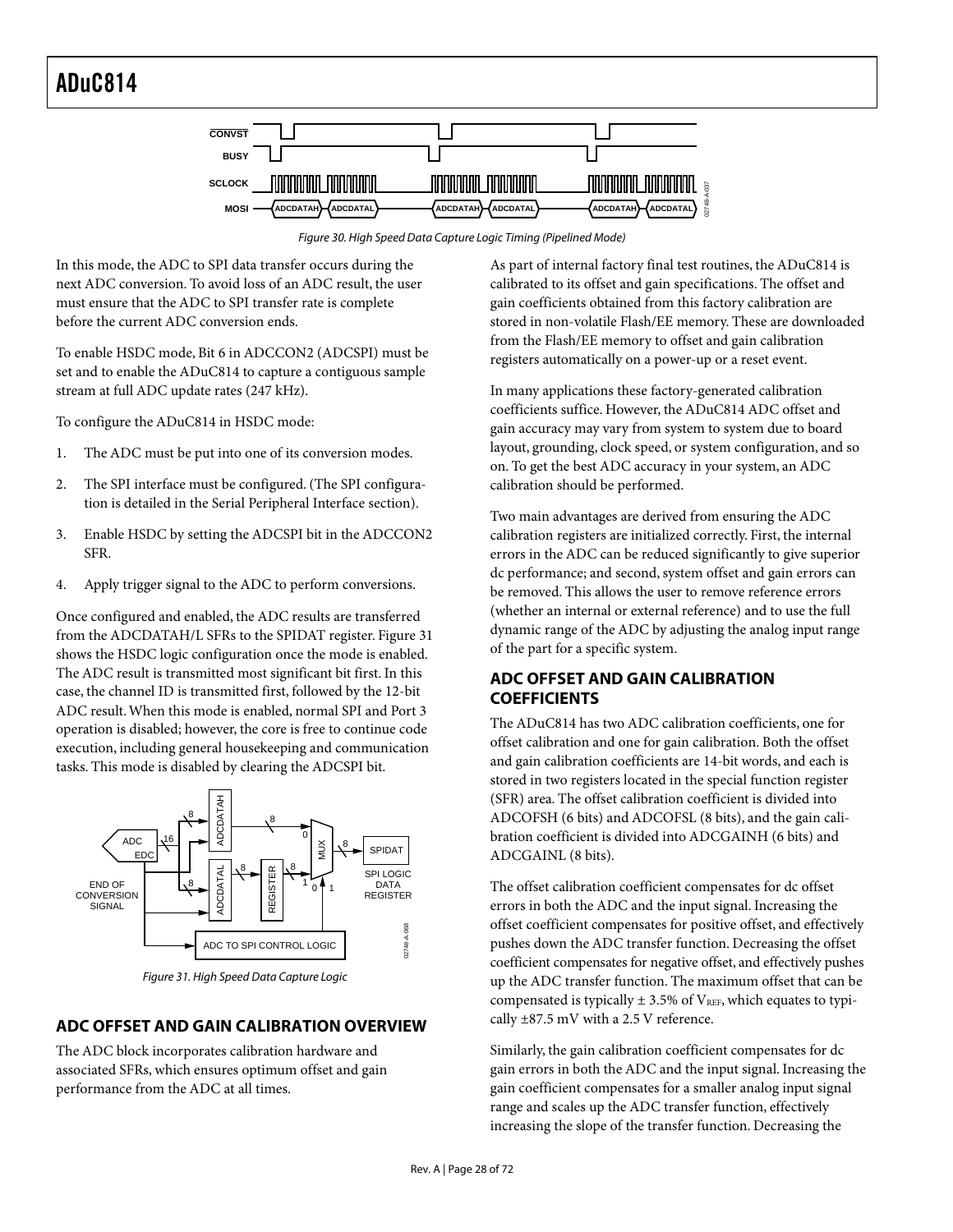Figure 30. High Speed Data Capture Logic Timing (Pipelined Mode)

In this mode, the ADC to SPI data transfer occurs during the next ADC conversion. To avoid loss of an ADC result, the user must ensure that the ADC to SPI transfer rate is complete before the current ADC conversion ends.

To enable HSDC mode, Bit 6 in ADCCON2 (ADCSPI) must be set and to enable the ADuC814 to capture a contiguous sample stream at full ADC update rates (247 kHz).

To configure the ADuC814 in HSDC mode:

1. The ADC must be put into one of its conversion modes.
2. The SPI interface must be configured. (The SPI configuration is detailed in the Serial Peripheral Interface section).
3. Enable HSDC by setting the ADCSPI bit in the ADCCON2 SFR.
4. Apply trigger signal to the ADC to perform conversions.

Once configured and enabled, the ADC results are transferred from the ADCDATAH/L SFRs to the SPIDAT register. Figure 31 shows the HSDC logic configuration once the mode is enabled. The ADC result is transmitted most significant bit first. In this case, the channel ID is transmitted first, followed by the 12-bit ADC result. When this mode is enabled, normal SPI and Port 3 operation is disabled; however, the core is free to continue code execution, including general housekeeping and communication tasks. This mode is disabled by clearing the ADCSPI bit.

Figure 31. High Speed Data Capture Logic

## ADC OFFSET AND GAIN CALIBRATION OVERVIEW

The ADC block incorporates calibration hardware and associated SFRs, which ensures optimum offset and gain performance from the ADC at all times.

As part of internal factory final test routines, the ADuC814 is calibrated to its offset and gain specifications. The offset and gain coefficients obtained from this factory calibration are stored in non-volatile Flash/EE memory. These are downloaded from the Flash/EE memory to offset and gain calibration registers automatically on a power-up or a reset event.

In many applications these factory-generated calibration coefficients suffice. However, the ADuC814 ADC offset and gain accuracy may vary from system to system due to board layout, grounding, clock speed, or system configuration, and so on. To get the best ADC accuracy in your system, an ADC calibration should be performed.

Two main advantages are derived from ensuring the ADC calibration registers are initialized correctly. First, the internal errors in the ADC can be reduced significantly to give superior dc performance; and second, system offset and gain errors can be removed. This allows the user to remove reference errors (whether an internal or external reference) and to use the full dynamic range of the ADC by adjusting the analog input range of the part for a specific system.

## ADC OFFSET AND GAIN CALIBRATION COEFFICIENTS

The ADuC814 has two ADC calibration coefficients, one for offset calibration and one for gain calibration. Both the offset and gain calibration coefficients are 14-bit words, and each is stored in two registers located in the special function register (SFR) area. The offset calibration coefficient is divided into ADCOFSH (6 bits) and ADCOFSL (8 bits), and the gain calibration coefficient is divided into ADCGAINH (6 bits) and ADCGAINL (8 bits).

The offset calibration coefficient compensates for dc offset errors in both the ADC and the input signal. Increasing the offset coefficient compensates for positive offset, and effectively pushes down the ADC transfer function. Decreasing the offset coefficient compensates for negative offset, and effectively pushes up the ADC transfer function. The maximum offset that can be compensated is typically ± 3.5% of $V_{REF}$, which equates to typically ±87.5 mV with a 2.5 V reference.

Similarly, the gain calibration coefficient compensates for dc gain errors in both the ADC and the input signal. Increasing the gain coefficient compensates for a smaller analog input signal range and scales up the ADC transfer function, effectively increasing the slope of the transfer function. Decreasing the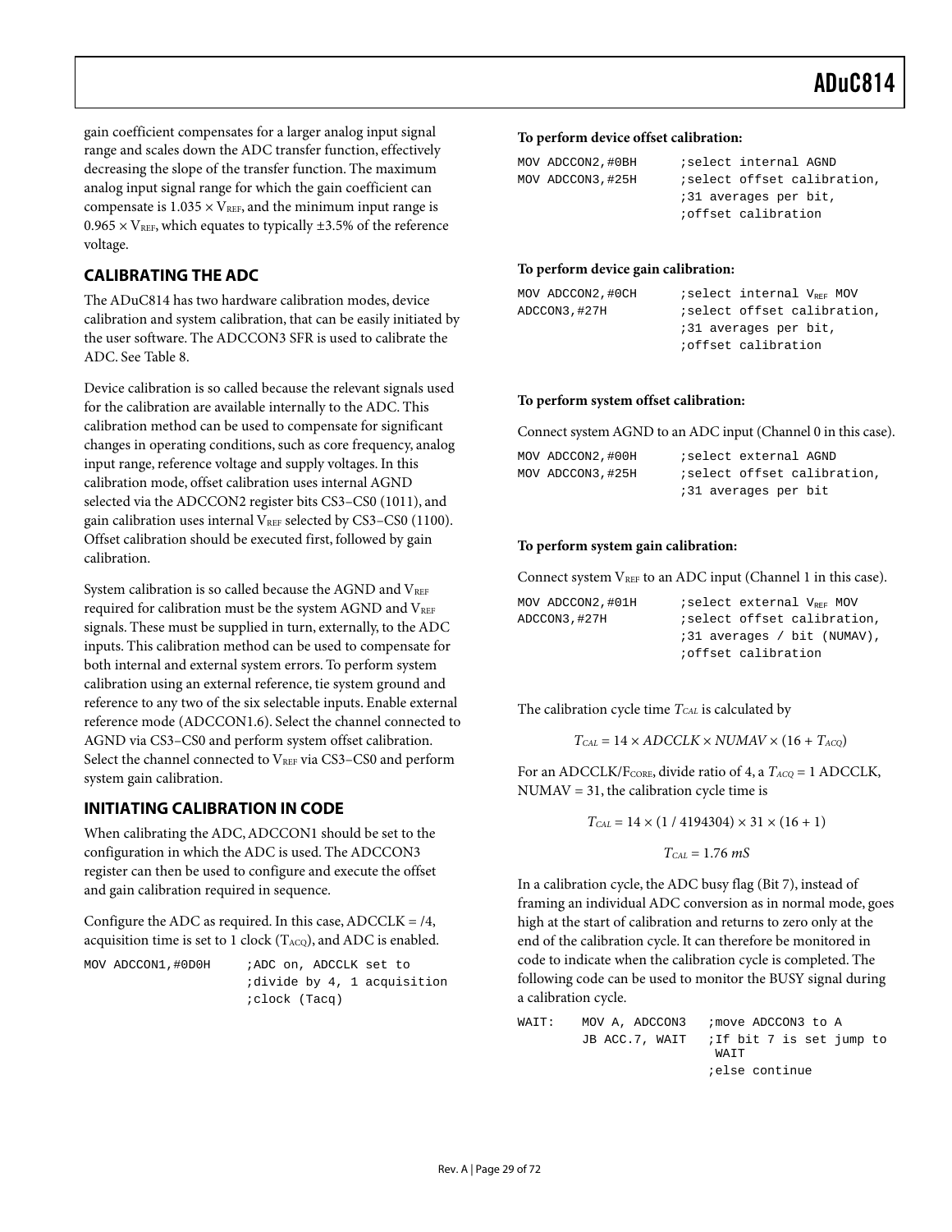gain coefficient compensates for a larger analog input signal range and scales down the ADC transfer function, effectively decreasing the slope of the transfer function. The maximum analog input signal range for which the gain coefficient can compensate is $1.035 \times V_{REF}$, and the minimum input range is $0.965 \times V_{REF}$, which equates to typically ±3.5% of the reference voltage.

## CALIBRATING THE ADC

The ADuC814 has two hardware calibration modes, device calibration and system calibration, that can be easily initiated by the user software. The ADCCON3 SFR is used to calibrate the ADC. See Table 8.

Device calibration is so called because the relevant signals used for the calibration are available internally to the ADC. This calibration method can be used to compensate for significant changes in operating conditions, such as core frequency, analog input range, reference voltage and supply voltages. In this calibration mode, offset calibration uses internal AGND selected via the ADCCON2 register bits CS3–CS0 (1011), and gain calibration uses internal $V_{REF}$ selected by CS3–CS0 (1100). Offset calibration should be executed first, followed by gain calibration.

System calibration is so called because the AGND and $V_{REF}$ required for calibration must be the system AGND and $V_{REF}$ signals. These must be supplied in turn, externally, to the ADC inputs. This calibration method can be used to compensate for both internal and external system errors. To perform system calibration using an external reference, tie system ground and reference to any two of the six selectable inputs. Enable external reference mode (ADCCON1.6). Select the channel connected to AGND via CS3–CS0 and perform system offset calibration. Select the channel connected to $V_{REF}$ via CS3–CS0 and perform system gain calibration.

## INITIATING CALIBRATION IN CODE

When calibrating the ADC, ADCCON1 should be set to the configuration in which the ADC is used. The ADCCON3 register can then be used to configure and execute the offset and gain calibration required in sequence.

Configure the ADC as required. In this case, ADCCLK = /4, acquisition time is set to 1 clock ($T_{ACQ}$), and ADC is enabled.

```
MOV ADCCON1,#0D0H     ;ADC on, ADCCLK set to
                      ;divide by 4, 1 acquisition
                      ;clock (Tacq)
```

**To perform device offset calibration:**

```
MOV ADCCON2,#0BH      ;select internal AGND
MOV ADCCON3,#25H      ;select offset calibration,
                      ;31 averages per bit,
                      ;offset calibration
```

**To perform device gain calibration:**

```
MOV ADCCON2,#0CH      ;select internal VREF MOV
ADCCON3,#27H          ;select offset calibration,
                      ;31 averages per bit,
                      ;offset calibration
```

**To perform system offset calibration:**

Connect system AGND to an ADC input (Channel 0 in this case).

```
MOV ADCCON2,#00H      ;select external AGND
MOV ADCCON3,#25H      ;select offset calibration,
                      ;31 averages per bit
```

**To perform system gain calibration:**

Connect system $V_{REF}$ to an ADC input (Channel 1 in this case).

```
MOV ADCCON2,#01H      ;select external VREF MOV
ADCCON3,#27H          ;select offset calibration,
                      ;31 averages / bit (NUMAV),
                      ;offset calibration
```

The calibration cycle time $T_{CAL}$ is calculated by

$$T_{CAL} = 14 \times ADCCLK \times NUMAV \times (16 + T_{ACQ})$$

For an ADCCLK/$F_{CORE}$, divide ratio of 4, a $T_{ACQ}$ = 1 ADCCLK, NUMAV = 31, the calibration cycle time is

$$T_{CAL} = 14 \times (1 / 4194304) \times 31 \times (16 + 1)$$

$$T_{CAL} = 1.76\ mS$$

In a calibration cycle, the ADC busy flag (Bit 7), instead of framing an individual ADC conversion as in normal mode, goes high at the start of calibration and returns to zero only at the end of the calibration cycle. It can therefore be monitored in code to indicate when the calibration cycle is completed. The following code can be used to monitor the BUSY signal during a calibration cycle.

```
WAIT:   MOV A, ADCCON3   ;move ADCCON3 to A
        JB ACC.7, WAIT   ;If bit 7 is set jump to
                          WAIT
                         ;else continue
```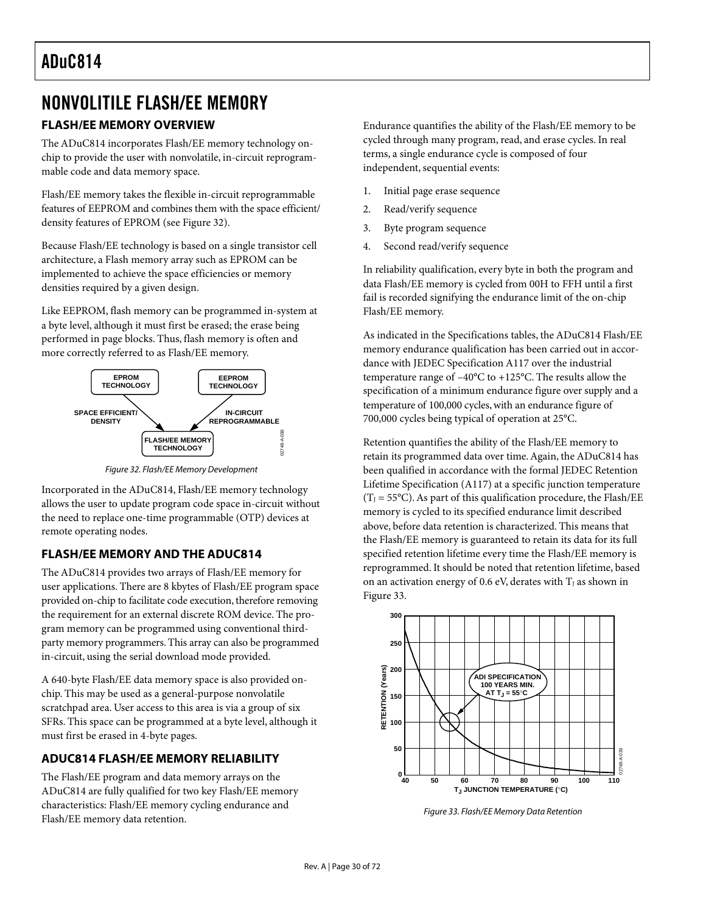# NONVOLITILE FLASH/EE MEMORY

## FLASH/EE MEMORY OVERVIEW

The ADuC814 incorporates Flash/EE memory technology on-chip to provide the user with nonvolatile, in-circuit reprogrammable code and data memory space.

Flash/EE memory takes the flexible in-circuit reprogrammable features of EEPROM and combines them with the space efficient/density features of EPROM (see Figure 32).

Because Flash/EE technology is based on a single transistor cell architecture, a Flash memory array such as EPROM can be implemented to achieve the space efficiencies or memory densities required by a given design.

Like EEPROM, flash memory can be programmed in-system at a byte level, although it must first be erased; the erase being performed in page blocks. Thus, flash memory is often and more correctly referred to as Flash/EE memory.

Figure 32. Flash/EE Memory Development

Incorporated in the ADuC814, Flash/EE memory technology allows the user to update program code space in-circuit without the need to replace one-time programmable (OTP) devices at remote operating nodes.

## FLASH/EE MEMORY AND THE ADUC814

The ADuC814 provides two arrays of Flash/EE memory for user applications. There are 8 kbytes of Flash/EE program space provided on-chip to facilitate code execution, therefore removing the requirement for an external discrete ROM device. The program memory can be programmed using conventional third-party memory programmers. This array can also be programmed in-circuit, using the serial download mode provided.

A 640-byte Flash/EE data memory space is also provided on-chip. This may be used as a general-purpose nonvolatile scratchpad area. User access to this area is via a group of six SFRs. This space can be programmed at a byte level, although it must first be erased in 4-byte pages.

## ADUC814 FLASH/EE MEMORY RELIABILITY

The Flash/EE program and data memory arrays on the ADuC814 are fully qualified for two key Flash/EE memory characteristics: Flash/EE memory cycling endurance and Flash/EE memory data retention.

Endurance quantifies the ability of the Flash/EE memory to be cycled through many program, read, and erase cycles. In real terms, a single endurance cycle is composed of four independent, sequential events:

1. Initial page erase sequence
2. Read/verify sequence
3. Byte program sequence
4. Second read/verify sequence

In reliability qualification, every byte in both the program and data Flash/EE memory is cycled from 00H to FFH until a first fail is recorded signifying the endurance limit of the on-chip Flash/EE memory.

As indicated in the Specifications tables, the ADuC814 Flash/EE memory endurance qualification has been carried out in accordance with JEDEC Specification A117 over the industrial temperature range of –40°C to +125°C. The results allow the specification of a minimum endurance figure over supply and a temperature of 100,000 cycles, with an endurance figure of 700,000 cycles being typical of operation at 25°C.

Retention quantifies the ability of the Flash/EE memory to retain its programmed data over time. Again, the ADuC814 has been qualified in accordance with the formal JEDEC Retention Lifetime Specification (A117) at a specific junction temperature ($T_J$ = 55°C). As part of this qualification procedure, the Flash/EE memory is cycled to its specified endurance limit described above, before data retention is characterized. This means that the Flash/EE memory is guaranteed to retain its data for its full specified retention lifetime every time the Flash/EE memory is reprogrammed. It should be noted that retention lifetime, based on an activation energy of 0.6 eV, derates with $T_J$ as shown in Figure 33.

Figure 33. Flash/EE Memory Data Retention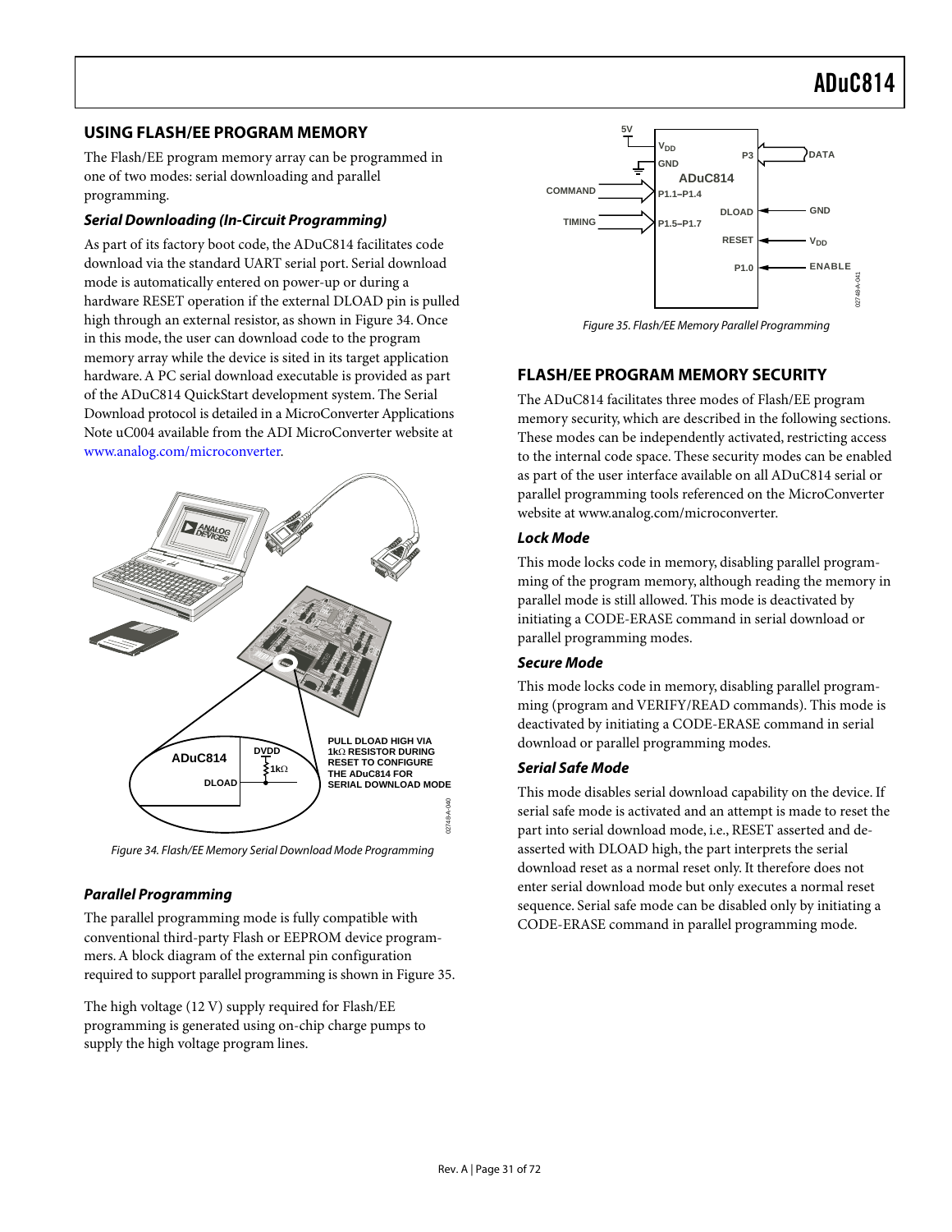## USING FLASH/EE PROGRAM MEMORY

The Flash/EE program memory array can be programmed in one of two modes: serial downloading and parallel programming.

### *Serial Downloading (In-Circuit Programming)*

As part of its factory boot code, the ADuC814 facilitates code download via the standard UART serial port. Serial download mode is automatically entered on power-up or during a hardware RESET operation if the external DLOAD pin is pulled high through an external resistor, as shown in Figure 34. Once in this mode, the user can download code to the program memory array while the device is sited in its target application hardware. A PC serial download executable is provided as part of the ADuC814 QuickStart development system. The Serial Download protocol is detailed in a MicroConverter Applications Note uC004 available from the ADI MicroConverter website at www.analog.com/microconverter.

Figure 34. Flash/EE Memory Serial Download Mode Programming

### *Parallel Programming*

The parallel programming mode is fully compatible with conventional third-party Flash or EEPROM device programmers. A block diagram of the external pin configuration required to support parallel programming is shown in Figure 35.

The high voltage (12 V) supply required for Flash/EE programming is generated using on-chip charge pumps to supply the high voltage program lines.

Figure 35. Flash/EE Memory Parallel Programming

## FLASH/EE PROGRAM MEMORY SECURITY

The ADuC814 facilitates three modes of Flash/EE program memory security, which are described in the following sections. These modes can be independently activated, restricting access to the internal code space. These security modes can be enabled as part of the user interface available on all ADuC814 serial or parallel programming tools referenced on the MicroConverter website at www.analog.com/microconverter.

### *Lock Mode*

This mode locks code in memory, disabling parallel programming of the program memory, although reading the memory in parallel mode is still allowed. This is deactivated by initiating a CODE-ERASE command in serial download or parallel programming modes.

### *Secure Mode*

This mode locks code in memory, disabling parallel programming (program and VERIFY/READ commands). This mode is deactivated by initiating a CODE-ERASE command in serial download or parallel programming modes.

### *Serial Safe Mode*

This mode disables serial download capability on the device. If serial safe mode is activated and an attempt is made to reset the part into serial download mode, i.e., RESET asserted and de-asserted with DLOAD high, the part interprets the serial download reset as a normal reset only. It therefore does not enter serial download mode but only executes a normal reset sequence. Serial safe mode can be disabled only by initiating a CODE-ERASE command in parallel programming mode.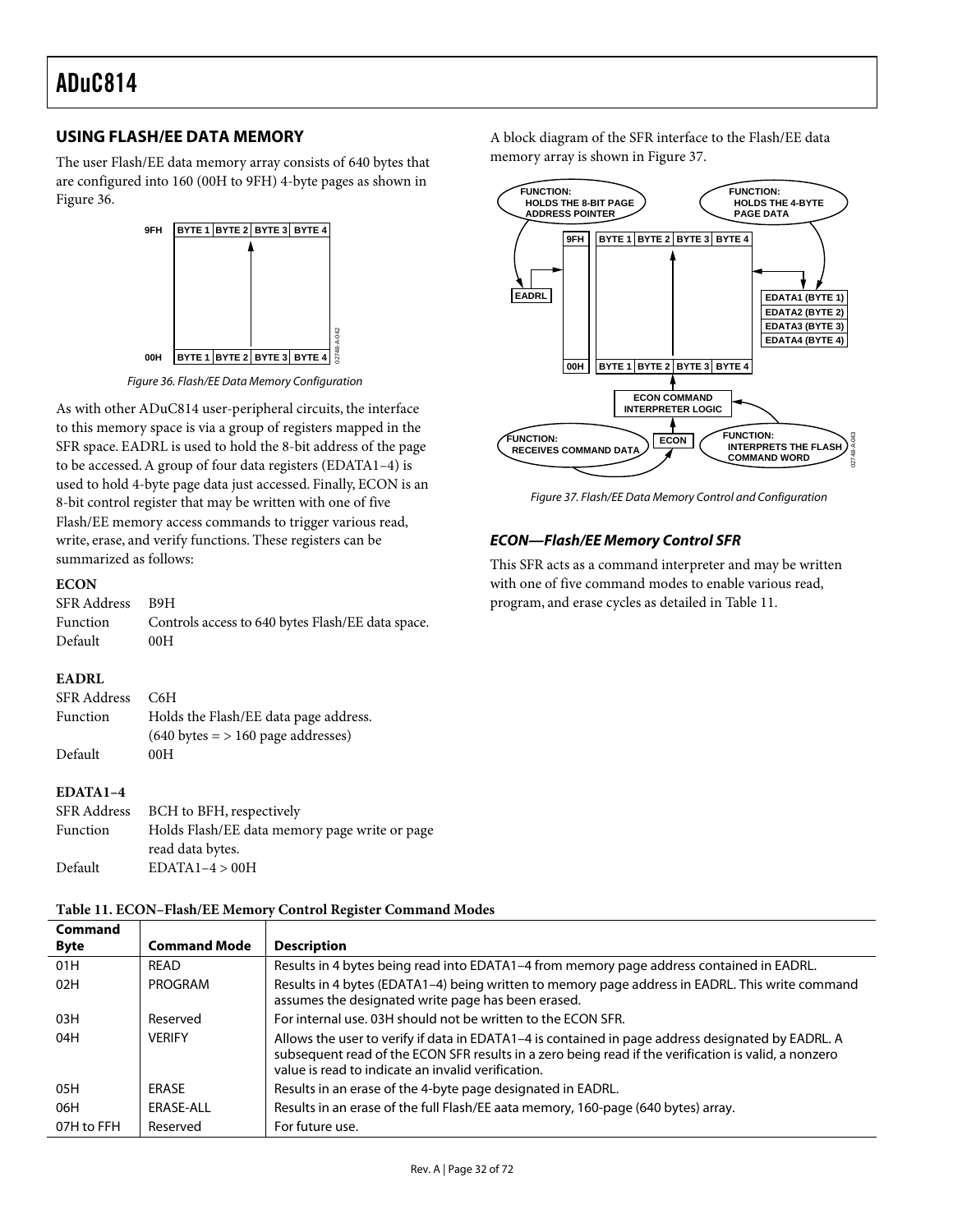## USING FLASH/EE DATA MEMORY

The user Flash/EE data memory array consists of 640 bytes that are configured into 160 (00H to 9FH) 4-byte pages as shown in Figure 36.

Figure 36. Flash/EE Data Memory Configuration

As with other ADuC814 user-peripheral circuits, the interface to this memory space is via a group of registers mapped in the SFR space. EADRL is used to hold the 8-bit address of the page to be accessed. A group of four data registers (EDATA1–4) is used to hold 4-byte page data just accessed. Finally, ECON is an 8-bit control register that may be written with one of five Flash/EE memory access commands to trigger various read, write, erase, and verify functions. These registers can be summarized as follows:

**ECON**

SFR Address B9H
Function Controls access to 640 bytes Flash/EE data space.
Default 00H

**EADRL**

SFR Address C6H
Function Holds the Flash/EE data page address. (640 bytes = > 160 page addresses)
Default 00H

**EDATA1–4**

SFR Address BCH to BFH, respectively
Function Holds Flash/EE data memory page write or page read data bytes.
Default EDATA1–4 > 00H

A block diagram of the SFR interface to the Flash/EE data memory array is shown in Figure 37.

Figure 37. Flash/EE Data Memory Control and Configuration

### *ECON—Flash/EE Memory Control SFR*

This SFR acts as a command interpreter and may be written with one of five command modes to enable various read, program, and erase cycles as detailed in Table 11.

**Table 11. ECON–Flash/EE Memory Control Register Command Modes**

| Command Byte | Command Mode | Description |
|---|---|---|
| 01H | READ | Results in 4 bytes being read into EDATA1–4 from memory page address contained in EADRL. |
| 02H | PROGRAM | Results in 4 bytes (EDATA1–4) being written to memory page address in EADRL. This write command assumes the designated write page has been erased. |
| 03H | Reserved | For internal use. 03H should not be written to the ECON SFR. |
| 04H | VERIFY | Allows the user to verify if data in EDATA1–4 is contained in page address designated by EADRL. A subsequent read of the ECON SFR results in a zero being read if the verification is valid, a nonzero value is read to indicate an invalid verification. |
| 05H | ERASE | Results in an erase of the 4-byte page designated in EADRL. |
| 06H | ERASE-ALL | Results in an erase of the full Flash/EE aata memory, 160-page (640 bytes) array. |
| 07H to FFH | Reserved | For future use. |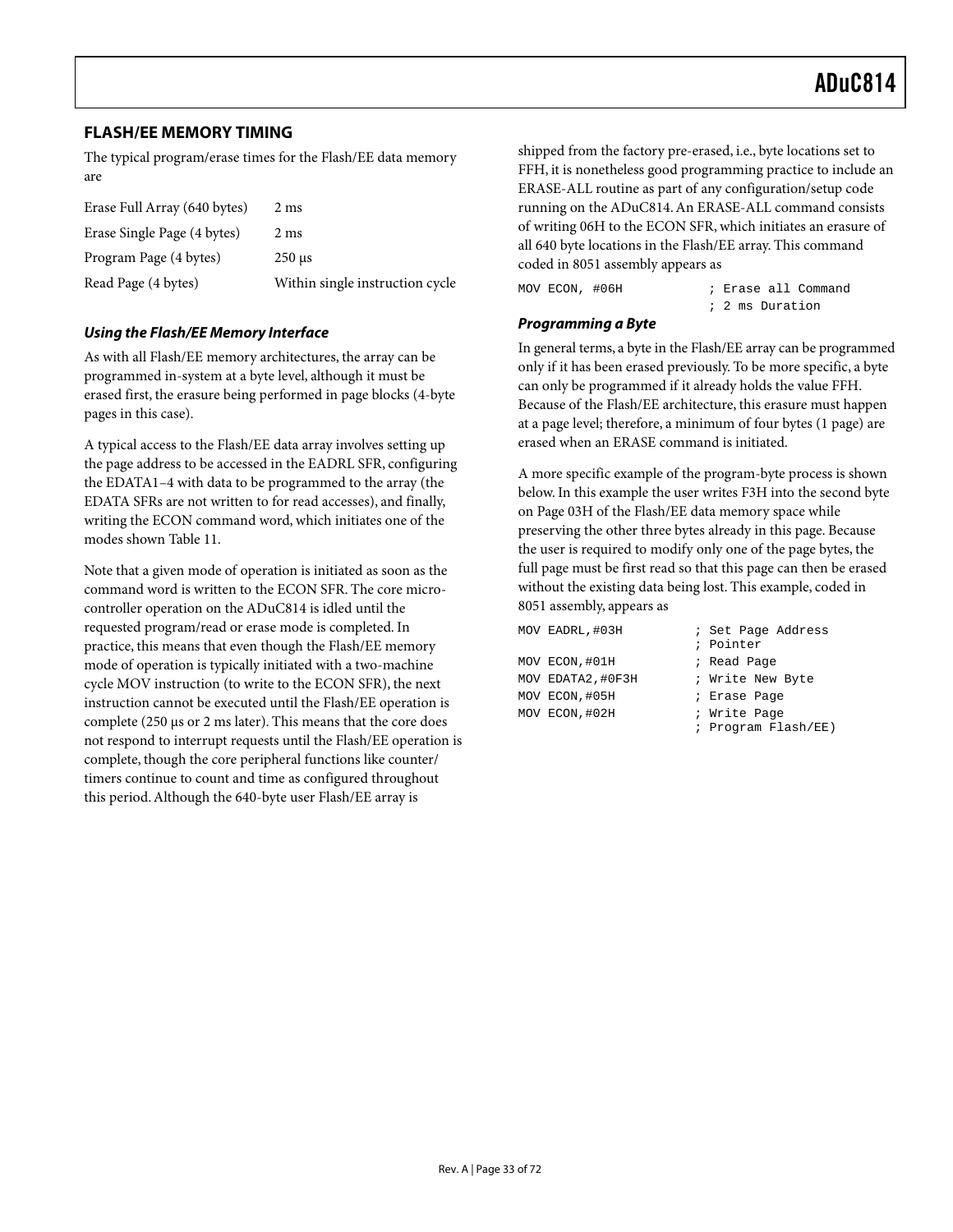## FLASH/EE MEMORY TIMING

The typical program/erase times for the Flash/EE data memory are

| | |
|---|---|
| Erase Full Array (640 bytes) | 2 ms |
| Erase Single Page (4 bytes) | 2 ms |
| Program Page (4 bytes) | 250 μs |
| Read Page (4 bytes) | Within single instruction cycle |

### *Using the Flash/EE Memory Interface*

As with all Flash/EE memory architectures, the array can be programmed in-system at a byte level, although it must be erased first, the erasure being performed in page blocks (4-byte pages in this case).

A typical access to the Flash/EE data array involves setting up the page address to be accessed in the EADRL SFR, configuring the EDATA1–4 with data to be programmed to the array (the EDATA SFRs are not written to for read accesses), and finally, writing the ECON command word, which initiates one of the modes shown Table 11.

Note that a given mode of operation is initiated as soon as the command word is written to the ECON SFR. The core microcontroller operation on the ADuC814 is idled until the requested program/read or erase mode is completed. In practice, this means that even though the Flash/EE memory mode of operation is typically initiated with a two-machine cycle MOV instruction (to write to the ECON SFR), the next instruction cannot be executed until the Flash/EE operation is complete (250 μs or 2 ms later). This means that the core does not respond to interrupt requests until the Flash/EE operation is complete, though the core peripheral functions like counter/timers continue to count and time as configured throughout this period. Although the 640-byte user Flash/EE array is shipped from the factory pre-erased, i.e., byte locations set to FFH, it is nonetheless good programming practice to include an ERASE-ALL routine as part of any configuration/setup code running on the ADuC814. An ERASE-ALL command consists of writing 06H to the ECON SFR, which initiates an erasure of all 640 byte locations in the Flash/EE array. This command coded in 8051 assembly appears as

```
MOV ECON, #06H            ; Erase all Command
                          ; 2 ms Duration
```

### *Programming a Byte*

In general terms, a byte in the Flash/EE array can be programmed only if it has been erased previously. To be more specific, a byte can only be programmed if it already holds the value FFH. Because of the Flash/EE architecture, this erasure must happen at a page level; therefore, a minimum of four bytes (1 page) are erased when an ERASE command is initiated.

A more specific example of the program-byte process is shown below. In this example the user writes F3H into the second byte on Page 03H of the Flash/EE data memory space while preserving the other three bytes already in this page. Because the user is required to modify only one of the page bytes, the full page must be first read so that this page can then be erased without the existing data being lost. This example, coded in 8051 assembly, appears as

```
MOV EADRL,#03H           ; Set Page Address
                         ; Pointer
MOV ECON,#01H            ; Read Page
MOV EDATA2,#0F3H         ; Write New Byte
MOV ECON,#05H            ; Erase Page
MOV ECON,#02H            ; Write Page
                         ; Program Flash/EE)
```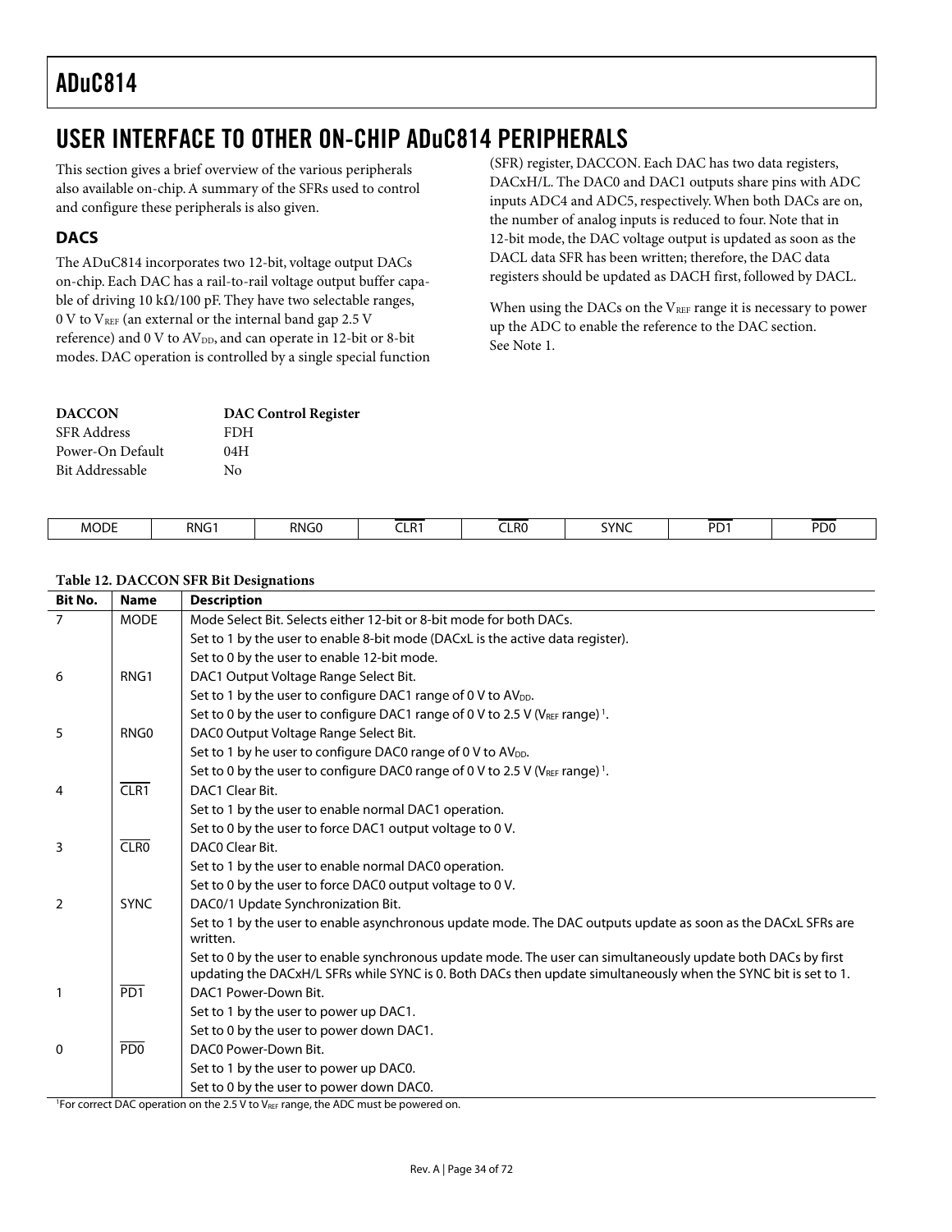# USER INTERFACE TO OTHER ON-CHIP ADuC814 PERIPHERALS

This section gives a brief overview of the various peripherals also available on-chip. A summary of the SFRs used to control and configure these peripherals is also given.

## DACS

The ADuC814 incorporates two 12-bit, voltage output DACs on-chip. Each DAC has a rail-to-rail voltage output buffer capable of driving 10 kΩ/100 pF. They have two selectable ranges, 0 V to $V_{REF}$ (an external or the internal band gap 2.5 V reference) and 0 V to $AV_{DD}$, and can operate in 12-bit or 8-bit modes. DAC operation is controlled by a single special function (SFR) register, DACCON. Each DAC has two data registers, DACxH/L. The DAC0 and DAC1 outputs share pins with ADC inputs ADC4 and ADC5, respectively. When both DACs are on, the number of analog inputs is reduced to four. Note that in 12-bit mode, the DAC voltage output is updated as soon as the DACL data SFR has been written; therefore, the DAC data registers should be updated as DACH first, followed by DACL.

When using the DACs on the $V_{REF}$ range it is necessary to power up the ADC to enable the reference to the DAC section. See Note 1.

| **DACCON** | **DAC Control Register** |
|---|---|
| SFR Address | FDH |
| Power-On Default | 04H |
| Bit Addressable | No |

| MODE | RNG1 | RNG0 | $\overline{\text{CLR1}}$ | $\overline{\text{CLR0}}$ | SYNC | $\overline{\text{PD1}}$ | $\overline{\text{PD0}}$ |
|---|---|---|---|---|---|---|---|

**Table 12. DACCON SFR Bit Designations**

| Bit No. | Name | Description |
|---|---|---|
| 7 | MODE | Mode Select Bit. Selects either 12-bit or 8-bit mode for both DACs. |
| | | Set to 1 by the user to enable 8-bit mode (DACxL is the active data register). |
| | | Set to 0 by the user to enable 12-bit mode. |
| 6 | RNG1 | DAC1 Output Voltage Range Select Bit. |
| | | Set to 1 by the user to configure DAC1 range of 0 V to $AV_{DD}$. |
| | | Set to 0 by the user to configure DAC1 range of 0 V to 2.5 V ($V_{REF}$ range) [1]. |
| 5 | RNG0 | DAC0 Output Voltage Range Select Bit. |
| | | Set to 1 by he user to configure DAC0 range of 0 V to $AV_{DD}$. |
| | | Set to 0 by the user to configure DAC0 range of 0 V to 2.5 V ($V_{REF}$ range) [1]. |
| 4 | $\overline{\text{CLR1}}$ | DAC1 Clear Bit. |
| | | Set to 1 by the user to enable normal DAC1 operation. |
| | | Set to 0 by the user to force DAC1 output voltage to 0 V. |
| 3 | $\overline{\text{CLR0}}$ | DAC0 Clear Bit. |
| | | Set to 1 by the user to enable normal DAC0 operation. |
| | | Set to 0 by the user to force DAC0 output voltage to 0 V. |
| 2 | SYNC | DAC0/1 Update Synchronization Bit. |
| | | Set to 1 by the user to enable asynchronous update mode. The DAC outputs update as soon as the DACxL SFRs are written. |
| | | Set to 0 by the user to enable synchronous update mode. The user can simultaneously update both DACs by first updating the DACxH/L SFRs while SYNC is 0. Both DACs then update simultaneously when the SYNC bit is set to 1. |
| 1 | $\overline{\text{PD1}}$ | DAC1 Power-Down Bit. |
| | | Set to 1 by the user to power up DAC1. |
| | | Set to 0 by the user to power down DAC1. |
| 0 | $\overline{\text{PD0}}$ | DAC0 Power-Down Bit. |
| | | Set to 1 by the user to power up DAC0. |
| | | Set to 0 by the user to power down DAC0. |

[1] For correct DAC operation on the 2.5 V to $V_{REF}$ range, the ADC must be powered on.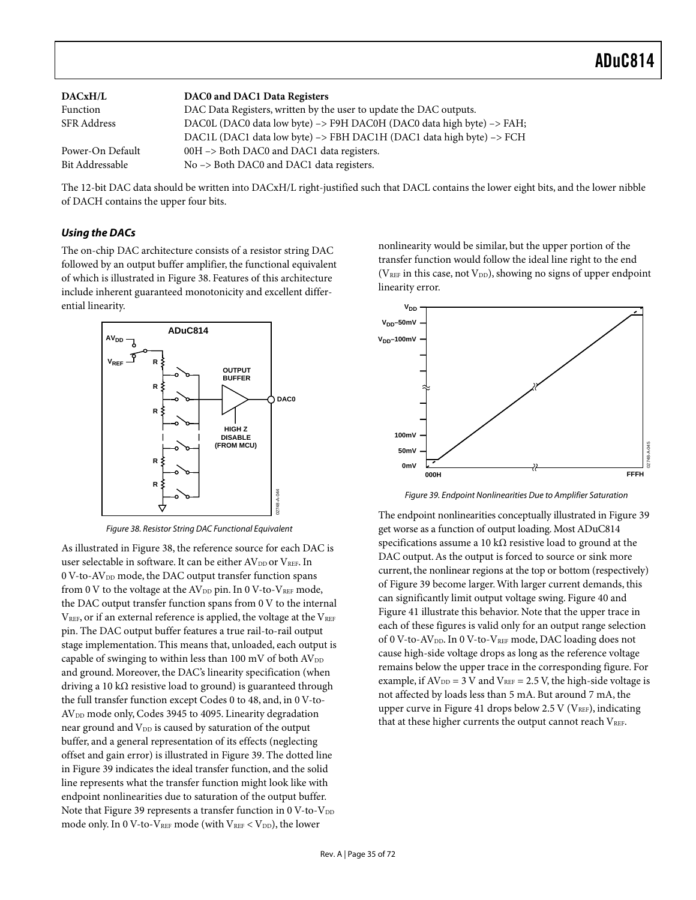| DACxH/L | DAC0 and DAC1 Data Registers |
|---|---|
| Function | DAC Data Registers, written by the user to update the DAC outputs. |
| SFR Address | DAC0L (DAC0 data low byte) –> F9H DAC0H (DAC0 data high byte) –> FAH; DAC1L (DAC1 data low byte) –> FBH DAC1H (DAC1 data high byte) –> FCH |
| Power-On Default | 00H –> Both DAC0 and DAC1 data registers. |
| Bit Addressable | No –> Both DAC0 and DAC1 data registers. |

The 12-bit DAC data should be written into DACxH/L right-justified such that DACL contains the lower eight bits, and the lower nibble of DACH contains the upper four bits.

### *Using the DACs*

The on-chip DAC architecture consists of a resistor string DAC followed by an output buffer amplifier, the functional equivalent of which is illustrated in Figure 38. Features of this architecture include inherent guaranteed monotonicity and excellent differential linearity.

Figure 38. Resistor String DAC Functional Equivalent

As illustrated in Figure 38, the reference source for each DAC is user selectable in software. It can be either $AV_{DD}$ or $V_{REF}$. In 0 V-to-$AV_{DD}$ mode, the DAC output transfer function spans from 0 V to the voltage at the $AV_{DD}$ pin. In 0 V-to-$V_{REF}$ mode, the DAC output transfer function spans from 0 V to the internal $V_{REF}$, or if an external reference is applied, the voltage at the $V_{REF}$ pin. The DAC output buffer features a true rail-to-rail output stage implementation. This means that, unloaded, each output is capable of swinging to within less than 100 mV of both $AV_{DD}$ and ground. Moreover, the DAC's linearity specification (when driving a 10 kΩ resistive load to ground) is guaranteed through the full transfer function except Codes 0 to 48, and, in 0 V-to-$AV_{DD}$ mode only, Codes 3945 to 4095. Linearity degradation near ground and $V_{DD}$ is caused by saturation of the output buffer, and a general representation of its effects (neglecting offset and gain error) is illustrated in Figure 39. The dotted line in Figure 39 indicates the ideal transfer function, and the solid line represents what the transfer function might look like with endpoint nonlinearities due to saturation of the output buffer. Note that Figure 39 represents a transfer function in 0 V-to-$V_{DD}$ mode only. In 0 V-to-$V_{REF}$ mode (with $V_{REF} < V_{DD}$), the lower nonlinearity would be similar, but the upper portion of the transfer function would follow the ideal line right to the end ($V_{REF}$ in this case, not $V_{DD}$), showing no signs of upper endpoint linearity error.

Figure 39. Endpoint Nonlinearities Due to Amplifier Saturation

The endpoint nonlinearities conceptually illustrated in Figure 39 get worse as a function of output loading. Most ADuC814 specifications assume a 10 kΩ resistive load to ground at the DAC output. As the output is forced to source or sink more current, the nonlinear regions at the top or bottom (respectively) of Figure 39 become larger. With larger current demands, this can significantly limit output voltage swing. Figure 40 and Figure 41 illustrate this behavior. Note that the upper trace in each of these figures is valid only for an output range selection of 0 V-to-$AV_{DD}$. In 0 V-to-$V_{REF}$ mode, DAC loading does not cause high-side voltage drops as long as the reference voltage remains below the upper trace in the corresponding figure. For example, if $AV_{DD}$ = 3 V and $V_{REF}$ = 2.5 V, the high-side voltage is not affected by loads less than 5 mA. But around 7 mA, the upper curve in Figure 41 drops below 2.5 V ($V_{REF}$), indicating that at these higher currents the output cannot reach $V_{REF}$.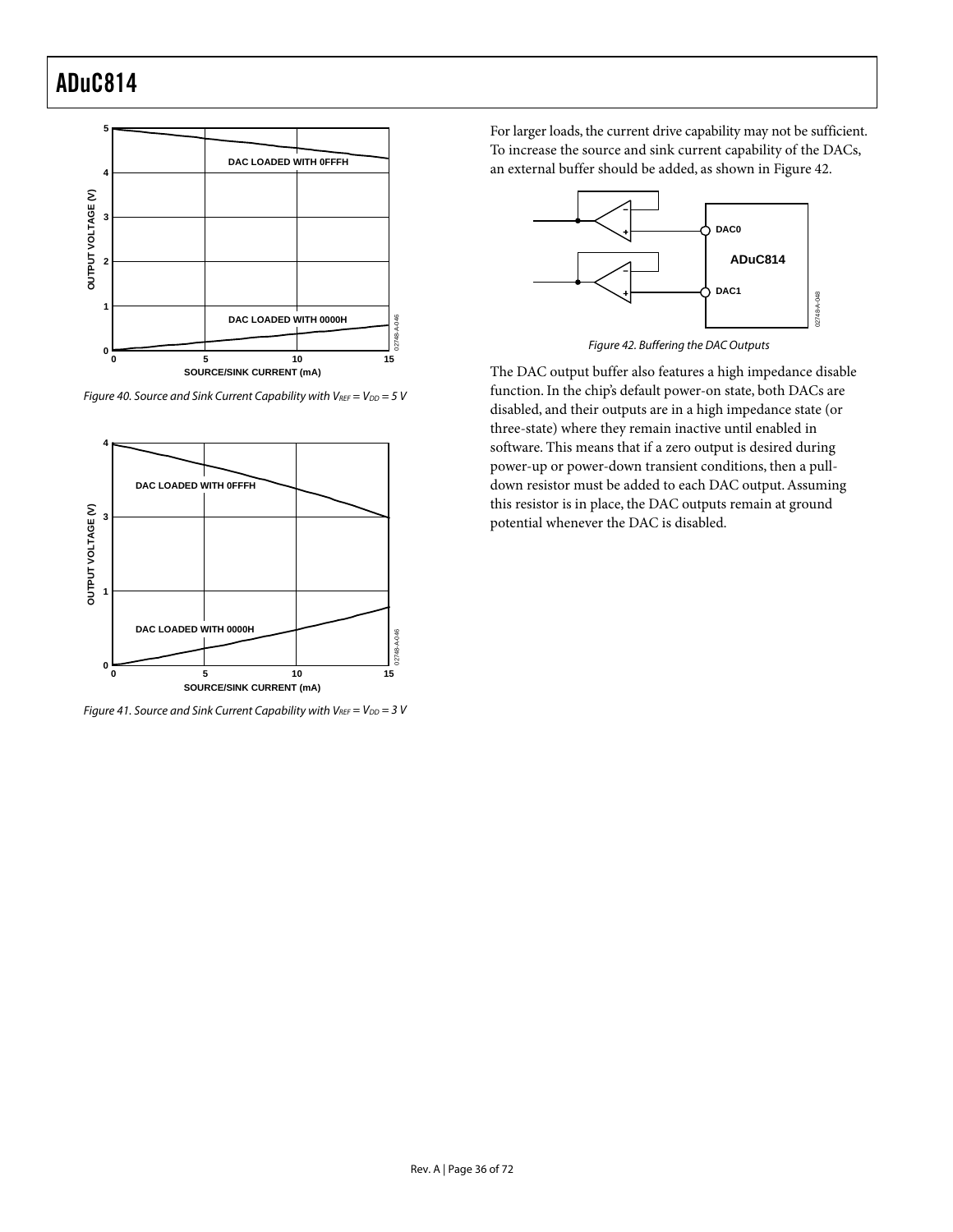Figure 40. Source and Sink Current Capability with $V_{REF} = V_{DD} = 5$ V

Figure 41. Source and Sink Current Capability with $V_{REF} = V_{DD} = 3$ V

For larger loads, the current drive capability may not be sufficient. To increase the source and sink current capability of the DACs, an external buffer should be added, as shown in Figure 42.

Figure 42. Buffering the DAC Outputs

The DAC output buffer also features a high impedance disable function. In the chip's default power-on state, both DACs are disabled, and their outputs are in a high impedance state (or three-state) where they remain inactive until enabled in software. This means that if a zero output is desired during power-up or power-down transient conditions, then a pull-down resistor must be added to each DAC output. Assuming this resistor is in place, the DAC outputs remain at ground potential whenever the DAC is disabled.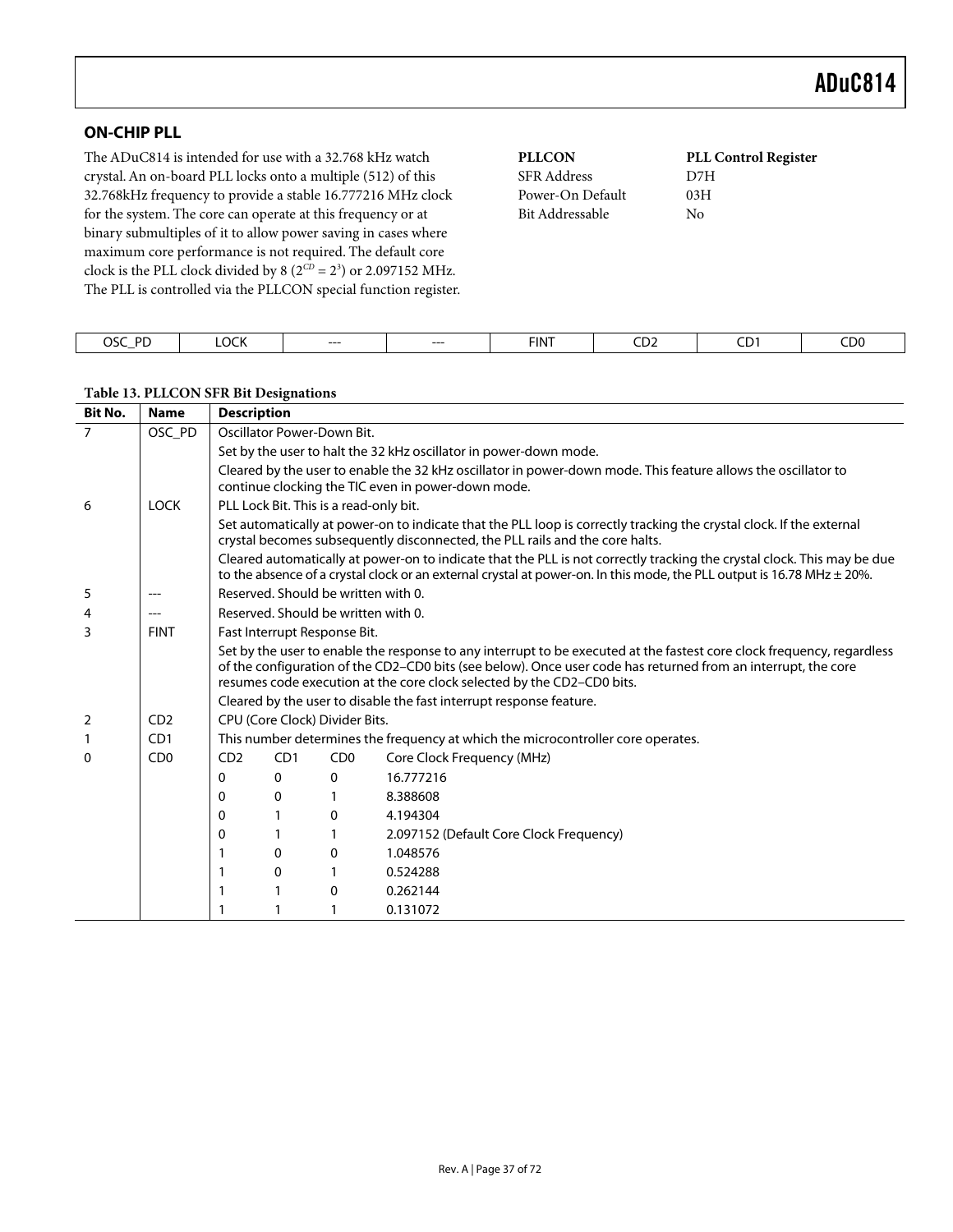## ON-CHIP PLL

The ADuC814 is intended for use with a 32.768 kHz watch crystal. An on-board PLL locks onto a multiple (512) of this 32.768kHz frequency to provide a stable 16.777216 MHz clock for the system. The core can operate at this frequency or at binary submultiples of it to allow power saving in cases where maximum core performance is not required. The default core clock is the PLL clock divided by 8 ($2^{CD} = 2^3$) or 2.097152 MHz. The PLL is controlled via the PLLCON special function register.

| | |
|---|---|
| **PLLCON** | **PLL Control Register** |
| SFR Address | D7H |
| Power-On Default | 03H |
| Bit Addressable | No |

| OSC_PD | LOCK | --- | --- | FINT | CD2 | CD1 | CD0 |
|---|---|---|---|---|---|---|---|

**Table 13. PLLCON SFR Bit Designations**

| Bit No. | Name | Description | | | |
|---|---|---|---|---|---|
| 7 | OSC_PD | Oscillator Power-Down Bit. | | | |
| | | Set by the user to halt the 32 kHz oscillator in power-down mode. | | | |
| | | Cleared by the user to enable the 32 kHz oscillator in power-down mode. This feature allows the oscillator to continue clocking the TIC even in power-down mode. | | | |
| 6 | LOCK | PLL Lock Bit. This is a read-only bit. | | | |
| | | Set automatically at power-on to indicate that the PLL loop is correctly tracking the crystal clock. If the external crystal becomes subsequently disconnected, the PLL rails and the core halts. | | | |
| | | Cleared automatically at power-on to indicate that the PLL is not correctly tracking the crystal clock. This may be due to the absence of a crystal clock or an external crystal at power-on. In this mode, the PLL output is 16.78 MHz ± 20%. | | | |
| 5 | --- | Reserved. Should be written with 0. | | | |
| 4 | --- | Reserved. Should be written with 0. | | | |
| 3 | FINT | Fast Interrupt Response Bit. | | | |
| | | Set by the user to enable the response to any interrupt to be executed at the fastest core clock frequency, regardless of the configuration of the CD2–CD0 bits (see below). Once user code has returned from an interrupt, the core resumes code execution at the core clock selected by the CD2–CD0 bits. | | | |
| | | Cleared by the user to disable the fast interrupt response feature. | | | |
| 2 | CD2 | CPU (Core Clock) Divider Bits. | | | |
| 1 | CD1 | This number determines the frequency at which the microcontroller core operates. | | | |
| 0 | CD0 | CD2 | CD1 | CD0 | Core Clock Frequency (MHz) |
| | | 0 | 0 | 0 | 16.777216 |
| | | 0 | 0 | 1 | 8.388608 |
| | | 0 | 1 | 0 | 4.194304 |
| | | 0 | 1 | 1 | 2.097152 (Default Core Clock Frequency) |
| | | 1 | 0 | 0 | 1.048576 |
| | | 1 | 0 | 1 | 0.524288 |
| | | 1 | 1 | 0 | 0.262144 |
| | | 1 | 1 | 1 | 0.131072 |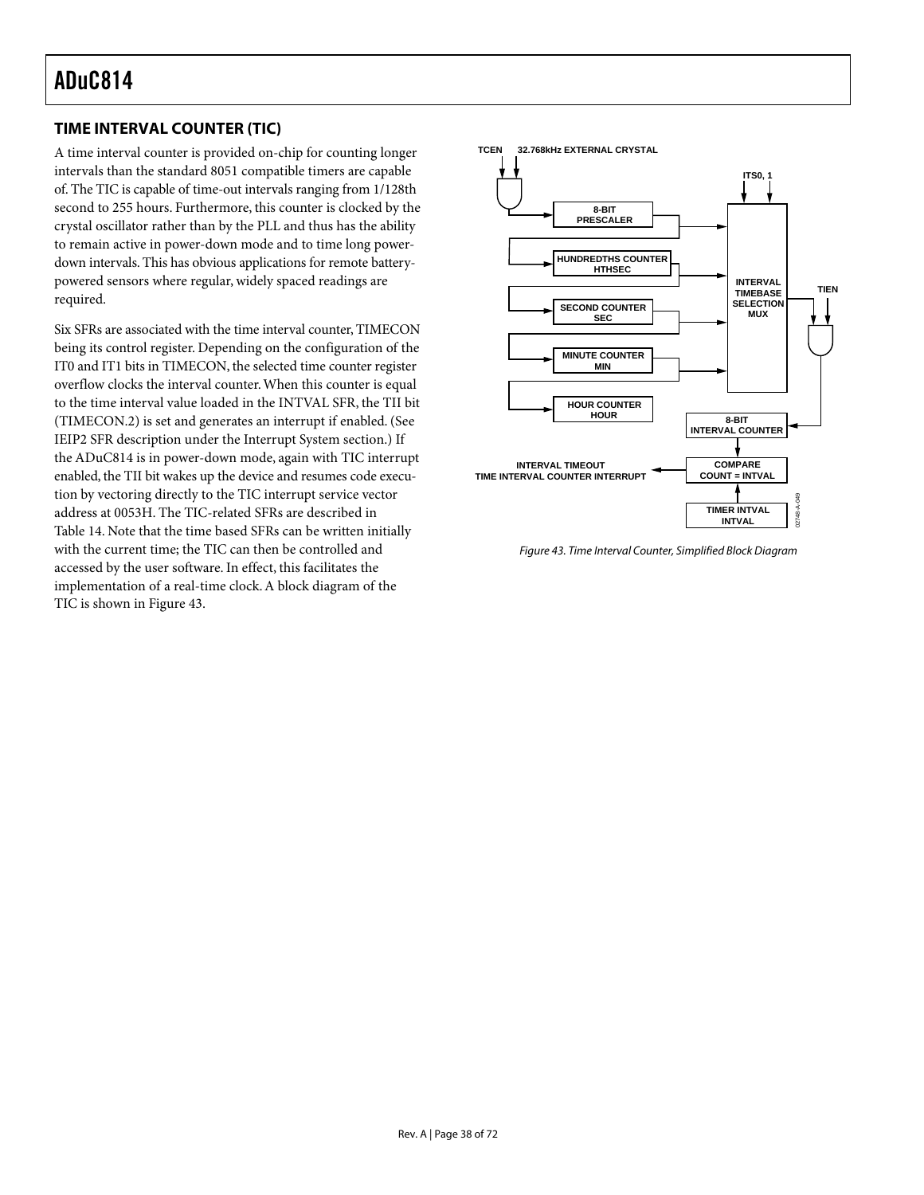## TIME INTERVAL COUNTER (TIC)

A time interval counter is provided on-chip for counting longer intervals than the standard 8051 compatible timers are capable of. The TIC is capable of time-out intervals ranging from 1/128th second to 255 hours. Furthermore, this counter is clocked by the crystal oscillator rather than by the PLL and thus has the ability to remain active in power-down mode and to time long power-down intervals. This has obvious applications for remote battery-powered sensors where regular, widely spaced readings are required.

Six SFRs are associated with the time interval counter, TIMECON being its control register. Depending on the configuration of the IT0 and IT1 bits in TIMECON, the selected time counter register overflow clocks the interval counter. When this counter is equal to the time interval value loaded in the INTVAL SFR, the TII bit (TIMECON.2) is set and generates an interrupt if enabled. (See IEIP2 SFR description under the Interrupt System section.) If the ADuC814 is in power-down mode, again with TIC interrupt enabled, the TII bit wakes up the device and resumes code execution by vectoring directly to the TIC interrupt service vector address at 0053H. The TIC-related SFRs are described in Table 14. Note that the time based SFRs can be written initially with the current time; the TIC can then be controlled and accessed by the user software. In effect, this facilitates the implementation of a real-time clock. A block diagram of the TIC is shown in Figure 43.

*Figure 43. Time Interval Counter, Simplified Block Diagram*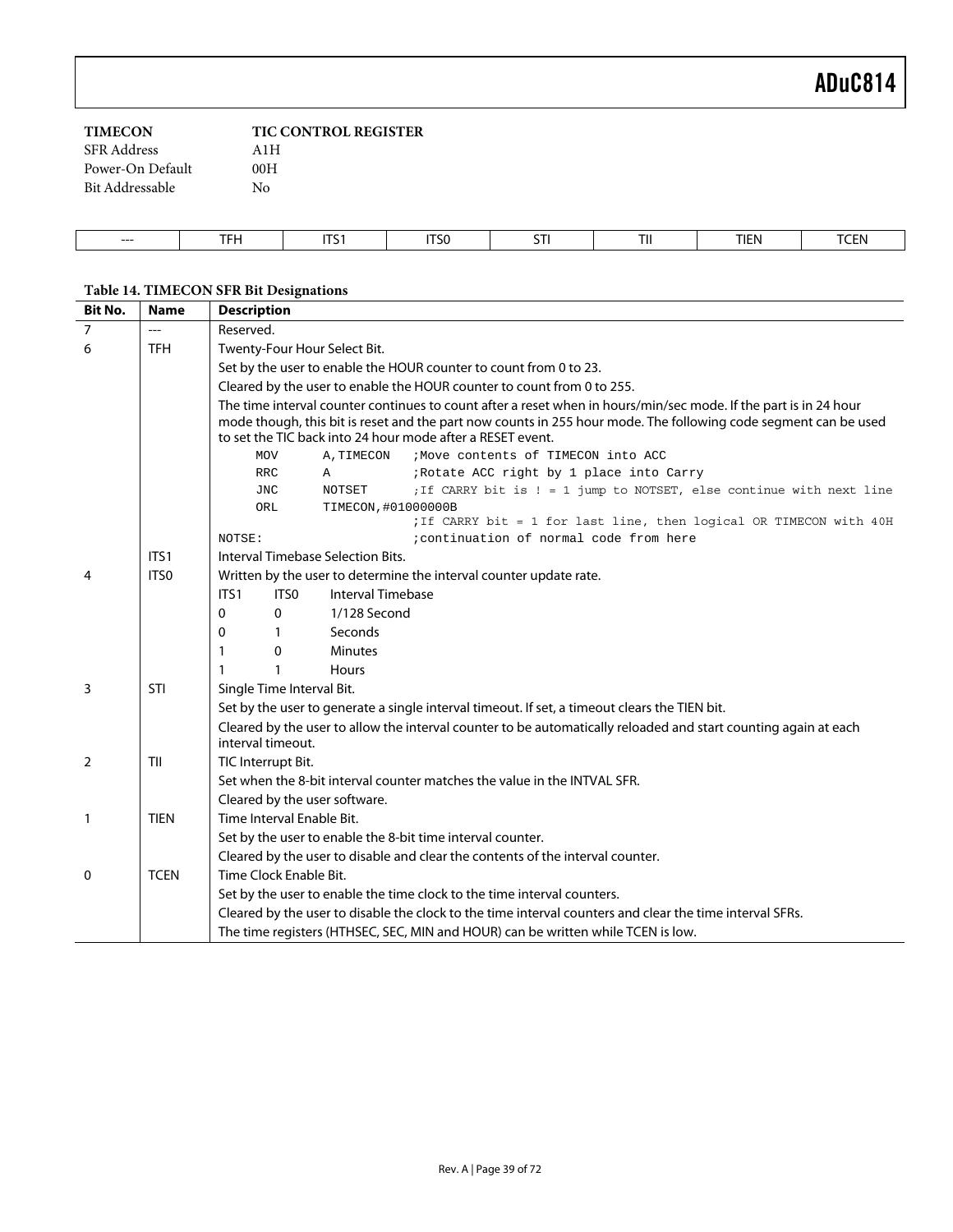**TIMECON — TIC CONTROL REGISTER**

| | |
|---|---|
| SFR Address | A1H |
| Power-On Default | 00H |
| Bit Addressable | No |

| --- | TFH | ITS1 | ITS0 | STI | TII | TIEN | TCEN |
|---|---|---|---|---|---|---|---|

**Table 14. TIMECON SFR Bit Designations**

| Bit No. | Name | Description |
|---|---|---|
| 7 | --- | Reserved. |
| 6 | TFH | Twenty-Four Hour Select Bit.<br>Set by the user to enable the HOUR counter to count from 0 to 23.<br>Cleared by the user to enable the HOUR counter to count from 0 to 255.<br>The time interval counter continues to count after a reset when in hours/min/sec mode. If the part is in 24 hour mode though, this bit is reset and the part now counts in 255 hour mode. The following code segment can be used to set the TIC back into 24 hour mode after a RESET event.<br>`MOV A,TIMECON ;Move contents of TIMECON into ACC`<br>`RRC A ;Rotate ACC right by 1 place into Carry`<br>`JNC NOTSET ;If CARRY bit is ! = 1 jump to NOTSET, else continue with next line`<br>`ORL TIMECON,#01000000B ;If CARRY bit = 1 for last line, then logical OR TIMECON with 40H`<br>`NOTSE: ;continuation of normal code from here` |
| 5 | ITS1 | Interval Timebase Selection Bits. |
| 4 | ITS0 | Written by the user to determine the interval counter update rate.<br>ITS1 ITS0 Interval Timebase<br>0 0 1/128 Second<br>0 1 Seconds<br>1 0 Minutes<br>1 1 Hours |
| 3 | STI | Single Time Interval Bit.<br>Set by the user to generate a single interval timeout. If set, a timeout clears the TIEN bit.<br>Cleared by the user to allow the interval counter to be automatically reloaded and start counting again at each interval timeout. |
| 2 | TII | TIC Interrupt Bit.<br>Set when the 8-bit interval counter matches the value in the INTVAL SFR.<br>Cleared by the user software. |
| 1 | TIEN | Time Interval Enable Bit.<br>Set by the user to enable the 8-bit time interval counter.<br>Cleared by the user to disable and clear the contents of the interval counter. |
| 0 | TCEN | Time Clock Enable Bit.<br>Set by the user to enable the time clock to the time interval counters.<br>Cleared by the user to disable the clock to the time interval counters and clear the time interval SFRs.<br>The time registers (HTHSEC, SEC, MIN and HOUR) can be written while TCEN is low. |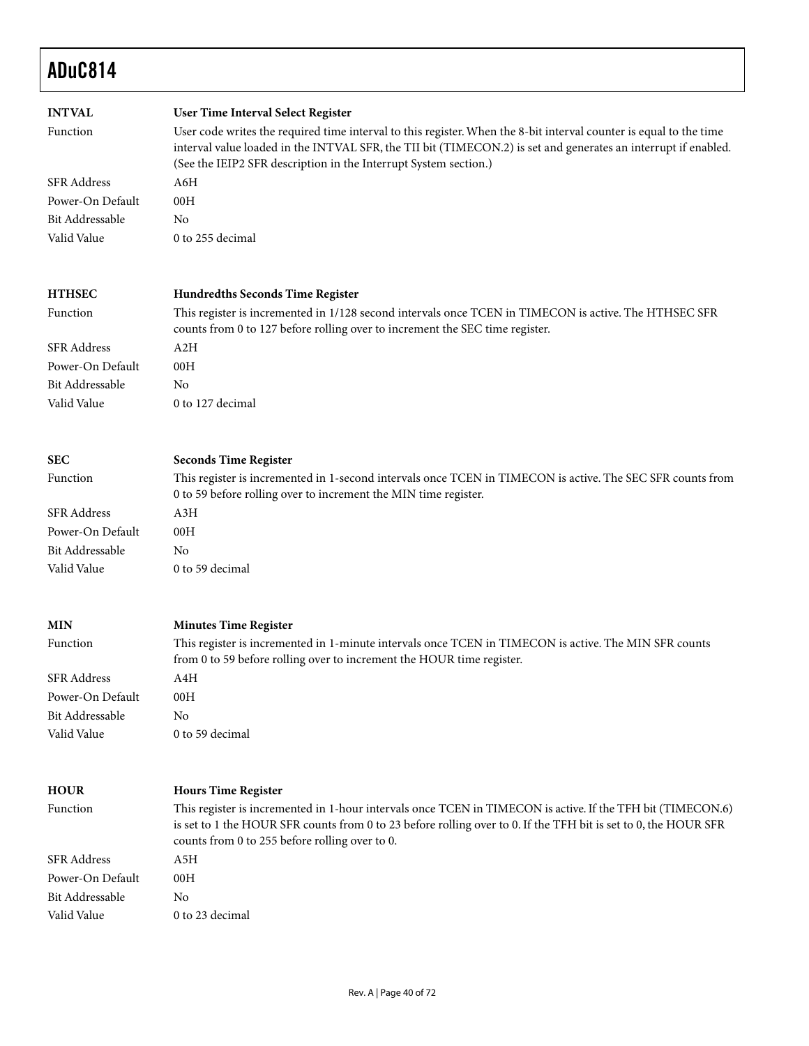**INTVAL** **User Time Interval Select Register**

| | |
|---|---|
| Function | User code writes the required time interval to this register. When the 8-bit interval counter is equal to the time interval value loaded in the INTVAL SFR, the TII bit (TIMECON.2) is set and generates an interrupt if enabled. (See the IEIP2 SFR description in the Interrupt System section.) |
| SFR Address | A6H |
| Power-On Default | 00H |
| Bit Addressable | No |
| Valid Value | 0 to 255 decimal |

**HTHSEC** **Hundredths Seconds Time Register**

| | |
|---|---|
| Function | This register is incremented in 1/128 second intervals once TCEN in TIMECON is active. The HTHSEC SFR counts from 0 to 127 before rolling over to increment the SEC time register. |
| SFR Address | A2H |
| Power-On Default | 00H |
| Bit Addressable | No |
| Valid Value | 0 to 127 decimal |

**SEC** **Seconds Time Register**

| | |
|---|---|
| Function | This register is incremented in 1-second intervals once TCEN in TIMECON is active. The SEC SFR counts from 0 to 59 before rolling over to increment the MIN time register. |
| SFR Address | A3H |
| Power-On Default | 00H |
| Bit Addressable | No |
| Valid Value | 0 to 59 decimal |

**MIN** **Minutes Time Register**

| | |
|---|---|
| Function | This register is incremented in 1-minute intervals once TCEN in TIMECON is active. The MIN SFR counts from 0 to 59 before rolling over to increment the HOUR time register. |
| SFR Address | A4H |
| Power-On Default | 00H |
| Bit Addressable | No |
| Valid Value | 0 to 59 decimal |

**HOUR** **Hours Time Register**

| | |
|---|---|
| Function | This register is incremented in 1-hour intervals once TCEN in TIMECON is active. If the TFH bit (TIMECON.6) is set to 1 the HOUR SFR counts from 0 to 23 before rolling over to 0. If the TFH bit is set to 0, the HOUR SFR counts from 0 to 255 before rolling over to 0. |
| SFR Address | A5H |
| Power-On Default | 00H |
| Bit Addressable | No |
| Valid Value | 0 to 23 decimal |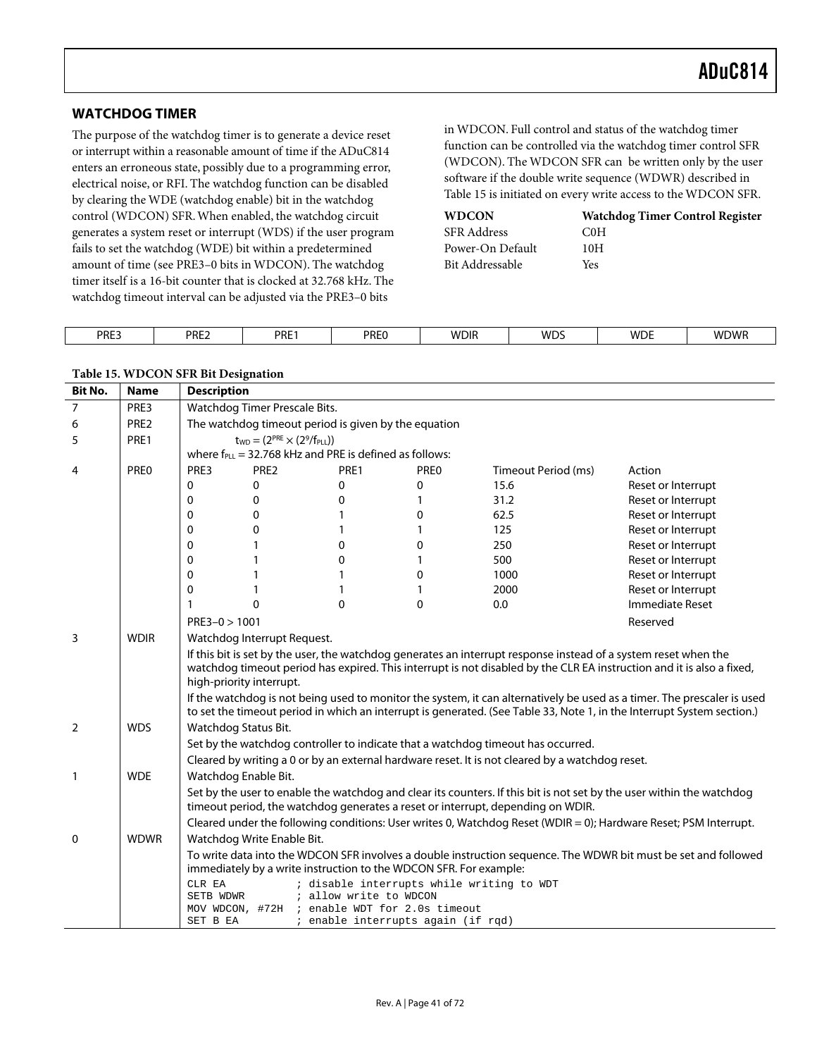## WATCHDOG TIMER

The purpose of the watchdog timer is to generate a device reset or interrupt within a reasonable amount of time if the ADuC814 enters an erroneous state, possibly due to a programming error, electrical noise, or RFI. The watchdog function can be disabled by clearing the WDE (watchdog enable) bit in the watchdog control (WDCON) SFR. When enabled, the watchdog circuit generates a system reset or interrupt (WDS) if the user program fails to set the watchdog (WDE) bit within a predetermined amount of time (see PRE3–0 bits in WDCON). The watchdog timer itself is a 16-bit counter that is clocked at 32.768 kHz. The watchdog timeout interval can be adjusted via the PRE3–0 bits in WDCON. Full control and status of the watchdog timer function can be controlled via the watchdog timer control SFR (WDCON). The WDCON SFR can be written only by the user software if the double write sequence (WDWR) described in Table 15 is initiated on every write access to the WDCON SFR.

| **WDCON** | **Watchdog Timer Control Register** |
|---|---|
| SFR Address | C0H |
| Power-On Default | 10H |
| Bit Addressable | Yes |

| PRE3 | PRE2 | PRE1 | PRE0 | WDIR | WDS | WDE | WDWR |
|---|---|---|---|---|---|---|---|

**Table 15. WDCON SFR Bit Designation**

| Bit No. | Name | Description |
|---|---|---|
| 7 | PRE3 | Watchdog Timer Prescale Bits. |
| 6 | PRE2 | The watchdog timeout period is given by the equation |
| 5 | PRE1 | $t_{WD} = (2^{PRE} \times (2^9/f_{PLL}))$ |
| | | where $f_{PLL}$ = 32.768 kHz and PRE is defined as follows: |
| 4 | PRE0 | (see PRE table below) |
| 3 | WDIR | Watchdog Interrupt Request. |
| | | If this bit is set by the user, the watchdog generates an interrupt response instead of a system reset when the watchdog timeout period has expired. This interrupt is not disabled by the CLR EA instruction and it is also a fixed, high-priority interrupt. |
| | | If the watchdog is not being used to monitor the system, it can alternatively be used as a timer. The prescaler is used to set the timeout period in which an interrupt is generated. (See Table 33, Note 1, in the Interrupt System section.) |
| 2 | WDS | Watchdog Status Bit. |
| | | Set by the watchdog controller to indicate that a watchdog timeout has occurred. |
| | | Cleared by writing a 0 or by an external hardware reset. It is not cleared by a watchdog reset. |
| 1 | WDE | Watchdog Enable Bit. |
| | | Set by the user to enable the watchdog and clear its counters. If this bit is not set by the user within the watchdog timeout period, the watchdog generates a reset or interrupt, depending on WDIR. |
| | | Cleared under the following conditions: User writes 0, Watchdog Reset (WDIR = 0); Hardware Reset; PSM Interrupt. |
| 0 | WDWR | Watchdog Write Enable Bit. |
| | | To write data into the WDCON SFR involves a double instruction sequence. The WDWR bit must be set and followed immediately by a write instruction to the WDCON SFR. For example: (see code below) |

| PRE3 | PRE2 | PRE1 | PRE0 | Timeout Period (ms) | Action |
|---|---|---|---|---|---|
| 0 | 0 | 0 | 0 | 15.6 | Reset or Interrupt |
| 0 | 0 | 0 | 1 | 31.2 | Reset or Interrupt |
| 0 | 0 | 1 | 0 | 62.5 | Reset or Interrupt |
| 0 | 0 | 1 | 1 | 125 | Reset or Interrupt |
| 0 | 1 | 0 | 0 | 250 | Reset or Interrupt |
| 0 | 1 | 0 | 1 | 500 | Reset or Interrupt |
| 0 | 1 | 1 | 0 | 1000 | Reset or Interrupt |
| 0 | 1 | 1 | 1 | 2000 | Reset or Interrupt |
| 1 | 0 | 0 | 0 | 0.0 | Immediate Reset |
| PRE3–0 > 1001 | | | | | Reserved |

```
CLR EA           ; disable interrupts while writing to WDT
SETB WDWR        ; allow write to WDCON
MOV WDCON, #72H  ; enable WDT for 2.0s timeout
SET B EA         ; enable interrupts again (if rqd)
```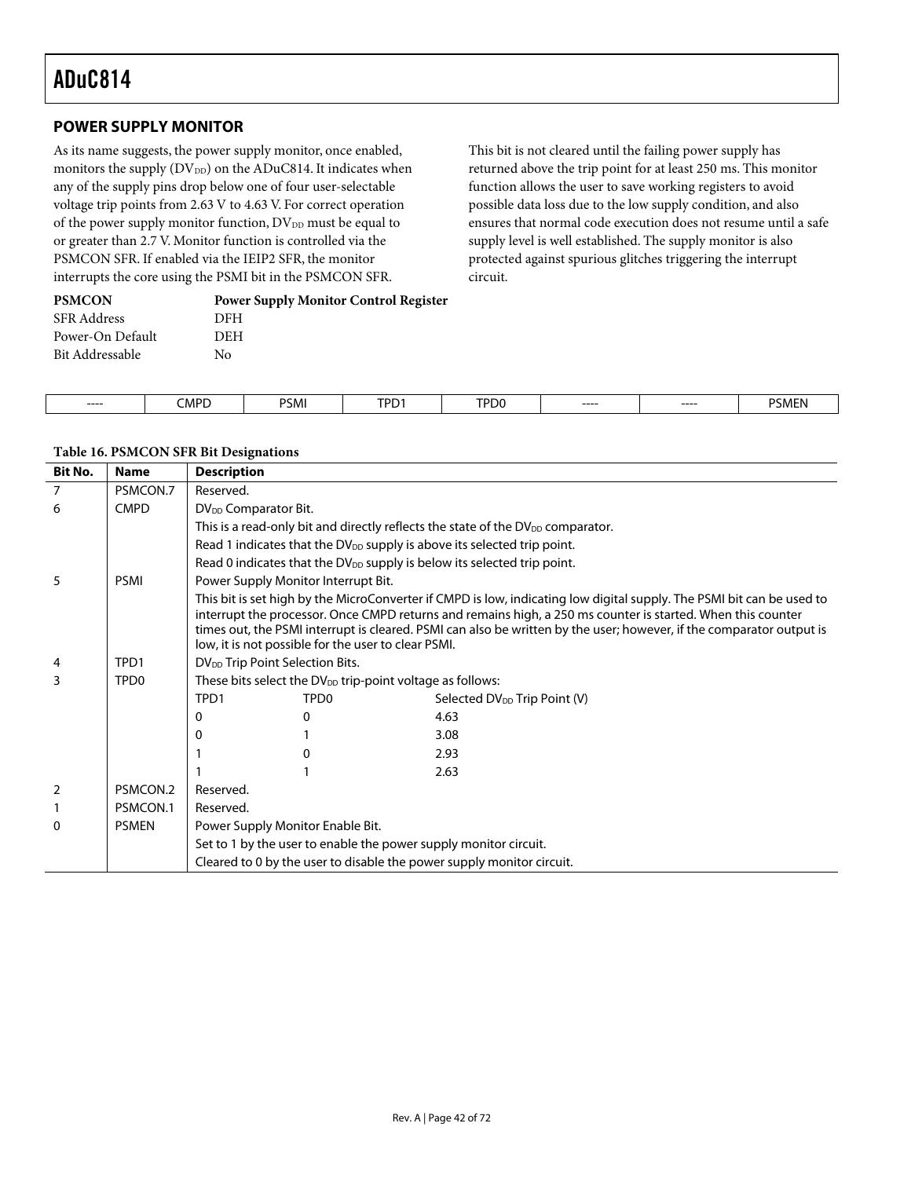## POWER SUPPLY MONITOR

As its name suggests, the power supply monitor, once enabled, monitors the supply ($DV_{DD}$) on the ADuC814. It indicates when any of the supply pins drop below one of four user-selectable voltage trip points from 2.63 V to 4.63 V. For correct operation of the power supply monitor function, $DV_{DD}$ must be equal to or greater than 2.7 V. Monitor function is controlled via the PSMCON SFR. If enabled via the IEIP2 SFR, the monitor interrupts the core using the PSMI bit in the PSMCON SFR.

This bit is not cleared until the failing power supply has returned above the trip point for at least 250 ms. This monitor function allows the user to save working registers to avoid possible data loss due to the low supply condition, and also ensures that normal code execution does not resume until a safe supply level is well established. The supply monitor is also protected against spurious glitches triggering the interrupt circuit.

| **PSMCON** | **Power Supply Monitor Control Register** |
|---|---|
| SFR Address | DFH |
| Power-On Default | DEH |
| Bit Addressable | No |

| ---- | CMPD | PSMI | TPD1 | TPD0 | ---- | ---- | PSMEN |
|---|---|---|---|---|---|---|---|

**Table 16. PSMCON SFR Bit Designations**

| Bit No. | Name | Description | | |
|---|---|---|---|---|
| 7 | PSMCON.7 | Reserved. | | |
| 6 | CMPD | $DV_{DD}$ Comparator Bit. | | |
| | | This is a read-only bit and directly reflects the state of the $DV_{DD}$ comparator. | | |
| | | Read 1 indicates that the $DV_{DD}$ supply is above its selected trip point. | | |
| | | Read 0 indicates that the $DV_{DD}$ supply is below its selected trip point. | | |
| 5 | PSMI | Power Supply Monitor Interrupt Bit. | | |
| | | This bit is set high by the MicroConverter if CMPD is low, indicating low digital supply. The PSMI bit can be used to interrupt the processor. Once CMPD returns and remains high, a 250 ms counter is started. When this counter times out, the PSMI interrupt is cleared. PSMI can also be written by the user; however, if the comparator output is low, it is not possible for the user to clear PSMI. | | |
| 4 | TPD1 | $DV_{DD}$ Trip Point Selection Bits. | | |
| 3 | TPD0 | These bits select the $DV_{DD}$ trip-point voltage as follows: | | |
| | | TPD1 | TPD0 | Selected $DV_{DD}$ Trip Point (V) |
| | | 0 | 0 | 4.63 |
| | | 0 | 1 | 3.08 |
| | | 1 | 0 | 2.93 |
| | | 1 | 1 | 2.63 |
| 2 | PSMCON.2 | Reserved. | | |
| 1 | PSMCON.1 | Reserved. | | |
| 0 | PSMEN | Power Supply Monitor Enable Bit. | | |
| | | Set to 1 by the user to enable the power supply monitor circuit. | | |
| | | Cleared to 0 by the user to disable the power supply monitor circuit. | | |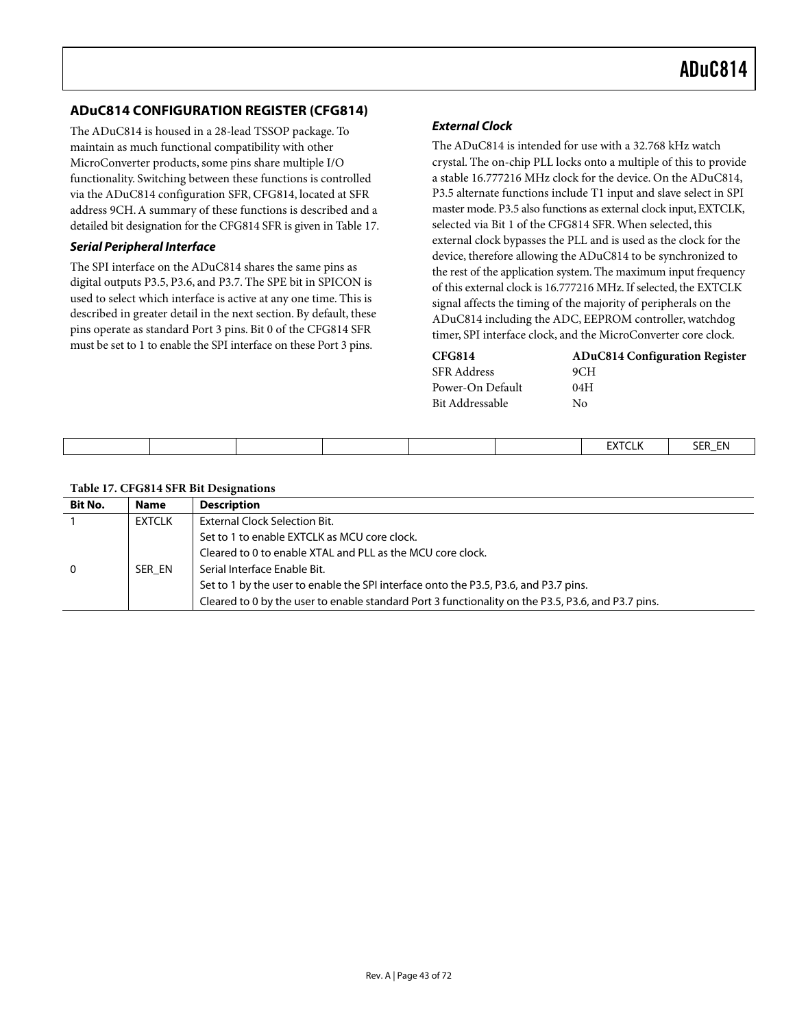## ADuC814 CONFIGURATION REGISTER (CFG814)

The ADuC814 is housed in a 28-lead TSSOP package. To maintain as much functional compatibility with other MicroConverter products, some pins share multiple I/O functionality. Switching between these functions is controlled via the ADuC814 configuration SFR, CFG814, located at SFR address 9CH. A summary of these functions is described and a detailed bit designation for the CFG814 SFR is given in Table 17.

### *Serial Peripheral Interface*

The SPI interface on the ADuC814 shares the same pins as digital outputs P3.5, P3.6, and P3.7. The SPE bit in SPICON is used to select which interface is active at any one time. This is described in greater detail in the next section. By default, these pins operate as standard Port 3 pins. Bit 0 of the CFG814 SFR must be set to 1 to enable the SPI interface on these Port 3 pins.

### *External Clock*

The ADuC814 is intended for use with a 32.768 kHz watch crystal. The on-chip PLL locks onto a multiple of this to provide a stable 16.777216 MHz clock for the device. On the ADuC814, P3.5 alternate functions include T1 input and slave select in SPI master mode. P3.5 also functions as external clock input, EXTCLK, selected via Bit 1 of the CFG814 SFR. When selected, this external clock bypasses the PLL and is used as the clock for the device, therefore allowing the ADuC814 to be synchronized to the rest of the application system. The maximum input frequency of this external clock is 16.777216 MHz. If selected, the EXTCLK signal affects the timing of the majority of peripherals on the ADuC814 including the ADC, EEPROM controller, watchdog timer, SPI interface clock, and the MicroConverter core clock.

| **CFG814** | **ADuC814 Configuration Register** |
|---|---|
| SFR Address | 9CH |
| Power-On Default | 04H |
| Bit Addressable | No |

| | | | | | | | |
|---|---|---|---|---|---|---|---|
| | | | | | | EXTCLK | SER_EN |

**Table 17. CFG814 SFR Bit Designations**

| Bit No. | Name | Description |
|---|---|---|
| 1 | EXTCLK | External Clock Selection Bit. |
| | | Set to 1 to enable EXTCLK as MCU core clock. |
| | | Cleared to 0 to enable XTAL and PLL as the MCU core clock. |
| 0 | SER_EN | Serial Interface Enable Bit. |
| | | Set to 1 by the user to enable the SPI interface onto the P3.5, P3.6, and P3.7 pins. |
| | | Cleared to 0 by the user to enable standard Port 3 functionality on the P3.5, P3.6, and P3.7 pins. |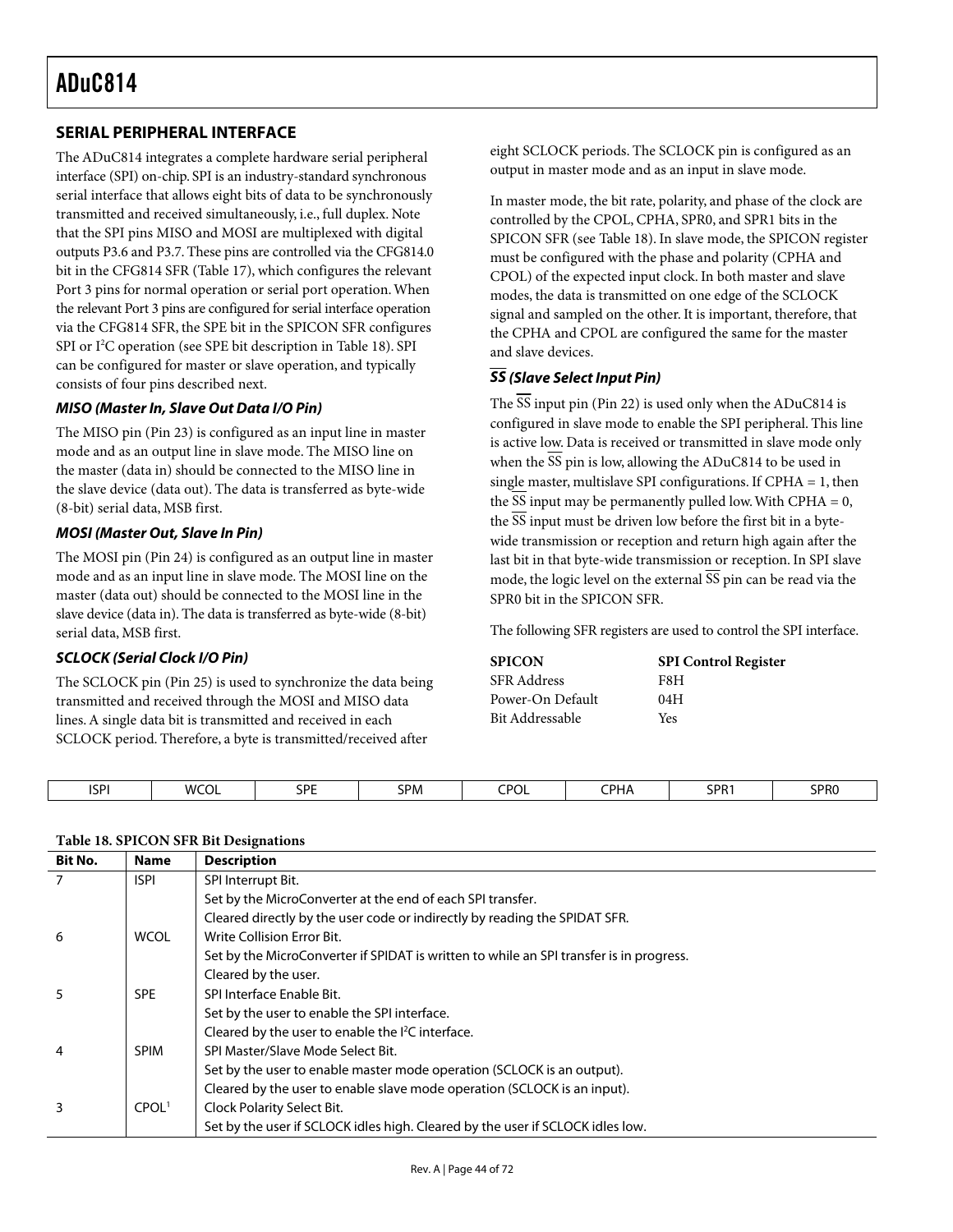## SERIAL PERIPHERAL INTERFACE

The ADuC814 integrates a complete hardware serial peripheral interface (SPI) on-chip. SPI is an industry-standard synchronous serial interface that allows eight bits of data to be synchronously transmitted and received simultaneously, i.e., full duplex. Note that the SPI pins MISO and MOSI are multiplexed with digital outputs P3.6 and P3.7. These pins are controlled via the CFG814.0 bit in the CFG814 SFR (Table 17), which configures the relevant Port 3 pins for normal operation or serial port operation. When the relevant Port 3 pins are configured for serial interface operation via the CFG814 SFR, the SPE bit in the SPICON SFR configures SPI or I$^2$C operation (see SPE bit description in Table 18). SPI can be configured for master or slave operation, and typically consists of four pins described next.

### *MISO (Master In, Slave Out Data I/O Pin)*

The MISO pin (Pin 23) is configured as an input line in master mode and as an output line in slave mode. The MISO line on the master (data in) should be connected to the MISO line in the slave device (data out). The data is transferred as byte-wide (8-bit) serial data, MSB first.

### *MOSI (Master Out, Slave In Pin)*

The MOSI pin (Pin 24) is configured as an output line in master mode and as an input line in slave mode. The MOSI line on the master (data out) should be connected to the MOSI line in the slave device (data in). The data is transferred as byte-wide (8-bit) serial data, MSB first.

### *SCLOCK (Serial Clock I/O Pin)*

The SCLOCK pin (Pin 25) is used to synchronize the data being transmitted and received through the MOSI and MISO data lines. A single data bit is transmitted and received in each SCLOCK period. Therefore, a byte is transmitted/received after eight SCLOCK periods. The SCLOCK pin is configured as an output in master mode and as an input in slave mode.

In master mode, the bit rate, polarity, and phase of the clock are controlled by the CPOL, CPHA, SPR0, and SPR1 bits in the SPICON SFR (see Table 18). In slave mode, the SPICON register must be configured with the phase and polarity (CPHA and CPOL) of the expected input clock. In both master and slave modes, the data is transmitted on one edge of the SCLOCK signal and sampled on the other. It is important, therefore, that the CPHA and CPOL are configured the same for the master and slave devices.

### *$\overline{SS}$ (Slave Select Input Pin)*

The $\overline{SS}$ input pin (Pin 22) is used only when the ADuC814 is configured in slave mode to enable the SPI peripheral. This line is active low. Data is received or transmitted in slave mode only when the $\overline{SS}$ pin is low, allowing the ADuC814 to be used in single master, multislave SPI configurations. If CPHA = 1, then the $\overline{SS}$ input may be permanently pulled low. With CPHA = 0, the $\overline{SS}$ input must be driven low before the first bit in a byte-wide transmission or reception and return high again after the last bit in that byte-wide transmission or reception. In SPI slave mode, the logic level on the external $\overline{SS}$ pin can be read via the SPR0 bit in the SPICON SFR.

The following SFR registers are used to control the SPI interface.

| **SPICON** | **SPI Control Register** |
|---|---|
| SFR Address | F8H |
| Power-On Default | 04H |
| Bit Addressable | Yes |

| ISPI | WCOL | SPE | SPM | CPOL | CPHA | SPR1 | SPR0 |
|---|---|---|---|---|---|---|---|

**Table 18. SPICON SFR Bit Designations**

| Bit No. | Name | Description |
|---|---|---|
| 7 | ISPI | SPI Interrupt Bit. |
| | | Set by the MicroConverter at the end of each SPI transfer. |
| | | Cleared directly by the user code or indirectly by reading the SPIDAT SFR. |
| 6 | WCOL | Write Collision Error Bit. |
| | | Set by the MicroConverter if SPIDAT is written to while an SPI transfer is in progress. |
| | | Cleared by the user. |
| 5 | SPE | SPI Interface Enable Bit. |
| | | Set by the user to enable the SPI interface. |
| | | Cleared by the user to enable the I$^2$C interface. |
| 4 | SPIM | SPI Master/Slave Mode Select Bit. |
| | | Set by the user to enable master mode operation (SCLOCK is an output). |
| | | Cleared by the user to enable slave mode operation (SCLOCK is an input). |
| 3 | CPOL[1] | Clock Polarity Select Bit. |
| | | Set by the user if SCLOCK idles high. Cleared by the user if SCLOCK idles low. |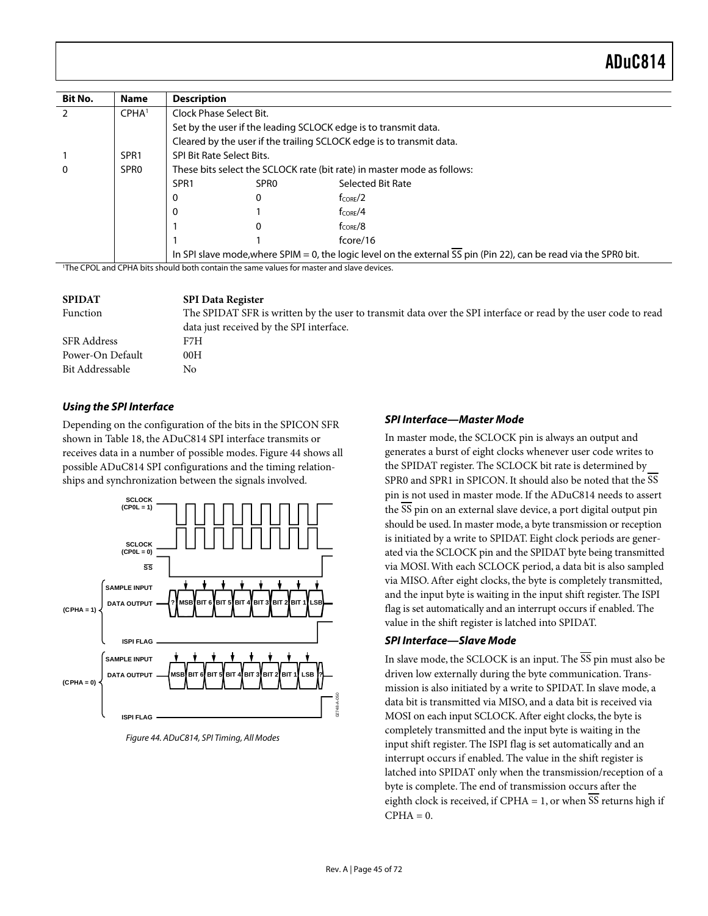| Bit No. | Name | Description | | |
|---|---|---|---|---|
| 2 | CPHA[1] | Clock Phase Select Bit. | | |
| | | Set by the user if the leading SCLOCK edge is to transmit data. | | |
| | | Cleared by the user if the trailing SCLOCK edge is to transmit data. | | |
| 1 | SPR1 | SPI Bit Rate Select Bits. | | |
| 0 | SPR0 | These bits select the SCLOCK rate (bit rate) in master mode as follows: | | |
| | | SPR1 | SPR0 | Selected Bit Rate |
| | | 0 | 0 | $f_{CORE}/2$ |
| | | 0 | 1 | $f_{CORE}/4$ |
| | | 1 | 0 | $f_{CORE}/8$ |
| | | 1 | 1 | fcore/16 |
| | | In SPI slave mode,where SPIM = 0, the logic level on the external $\overline{SS}$ pin (Pin 22), can be read via the SPR0 bit. | | |

[1]The CPOL and CPHA bits should both contain the same values for master and slave devices.

**SPIDAT** **SPI Data Register**

Function: The SPIDAT SFR is written by the user to transmit data over the SPI interface or read by the user code to read data just received by the SPI interface.

SFR Address: F7H

Power-On Default: 00H

Bit Addressable: No

### *Using the SPI Interface*

Depending on the configuration of the bits in the SPICON SFR shown in Table 18, the ADuC814 SPI interface transmits or receives data in a number of possible modes. Figure 44 shows all possible ADuC814 SPI configurations and the timing relationships and synchronization between the signals involved.

*Figure 44. ADuC814, SPI Timing, All Modes*

### *SPI Interface—Master Mode*

In master mode, the SCLOCK pin is always an output and generates a burst of eight clocks whenever user code writes to the SPIDAT register. The SCLOCK bit rate is determined by SPR0 and SPR1 in SPICON. It should also be noted that the $\overline{SS}$ pin is not used in master mode. If the ADuC814 needs to assert the $\overline{SS}$ pin on an external slave device, a port digital output pin should be used. In master mode, a byte transmission or reception is initiated by a write to SPIDAT. Eight clock periods are generated via the SCLOCK pin and the SPIDAT byte being transmitted via MOSI. With each SCLOCK period, a data bit is also sampled via MISO. After eight clocks, the byte is completely transmitted, and the input byte is waiting in the input shift register. The ISPI flag is set automatically and an interrupt occurs if enabled. The value in the shift register is latched into SPIDAT.

### *SPI Interface—Slave Mode*

In slave mode, the SCLOCK is an input. The $\overline{SS}$ pin must also be driven low externally during the byte communication. Transmission is also initiated by a write to SPIDAT. In slave mode, a data bit is transmitted via MISO, and a data bit is received via MOSI on each input SCLOCK. After eight clocks, the byte is completely transmitted and the input byte is waiting in the input shift register. The ISPI flag is set automatically and an interrupt occurs if enabled. The value in the shift register is latched into SPIDAT only when the transmission/reception of a byte is complete. The end of transmission occurs after the eighth clock is received, if CPHA = 1, or when $\overline{SS}$ returns high if CPHA = 0.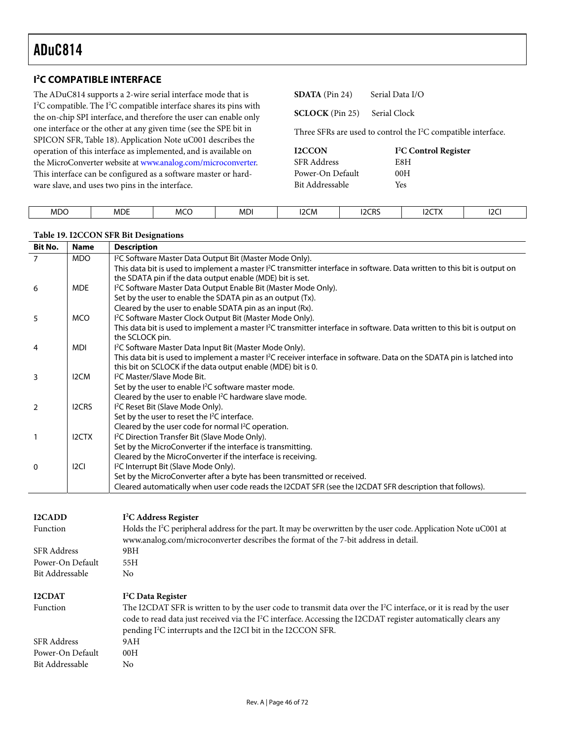## I²C COMPATIBLE INTERFACE

The ADuC814 supports a 2-wire serial interface mode that is I²C compatible. The I²C compatible interface shares its pins with the on-chip SPI interface, and therefore the user can enable only one interface or the other at any given time (see the SPE bit in SPICON SFR, Table 18). Application Note uC001 describes the operation of this interface as implemented, and is available on the MicroConverter website at www.analog.com/microconverter. This interface can be configured as a software master or hardware slave, and uses two pins in the interface.

**SDATA** (Pin 24) Serial Data I/O

**SCLOCK** (Pin 25) Serial Clock

Three SFRs are used to control the I²C compatible interface.

| **I2CCON** | **I²C Control Register** |
|---|---|
| SFR Address | E8H |
| Power-On Default | 00H |
| Bit Addressable | Yes |

| MDO | MDE | MCO | MDI | I2CM | I2CRS | I2CTX | I2CI |
|---|---|---|---|---|---|---|---|

**Table 19. I2CCON SFR Bit Designations**

| Bit No. | Name | Description |
|---|---|---|
| 7 | MDO | I²C Software Master Data Output Bit (Master Mode Only).<br>This data bit is used to implement a master I²C transmitter interface in software. Data written to this bit is output on the SDATA pin if the data output enable (MDE) bit is set. |
| 6 | MDE | I²C Software Master Data Output Enable Bit (Master Mode Only).<br>Set by the user to enable the SDATA pin as an output (Tx).<br>Cleared by the user to enable SDATA pin as an input (Rx). |
| 5 | MCO | I²C Software Master Clock Output Bit (Master Mode Only).<br>This data bit is used to implement a master I²C transmitter interface in software. Data written to this bit is output on the SCLOCK pin. |
| 4 | MDI | I²C Software Master Data Input Bit (Master Mode Only).<br>This data bit is used to implement a master I²C receiver interface in software. Data on the SDATA pin is latched into this bit on SCLOCK if the data output enable (MDE) bit is 0. |
| 3 | I2CM | I²C Master/Slave Mode Bit.<br>Set by the user to enable I²C software master mode.<br>Cleared by the user to enable I²C hardware slave mode. |
| 2 | I2CRS | I²C Reset Bit (Slave Mode Only).<br>Set by the user to reset the I²C interface.<br>Cleared by the user code for normal I²C operation. |
| 1 | I2CTX | I²C Direction Transfer Bit (Slave Mode Only).<br>Set by the MicroConverter if the interface is transmitting.<br>Cleared by the MicroConverter if the interface is receiving. |
| 0 | I2CI | I²C Interrupt Bit (Slave Mode Only).<br>Set by the MicroConverter after a byte has been transmitted or received.<br>Cleared automatically when user code reads the I2CDAT SFR (see the I2CDAT SFR description that follows). |

| **I2CADD** | **I²C Address Register** |
|---|---|
| Function | Holds the I²C peripheral address for the part. It may be overwritten by the user code. Application Note uC001 at www.analog.com/microconverter describes the format of the 7-bit address in detail. |
| SFR Address | 9BH |
| Power-On Default | 55H |
| Bit Addressable | No |

| **I2CDAT** | **I²C Data Register** |
|---|---|
| Function | The I2CDAT SFR is written to by the user code to transmit data over the I²C interface, or it is read by the user code to read data just received via the I²C interface. Accessing the I2CDAT register automatically clears any pending I²C interrupts and the I2CI bit in the I2CCON SFR. |
| SFR Address | 9AH |
| Power-On Default | 00H |
| Bit Addressable | No |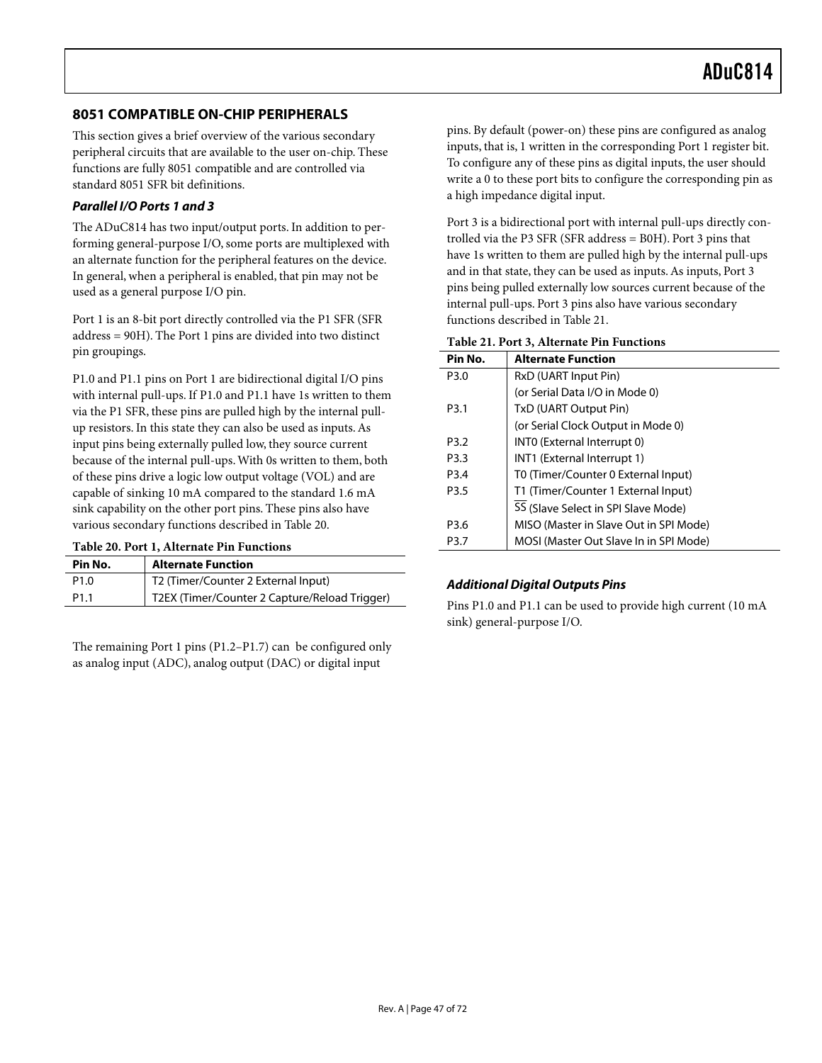## 8051 COMPATIBLE ON-CHIP PERIPHERALS

This section gives a brief overview of the various secondary peripheral circuits that are available to the user on-chip. These functions are fully 8051 compatible and are controlled via standard 8051 SFR bit definitions.

### *Parallel I/O Ports 1 and 3*

The ADuC814 has two input/output ports. In addition to performing general-purpose I/O, some ports are multiplexed with an alternate function for the peripheral features on the device. In general, when a peripheral is enabled, that pin may not be used as a general purpose I/O pin.

Port 1 is an 8-bit port directly controlled via the P1 SFR (SFR address = 90H). The Port 1 pins are divided into two distinct pin groupings.

P1.0 and P1.1 pins on Port 1 are bidirectional digital I/O pins with internal pull-ups. If P1.0 and P1.1 have 1s written to them via the P1 SFR, these pins are pulled high by the internal pull-up resistors. In this state they can also be used as inputs. As input pins being externally pulled low, they source current because of the internal pull-ups. With 0s written to them, both of these pins drive a logic low output voltage ($V_{OL}$) and are capable of sinking 10 mA compared to the standard 1.6 mA sink capability on the other port pins. These pins also have various secondary functions described in Table 20.

**Table 20. Port 1, Alternate Pin Functions**

| Pin No. | Alternate Function |
|---|---|
| P1.0 | T2 (Timer/Counter 2 External Input) |
| P1.1 | T2EX (Timer/Counter 2 Capture/Reload Trigger) |

The remaining Port 1 pins (P1.2–P1.7) can be configured only as analog input (ADC), analog output (DAC) or digital input pins. By default (power-on) these pins are configured as analog inputs, that is, 1 written in the corresponding Port 1 register bit. To configure any of these pins as digital inputs, the user should write a 0 to these port bits to configure the corresponding pin as a high impedance digital input.

Port 3 is a bidirectional port with internal pull-ups directly controlled via the P3 SFR (SFR address = B0H). Port 3 pins that have 1s written to them are pulled high by the internal pull-ups and in that state, they can be used as inputs. As inputs, Port 3 pins being pulled externally low sources current because of the internal pull-ups. Port 3 pins also have various secondary functions described in Table 21.

**Table 21. Port 3, Alternate Pin Functions**

| Pin No. | Alternate Function |
|---|---|
| P3.0 | RxD (UART Input Pin) |
| | (or Serial Data I/O in Mode 0) |
| P3.1 | TxD (UART Output Pin) |
| | (or Serial Clock Output in Mode 0) |
| P3.2 | INT0 (External Interrupt 0) |
| P3.3 | INT1 (External Interrupt 1) |
| P3.4 | T0 (Timer/Counter 0 External Input) |
| P3.5 | T1 (Timer/Counter 1 External Input) |
| | $\overline{SS}$ (Slave Select in SPI Slave Mode) |
| P3.6 | MISO (Master in Slave Out in SPI Mode) |
| P3.7 | MOSI (Master Out Slave In in SPI Mode) |

### *Additional Digital Outputs Pins*

Pins P1.0 and P1.1 can be used to provide high current (10 mA sink) general-purpose I/O.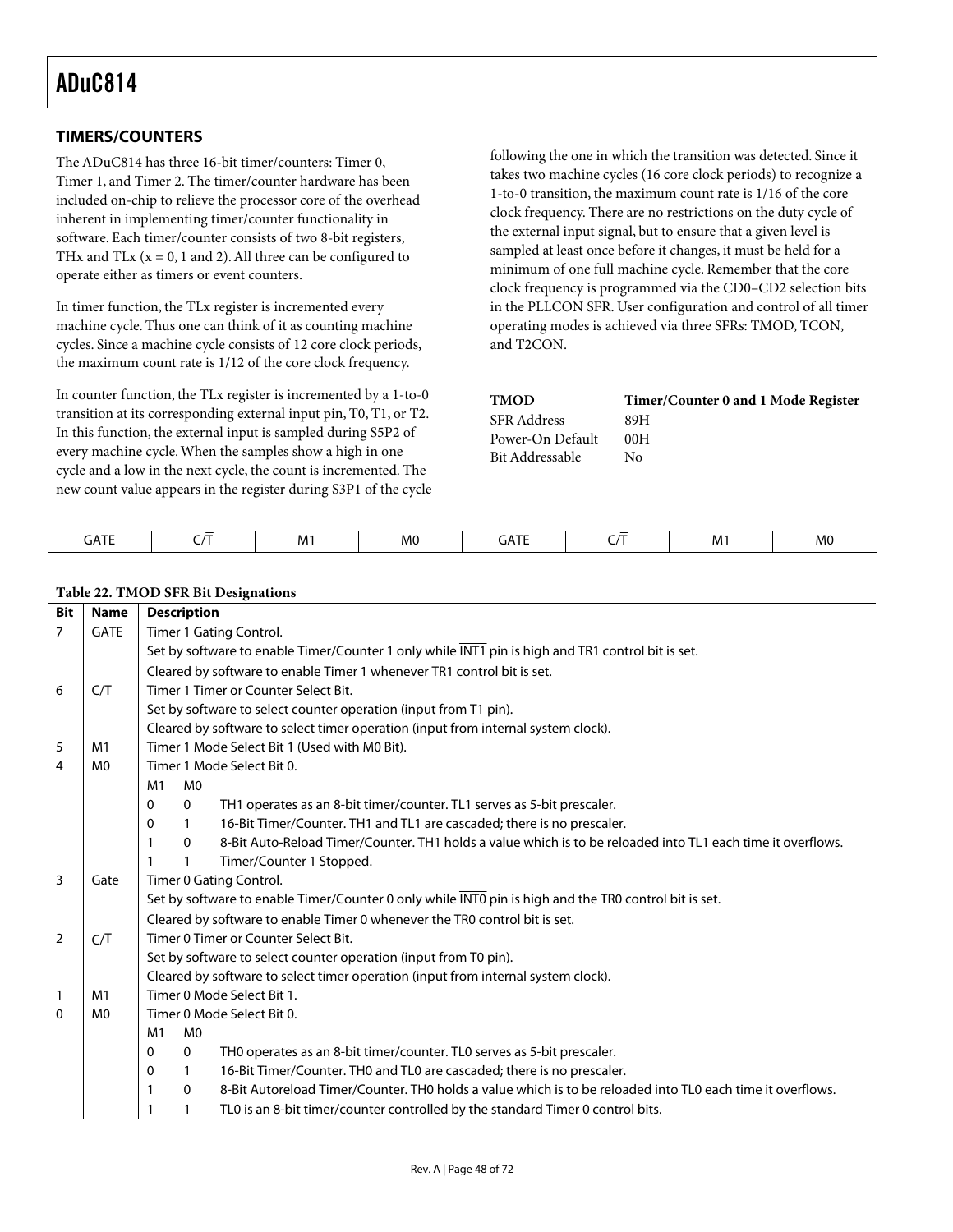## TIMERS/COUNTERS

The ADuC814 has three 16-bit timer/counters: Timer 0, Timer 1, and Timer 2. The timer/counter hardware has been included on-chip to relieve the processor core of the overhead inherent in implementing timer/counter functionality in software. Each timer/counter consists of two 8-bit registers, THx and TLx (x = 0, 1 and 2). All three can be configured to operate either as timers or event counters.

In timer function, the TLx register is incremented every machine cycle. Thus one can think of it as counting machine cycles. Since a machine cycle consists of 12 core clock periods, the maximum count rate is 1/12 of the core clock frequency.

In counter function, the TLx register is incremented by a 1-to-0 transition at its corresponding external input pin, T0, T1, or T2. In this function, the external input is sampled during S5P2 of every machine cycle. When the samples show a high in one cycle and a low in the next cycle, the count is incremented. The new count value appears in the register during S3P1 of the cycle following the one in which the transition was detected. Since it takes two machine cycles (16 core clock periods) to recognize a 1-to-0 transition, the maximum count rate is 1/16 of the core clock frequency. There are no restrictions on the duty cycle of the external input signal, but to ensure that a given level is sampled at least once before it changes, it must be held for a minimum of one full machine cycle. Remember that the core clock frequency is programmed via the CD0–CD2 selection bits in the PLLCON SFR. User configuration and control of all timer operating modes is achieved via three SFRs: TMOD, TCON, and T2CON.

| **TMOD** | **Timer/Counter 0 and 1 Mode Register** |
|---|---|
| SFR Address | 89H |
| Power-On Default | 00H |
| Bit Addressable | No |

| GATE | C/$\overline{T}$ | M1 | M0 | GATE | C/$\overline{T}$ | M1 | M0 |
|---|---|---|---|---|---|---|---|

**Table 22. TMOD SFR Bit Designations**

| Bit | Name | Description |
|---|---|---|
| 7 | GATE | Timer 1 Gating Control. |
| | | Set by software to enable Timer/Counter 1 only while $\overline{\text{INT1}}$ pin is high and TR1 control bit is set. |
| | | Cleared by software to enable Timer 1 whenever TR1 control bit is set. |
| 6 | C/$\overline{T}$ | Timer 1 Timer or Counter Select Bit. |
| | | Set by software to select counter operation (input from T1 pin). |
| | | Cleared by software to select timer operation (input from internal system clock). |
| 5 | M1 | Timer 1 Mode Select Bit 1 (Used with M0 Bit). |
| 4 | M0 | Timer 1 Mode Select Bit 0. |
| | | M1 M0 |
| | | 0 0 TH1 operates as an 8-bit timer/counter. TL1 serves as 5-bit prescaler. |
| | | 0 1 16-Bit Timer/Counter. TH1 and TL1 are cascaded; there is no prescaler. |
| | | 1 0 8-Bit Auto-Reload Timer/Counter. TH1 holds a value which is to be reloaded into TL1 each time it overflows. |
| | | 1 1 Timer/Counter 1 Stopped. |
| 3 | Gate | Timer 0 Gating Control. |
| | | Set by software to enable Timer/Counter 0 only while $\overline{\text{INT0}}$ pin is high and the TR0 control bit is set. |
| | | Cleared by software to enable Timer 0 whenever the TR0 control bit is set. |
| 2 | C/$\overline{T}$ | Timer 0 Timer or Counter Select Bit. |
| | | Set by software to select counter operation (input from T0 pin). |
| | | Cleared by software to select timer operation (input from internal system clock). |
| 1 | M1 | Timer 0 Mode Select Bit 1. |
| 0 | M0 | Timer 0 Mode Select Bit 0. |
| | | M1 M0 |
| | | 0 0 TH0 operates as an 8-bit timer/counter. TL0 serves as 5-bit prescaler. |
| | | 0 1 16-Bit Timer/Counter. TH0 and TL0 are cascaded; there is no prescaler. |
| | | 1 0 8-Bit Autoreload Timer/Counter. TH0 holds a value which is to be reloaded into TL0 each time it overflows. |
| | | 1 1 TL0 is an 8-bit timer/counter controlled by the standard Timer 0 control bits. |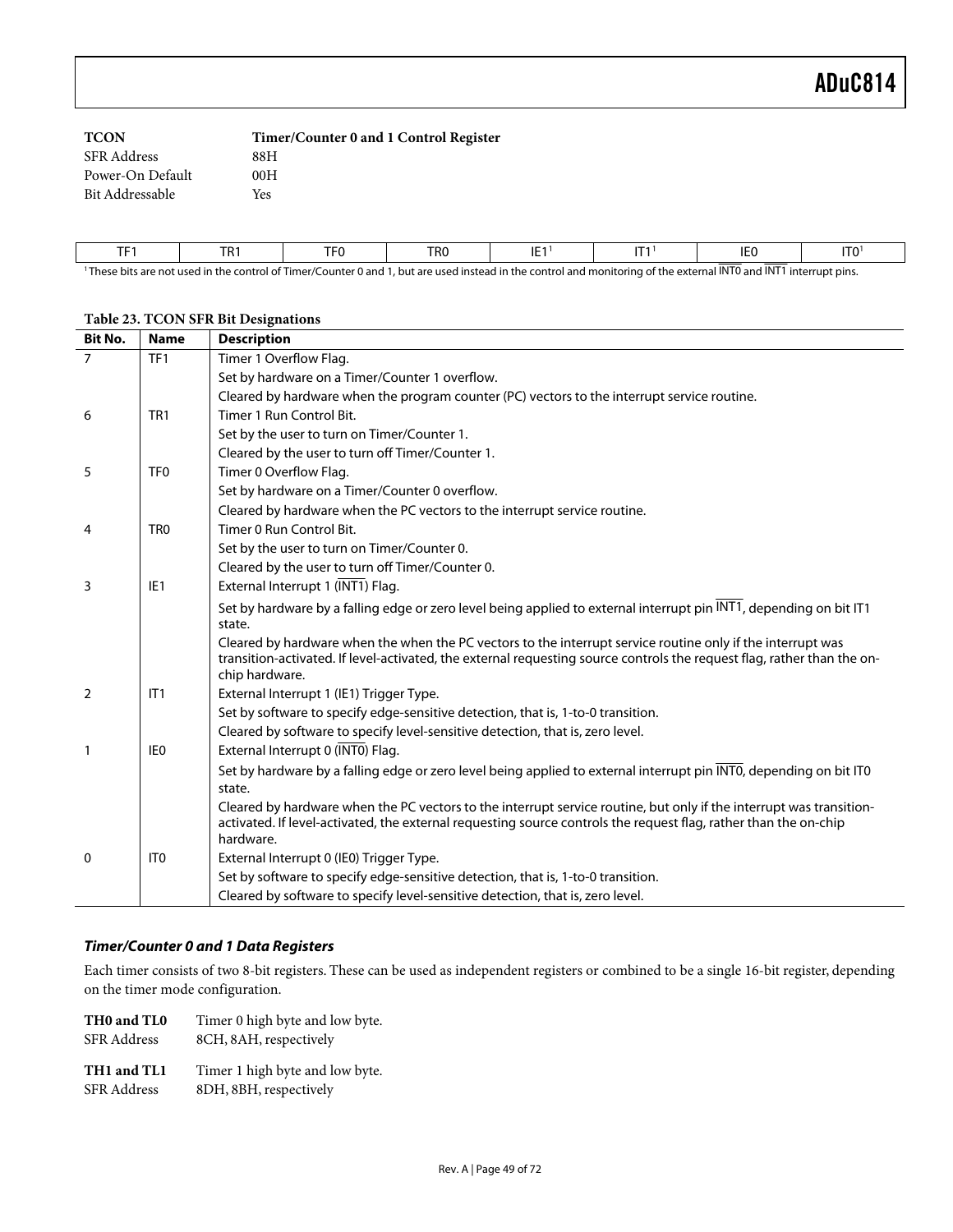**TCON** **Timer/Counter 0 and 1 Control Register**

SFR Address 88H

Power-On Default 00H

Bit Addressable Yes

| TF1 | TR1 | TF0 | TR0 | IE1[1] | IT1[1] | IE0 | IT0[1] |
|---|---|---|---|---|---|---|---|

[1] These bits are not used in the control of Timer/Counter 0 and 1, but are used instead in the control and monitoring of the external INT0 and INT1 interrupt pins.

**Table 23. TCON SFR Bit Designations**

| Bit No. | Name | Description |
|---|---|---|
| 7 | TF1 | Timer 1 Overflow Flag. |
| | | Set by hardware on a Timer/Counter 1 overflow. |
| | | Cleared by hardware when the program counter (PC) vectors to the interrupt service routine. |
| 6 | TR1 | Timer 1 Run Control Bit. |
| | | Set by the user to turn on Timer/Counter 1. |
| | | Cleared by the user to turn off Timer/Counter 1. |
| 5 | TF0 | Timer 0 Overflow Flag. |
| | | Set by hardware on a Timer/Counter 0 overflow. |
| | | Cleared by hardware when the PC vectors to the interrupt service routine. |
| 4 | TR0 | Timer 0 Run Control Bit. |
| | | Set by the user to turn on Timer/Counter 0. |
| | | Cleared by the user to turn off Timer/Counter 0. |
| 3 | IE1 | External Interrupt 1 (INT1) Flag. |
| | | Set by hardware by a falling edge or zero level being applied to external interrupt pin INT1, depending on bit IT1 state. |
| | | Cleared by hardware when the when the PC vectors to the interrupt service routine only if the interrupt was transition-activated. If level-activated, the external requesting source controls the request flag, rather than the on-chip hardware. |
| 2 | IT1 | External Interrupt 1 (IE1) Trigger Type. |
| | | Set by software to specify edge-sensitive detection, that is, 1-to-0 transition. |
| | | Cleared by software to specify level-sensitive detection, that is, zero level. |
| 1 | IE0 | External Interrupt 0 (INT0) Flag. |
| | | Set by hardware by a falling edge or zero level being applied to external interrupt pin INT0, depending on bit IT0 state. |
| | | Cleared by hardware when the PC vectors to the interrupt service routine, but only if the interrupt was transition-activated. If level-activated, the external requesting source controls the request flag, rather than the on-chip hardware. |
| 0 | IT0 | External Interrupt 0 (IE0) Trigger Type. |
| | | Set by software to specify edge-sensitive detection, that is, 1-to-0 transition. |
| | | Cleared by software to specify level-sensitive detection, that is, zero level. |

### *Timer/Counter 0 and 1 Data Registers*

Each timer consists of two 8-bit registers. These can be used as independent registers or combined to be a single 16-bit register, depending on the timer mode configuration.

**TH0 and TL0** Timer 0 high byte and low byte.

SFR Address 8CH, 8AH, respectively

**TH1 and TL1** Timer 1 high byte and low byte.

SFR Address 8DH, 8BH, respectively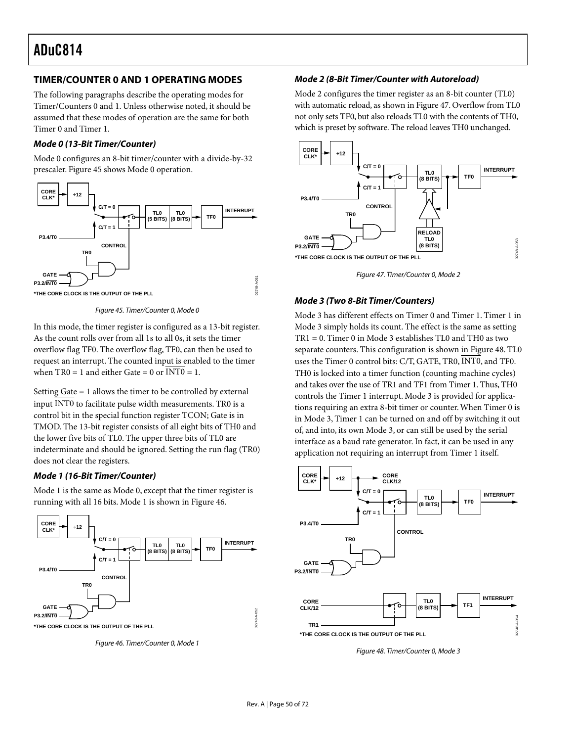## TIMER/COUNTER 0 AND 1 OPERATING MODES

The following paragraphs describe the operating modes for Timer/Counters 0 and 1. Unless otherwise noted, it should be assumed that these modes of operation are the same for both Timer 0 and Timer 1.

### *Mode 0 (13-Bit Timer/Counter)*

Mode 0 configures an 8-bit timer/counter with a divide-by-32 prescaler. Figure 45 shows Mode 0 operation.

Figure 45. Timer/Counter 0, Mode 0

In this mode, the timer register is configured as a 13-bit register. As the count rolls over from all 1s to all 0s, it sets the timer overflow flag TF0. The overflow flag, TF0, can then be used to request an interrupt. The counted input is enabled to the timer when TR0 = 1 and either Gate = 0 or $\overline{\text{INT0}}$ = 1.

Setting Gate = 1 allows the timer to be controlled by external input $\overline{\text{INT0}}$ to facilitate pulse width measurements. TR0 is a control bit in the special function register TCON; Gate is in TMOD. The 13-bit register consists of all eight bits of TH0 and the lower five bits of TL0. The upper three bits of TL0 are indeterminate and should be ignored. Setting the run flag (TR0) does not clear the registers.

### *Mode 1 (16-Bit Timer/Counter)*

Mode 1 is the same as Mode 0, except that the timer register is running with all 16 bits. Mode 1 is shown in Figure 46.

Figure 46. Timer/Counter 0, Mode 1

### *Mode 2 (8-Bit Timer/Counter with Autoreload)*

Mode 2 configures the timer register as an 8-bit counter (TL0) with automatic reload, as shown in Figure 47. Overflow from TL0 not only sets TF0, but also reloads TL0 with the contents of TH0, which is preset by software. The reload leaves TH0 unchanged.

Figure 47. Timer/Counter 0, Mode 2

### *Mode 3 (Two 8-Bit Timer/Counters)*

Mode 3 has different effects on Timer 0 and Timer 1. Timer 1 in Mode 3 simply holds its count. The effect is the same as setting TR1 = 0. Timer 0 in Mode 3 establishes TL0 and TH0 as two separate counters. This configuration is shown in Figure 48. TL0 uses the Timer 0 control bits: C/T, GATE, TR0, $\overline{\text{INT0}}$, and TF0. TH0 is locked into a timer function (counting machine cycles) and takes over the use of TR1 and TF1 from Timer 1. Thus, TH0 controls the Timer 1 interrupt. Mode 3 is provided for applications requiring an extra 8-bit timer or counter. When Timer 0 is in Mode 3, Timer 1 can be turned on and off by switching it out of, and into, its own Mode 3, or can still be used by the serial interface as a baud rate generator. In fact, it can be used in any application not requiring an interrupt from Timer 1 itself.

Figure 48. Timer/Counter 0, Mode 3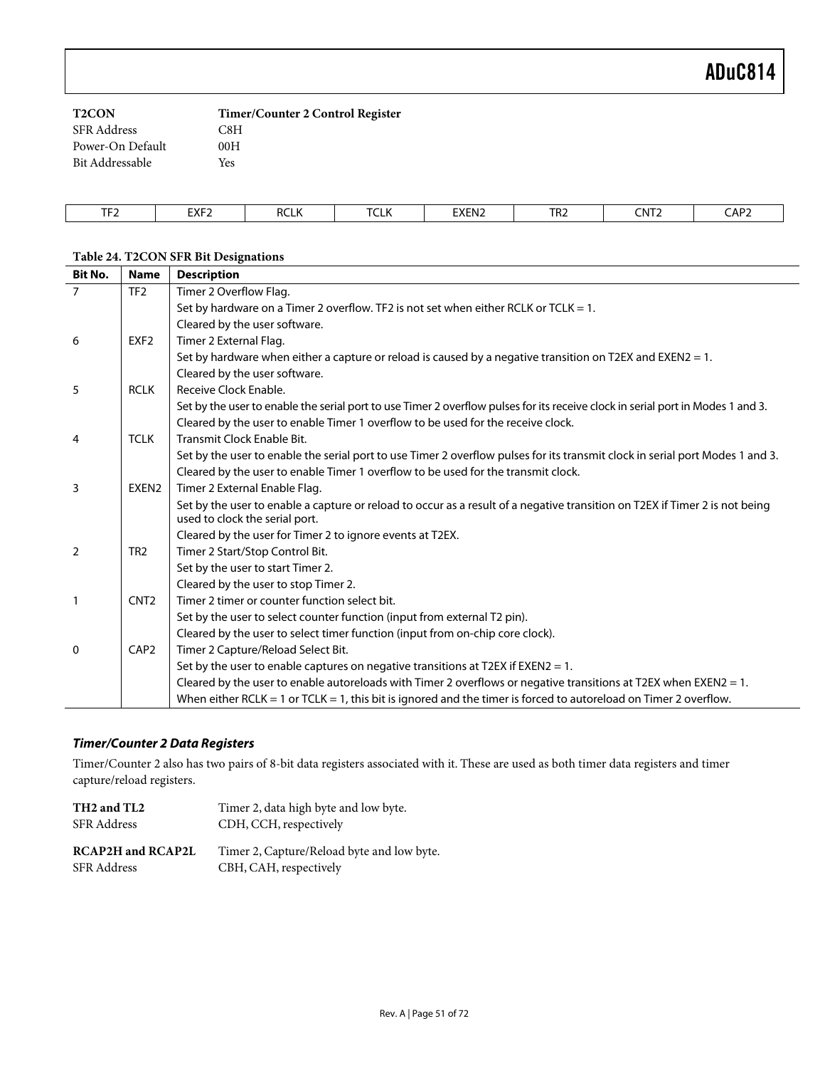**T2CON** **Timer/Counter 2 Control Register**

| | |
|---|---|
| SFR Address | C8H |
| Power-On Default | 00H |
| Bit Addressable | Yes |

| TF2 | EXF2 | RCLK | TCLK | EXEN2 | TR2 | CNT2 | CAP2 |
|---|---|---|---|---|---|---|---|

**Table 24. T2CON SFR Bit Designations**

| Bit No. | Name | Description |
|---|---|---|
| 7 | TF2 | Timer 2 Overflow Flag. |
| | | Set by hardware on a Timer 2 overflow. TF2 is not set when either RCLK or TCLK = 1. |
| | | Cleared by the user software. |
| 6 | EXF2 | Timer 2 External Flag. |
| | | Set by hardware when either a capture or reload is caused by a negative transition on T2EX and EXEN2 = 1. |
| | | Cleared by the user software. |
| 5 | RCLK | Receive Clock Enable. |
| | | Set by the user to enable the serial port to use Timer 2 overflow pulses for its receive clock in serial port in Modes 1 and 3. |
| | | Cleared by the user to enable Timer 1 overflow to be used for the receive clock. |
| 4 | TCLK | Transmit Clock Enable Bit. |
| | | Set by the user to enable the serial port to use Timer 2 overflow pulses for its transmit clock in serial port Modes 1 and 3. |
| | | Cleared by the user to enable Timer 1 overflow to be used for the transmit clock. |
| 3 | EXEN2 | Timer 2 External Enable Flag. |
| | | Set by the user to enable a capture or reload to occur as a result of a negative transition on T2EX if Timer 2 is not being used to clock the serial port. |
| | | Cleared by the user for Timer 2 to ignore events at T2EX. |
| 2 | TR2 | Timer 2 Start/Stop Control Bit. |
| | | Set by the user to start Timer 2. |
| | | Cleared by the user to stop Timer 2. |
| 1 | CNT2 | Timer 2 timer or counter function select bit. |
| | | Set by the user to select counter function (input from external T2 pin). |
| | | Cleared by the user to select timer function (input from on-chip core clock). |
| 0 | CAP2 | Timer 2 Capture/Reload Select Bit. |
| | | Set by the user to enable captures on negative transitions at T2EX if EXEN2 = 1. |
| | | Cleared by the user to enable autoreloads with Timer 2 overflows or negative transitions at T2EX when EXEN2 = 1. |
| | | When either RCLK = 1 or TCLK = 1, this bit is ignored and the timer is forced to autoreload on Timer 2 overflow. |

### *Timer/Counter 2 Data Registers*

Timer/Counter 2 also has two pairs of 8-bit data registers associated with it. These are used as both timer data registers and timer capture/reload registers.

**TH2 and TL2** Timer 2, data high byte and low byte.
SFR Address CDH, CCH, respectively

**RCAP2H and RCAP2L** Timer 2, Capture/Reload byte and low byte.
SFR Address CBH, CAH, respectively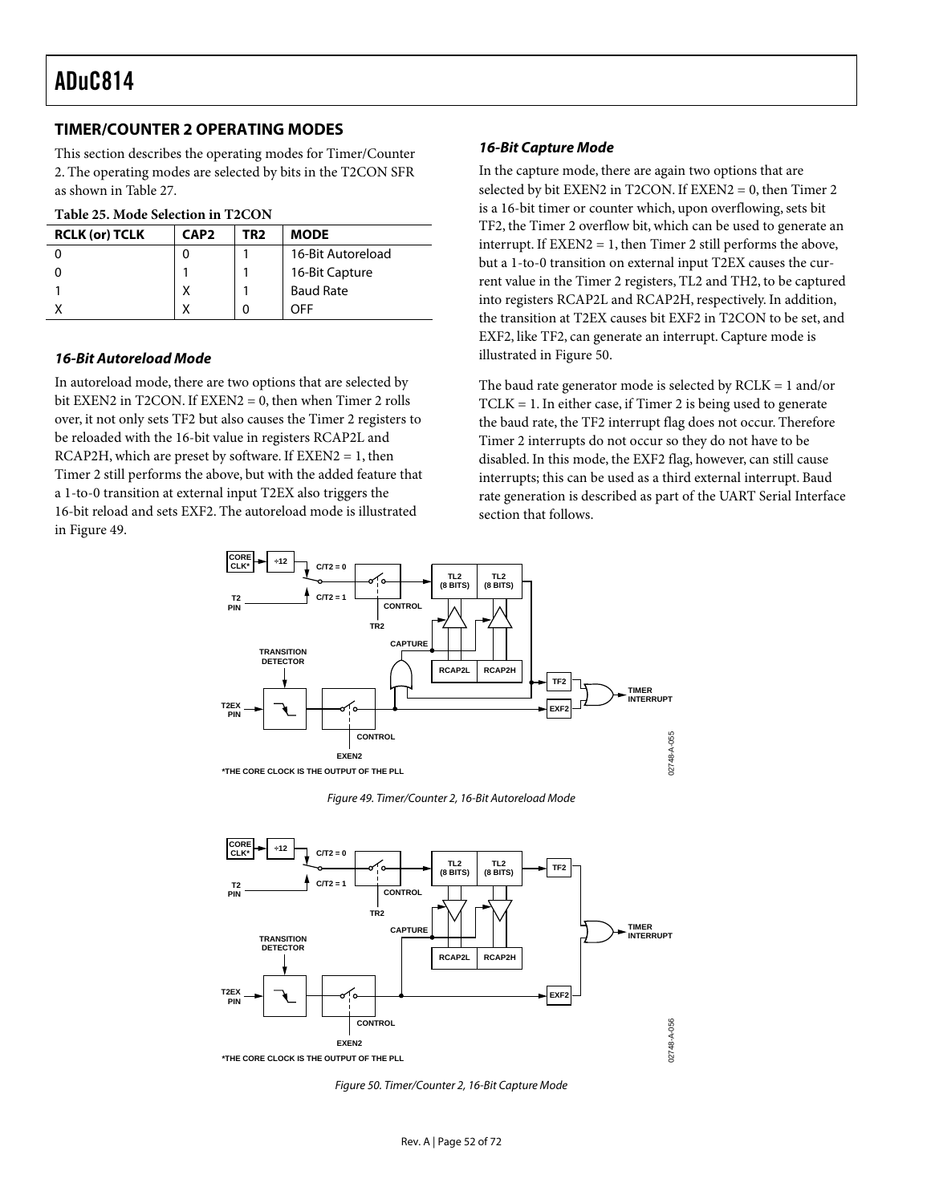## TIMER/COUNTER 2 OPERATING MODES

This section describes the operating modes for Timer/Counter 2. The operating modes are selected by bits in the T2CON SFR as shown in Table 27.

**Table 25. Mode Selection in T2CON**

| RCLK (or) TCLK | CAP2 | TR2 | MODE |
|---|---|---|---|
| 0 | 0 | 1 | 16-Bit Autoreload |
| 0 | 1 | 1 | 16-Bit Capture |
| 1 | X | 1 | Baud Rate |
| X | X | 0 | OFF |

### *16-Bit Autoreload Mode*

In autoreload mode, there are two options that are selected by bit EXEN2 in T2CON. If EXEN2 = 0, then when Timer 2 rolls over, it not only sets TF2 but also causes the Timer 2 registers to be reloaded with the 16-bit value in registers RCAP2L and RCAP2H, which are preset by software. If EXEN2 = 1, then Timer 2 still performs the above, but with the added feature that a 1-to-0 transition at external input T2EX also triggers the 16-bit reload and sets EXF2. The autoreload mode is illustrated in Figure 49.

### *16-Bit Capture Mode*

In the capture mode, there are again two options that are selected by bit EXEN2 in T2CON. If EXEN2 = 0, then Timer 2 is a 16-bit timer or counter which, upon overflowing, sets bit TF2, the Timer 2 overflow bit, which can be used to generate an interrupt. If EXEN2 = 1, then Timer 2 still performs the above, but a 1-to-0 transition on external input T2EX causes the current value in the Timer 2 registers, TL2 and TH2, to be captured into registers RCAP2L and RCAP2H, respectively. In addition, the transition at T2EX causes bit EXF2 in T2CON to be set, and EXF2, like TF2, can generate an interrupt. Capture mode is illustrated in Figure 50.

The baud rate generator mode is selected by RCLK = 1 and/or TCLK = 1. In either case, if Timer 2 is being used to generate the baud rate, the TF2 interrupt flag does not occur. Therefore Timer 2 interrupts do not occur so they do not have to be disabled. In this mode, the EXF2 flag, however, can still cause interrupts; this can be used as a third external interrupt. Baud rate generation is described as part of the UART Serial Interface section that follows.

*Figure 49. Timer/Counter 2, 16-Bit Autoreload Mode*

*Figure 50. Timer/Counter 2, 16-Bit Capture Mode*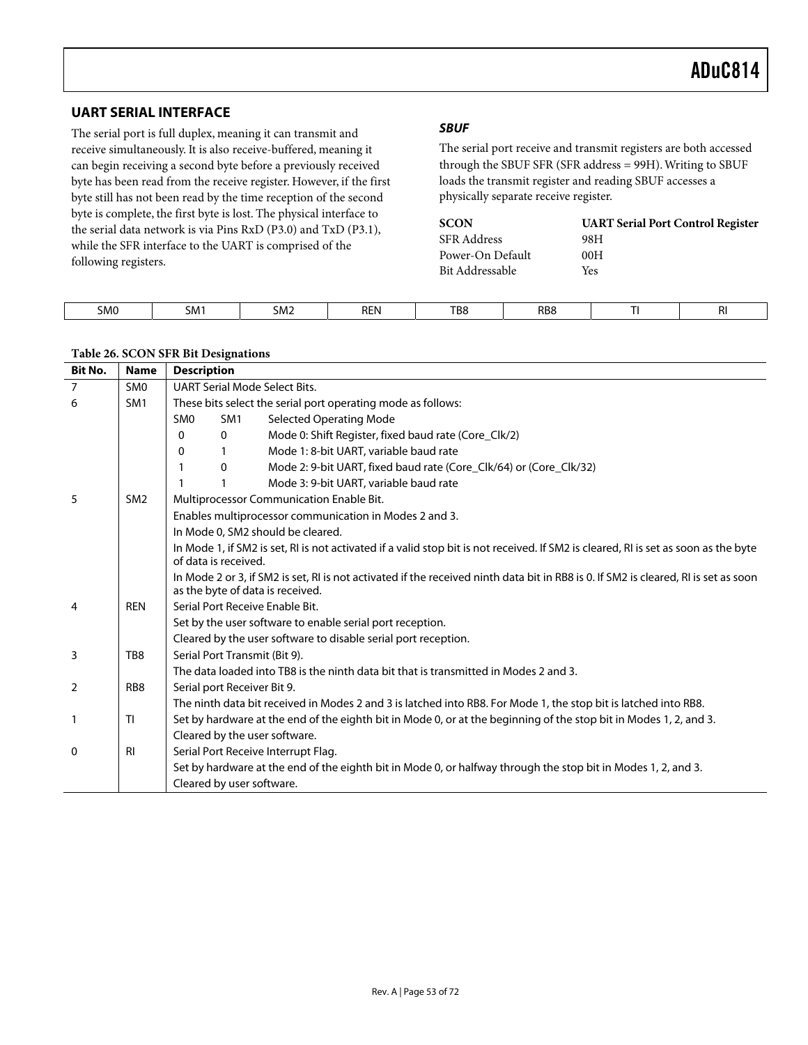## UART SERIAL INTERFACE

The serial port is full duplex, meaning it can transmit and receive simultaneously. It is also receive-buffered, meaning it can begin receiving a second byte before a previously received byte has been read from the receive register. However, if the first byte still has not been read by the time reception of the second byte is complete, the first byte is lost. The physical interface to the serial data network is via Pins RxD (P3.0) and TxD (P3.1), while the SFR interface to the UART is comprised of the following registers.

### *SBUF*

The serial port receive and transmit registers are both accessed through the SBUF SFR (SFR address = 99H). Writing to SBUF loads the transmit register and reading SBUF accesses a physically separate receive register.

| **SCON** | **UART Serial Port Control Register** |
|---|---|
| SFR Address | 98H |
| Power-On Default | 00H |
| Bit Addressable | Yes |

| SM0 | SM1 | SM2 | REN | TB8 | RB8 | TI | RI |
|---|---|---|---|---|---|---|---|

**Table 26. SCON SFR Bit Designations**

| Bit No. | Name | Description |
|---|---|---|
| 7 | SM0 | UART Serial Mode Select Bits. |
| 6 | SM1 | These bits select the serial port operating mode as follows: |
| | | SM0 SM1 Selected Operating Mode |
| | | 0 0 Mode 0: Shift Register, fixed baud rate (Core_Clk/2) |
| | | 0 1 Mode 1: 8-bit UART, variable baud rate |
| | | 1 0 Mode 2: 9-bit UART, fixed baud rate (Core_Clk/64) or (Core_Clk/32) |
| | | 1 1 Mode 3: 9-bit UART, variable baud rate |
| 5 | SM2 | Multiprocessor Communication Enable Bit. |
| | | Enables multiprocessor communication in Modes 2 and 3. |
| | | In Mode 0, SM2 should be cleared. |
| | | In Mode 1, if SM2 is set, RI is not activated if a valid stop bit is not received. If SM2 is cleared, RI is set as soon as the byte of data is received. |
| | | In Mode 2 or 3, if SM2 is set, RI is not activated if the received ninth data bit in RB8 is 0. If SM2 is cleared, RI is set as soon as the byte of data is received. |
| 4 | REN | Serial Port Receive Enable Bit. |
| | | Set by the user software to enable serial port reception. |
| | | Cleared by the user software to disable serial port reception. |
| 3 | TB8 | Serial Port Transmit (Bit 9). |
| | | The data loaded into TB8 is the ninth data bit that is transmitted in Modes 2 and 3. |
| 2 | RB8 | Serial port Receiver Bit 9. |
| | | The ninth data bit received in Modes 2 and 3 is latched into RB8. For Mode 1, the stop bit is latched into RB8. |
| 1 | TI | Set by hardware at the end of the eighth bit in Mode 0, or at the beginning of the stop bit in Modes 1, 2, and 3. |
| | | Cleared by the user software. |
| 0 | RI | Serial Port Receive Interrupt Flag. |
| | | Set by hardware at the end of the eighth bit in Mode 0, or halfway through the stop bit in Modes 1, 2, and 3. |
| | | Cleared by user software. |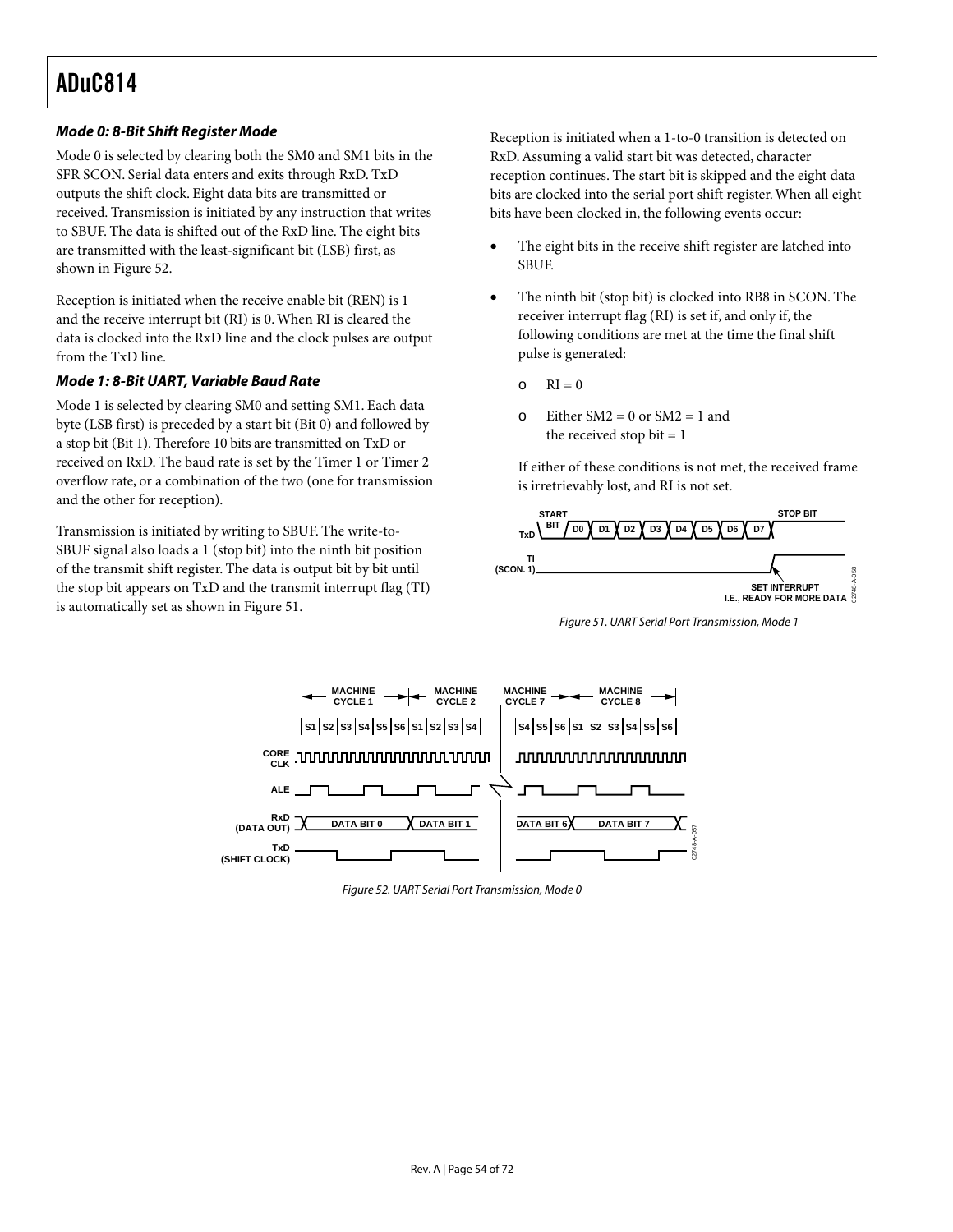#### *Mode 0: 8-Bit Shift Register Mode*

Mode 0 is selected by clearing both the SM0 and SM1 bits in the SFR SCON. Serial data enters and exits through RxD. TxD outputs the shift clock. Eight data bits are transmitted or received. Transmission is initiated by any instruction that writes to SBUF. The data is shifted out of the RxD line. The eight bits are transmitted with the least-significant bit (LSB) first, as shown in Figure 52.

Reception is initiated when the receive enable bit (REN) is 1 and the receive interrupt bit (RI) is 0. When RI is cleared the data is clocked into the RxD line and the clock pulses are output from the TxD line.

#### *Mode 1: 8-Bit UART, Variable Baud Rate*

Mode 1 is selected by clearing SM0 and setting SM1. Each data byte (LSB first) is preceded by a start bit (Bit 0) and followed by a stop bit (Bit 1). Therefore 10 bits are transmitted on TxD or received on RxD. The baud rate is set by the Timer 1 or Timer 2 overflow rate, or a combination of the two (one for transmission and the other for reception).

Transmission is initiated by writing to SBUF. The write-to-SBUF signal also loads a 1 (stop bit) into the ninth bit position of the transmit shift register. The data is output bit by bit until the stop bit appears on TxD and the transmit interrupt flag (TI) is automatically set as shown in Figure 51.

Reception is initiated when a 1-to-0 transition is detected on RxD. Assuming a valid start bit was detected, character reception continues. The start bit is skipped and the eight data bits are clocked into the serial port shift register. When all eight bits have been clocked in, the following events occur:

- The eight bits in the receive shift register are latched into SBUF.
- The ninth bit (stop bit) is clocked into RB8 in SCON. The receiver interrupt flag (RI) is set if, and only if, the following conditions are met at the time the final shift pulse is generated:
    - RI = 0
    - Either SM2 = 0 or SM2 = 1 and the received stop bit = 1

  If either of these conditions is not met, the received frame is irretrievably lost, and RI is not set.

Figure 51. UART Serial Port Transmission, Mode 1

Figure 52. UART Serial Port Transmission, Mode 0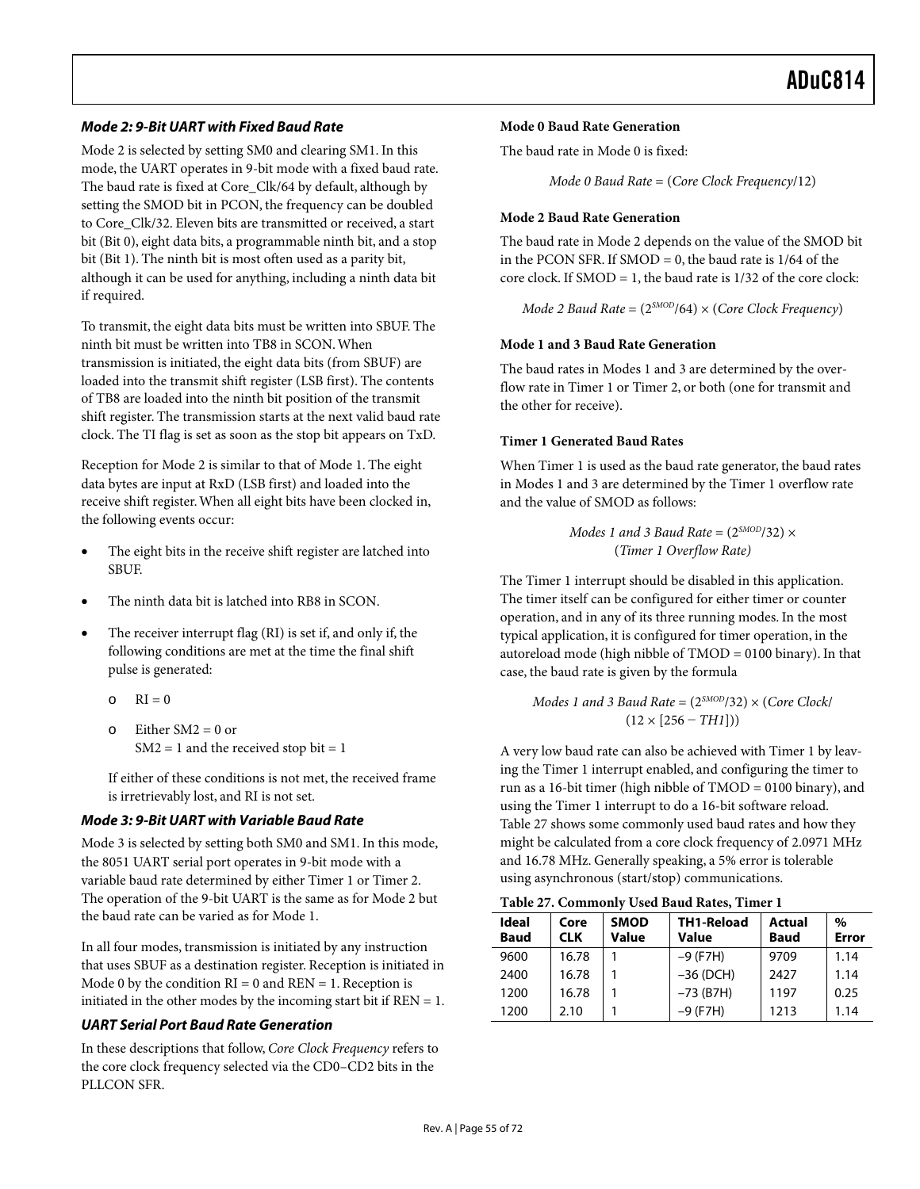### *Mode 2: 9-Bit UART with Fixed Baud Rate*

Mode 2 is selected by setting SM0 and clearing SM1. In this mode, the UART operates in 9-bit mode with a fixed baud rate. The baud rate is fixed at Core_Clk/64 by default, although by setting the SMOD bit in PCON, the frequency can be doubled to Core_Clk/32. Eleven bits are transmitted or received, a start bit (Bit 0), eight data bits, a programmable ninth bit, and a stop bit (Bit 1). The ninth bit is most often used as a parity bit, although it can be used for anything, including a ninth data bit if required.

To transmit, the eight data bits must be written into SBUF. The ninth bit must be written into TB8 in SCON. When transmission is initiated, the eight data bits (from SBUF) are loaded into the transmit shift register (LSB first). The contents of TB8 are loaded into the ninth bit position of the transmit shift register. The transmission starts at the next valid baud rate clock. The TI flag is set as soon as the stop bit appears on TxD.

Reception for Mode 2 is similar to that of Mode 1. The eight data bytes are input at RxD (LSB first) and loaded into the receive shift register. When all eight bits have been clocked in, the following events occur:

- The eight bits in the receive shift register are latched into SBUF.
- The ninth data bit is latched into RB8 in SCON.
- The receiver interrupt flag (RI) is set if, and only if, the following conditions are met at the time the final shift pulse is generated:
  - RI = 0
  - Either SM2 = 0 or SM2 = 1 and the received stop bit = 1

  If either of these conditions is not met, the received frame is irretrievably lost, and RI is not set.

### *Mode 3: 9-Bit UART with Variable Baud Rate*

Mode 3 is selected by setting both SM0 and SM1. In this mode, the 8051 UART serial port operates in 9-bit mode with a variable baud rate determined by either Timer 1 or Timer 2. The operation of the 9-bit UART is the same as for Mode 2 but the baud rate can be varied as for Mode 1.

In all four modes, transmission is initiated by any instruction that uses SBUF as a destination register. Reception is initiated in Mode 0 by the condition RI = 0 and REN = 1. Reception is initiated in the other modes by the incoming start bit if REN = 1.

### *UART Serial Port Baud Rate Generation*

In these descriptions that follow, *Core Clock Frequency* refers to the core clock frequency selected via the CD0–CD2 bits in the PLLCON SFR.

**Mode 0 Baud Rate Generation**

The baud rate in Mode 0 is fixed:

$$\textit{Mode 0 Baud Rate} = (\textit{Core Clock Frequency}/12)$$

**Mode 2 Baud Rate Generation**

The baud rate in Mode 2 depends on the value of the SMOD bit in the PCON SFR. If SMOD = 0, the baud rate is 1/64 of the core clock. If SMOD = 1, the baud rate is 1/32 of the core clock:

$$\textit{Mode 2 Baud Rate} = (2^{SMOD}/64) \times (\textit{Core Clock Frequency})$$

**Mode 1 and 3 Baud Rate Generation**

The baud rates in Modes 1 and 3 are determined by the overflow rate in Timer 1 or Timer 2, or both (one for transmit and the other for receive).

**Timer 1 Generated Baud Rates**

When Timer 1 is used as the baud rate generator, the baud rates in Modes 1 and 3 are determined by the Timer 1 overflow rate and the value of SMOD as follows:

$$\textit{Modes 1 and 3 Baud Rate} = (2^{SMOD}/32) \times (\textit{Timer 1 Overflow Rate})$$

The Timer 1 interrupt should be disabled in this application. The timer itself can be configured for either timer or counter operation, and in any of its three running modes. In the most typical application, it is configured for timer operation, in the autoreload mode (high nibble of TMOD = 0100 binary). In that case, the baud rate is given by the formula

$$\textit{Modes 1 and 3 Baud Rate} = (2^{SMOD}/32) \times (\textit{Core Clock}/(12 \times [256 - \textit{TH1}]))$$

A very low baud rate can also be achieved with Timer 1 by leaving the Timer 1 interrupt enabled, and configuring the timer to run as a 16-bit timer (high nibble of TMOD = 0100 binary), and using the Timer 1 interrupt to do a 16-bit software reload. Table 27 shows some commonly used baud rates and how they might be calculated from a core clock frequency of 2.0971 MHz and 16.78 MHz. Generally speaking, a 5% error is tolerable using asynchronous (start/stop) communications.

**Table 27. Commonly Used Baud Rates, Timer 1**

| Ideal Baud | Core CLK | SMOD Value | TH1-Reload Value | Actual Baud | % Error |
|---|---|---|---|---|---|
| 9600 | 16.78 | 1 | −9 (F7H) | 9709 | 1.14 |
| 2400 | 16.78 | 1 | −36 (DCH) | 2427 | 1.14 |
| 1200 | 16.78 | 1 | −73 (B7H) | 1197 | 0.25 |
| 1200 | 2.10 | 1 | −9 (F7H) | 1213 | 1.14 |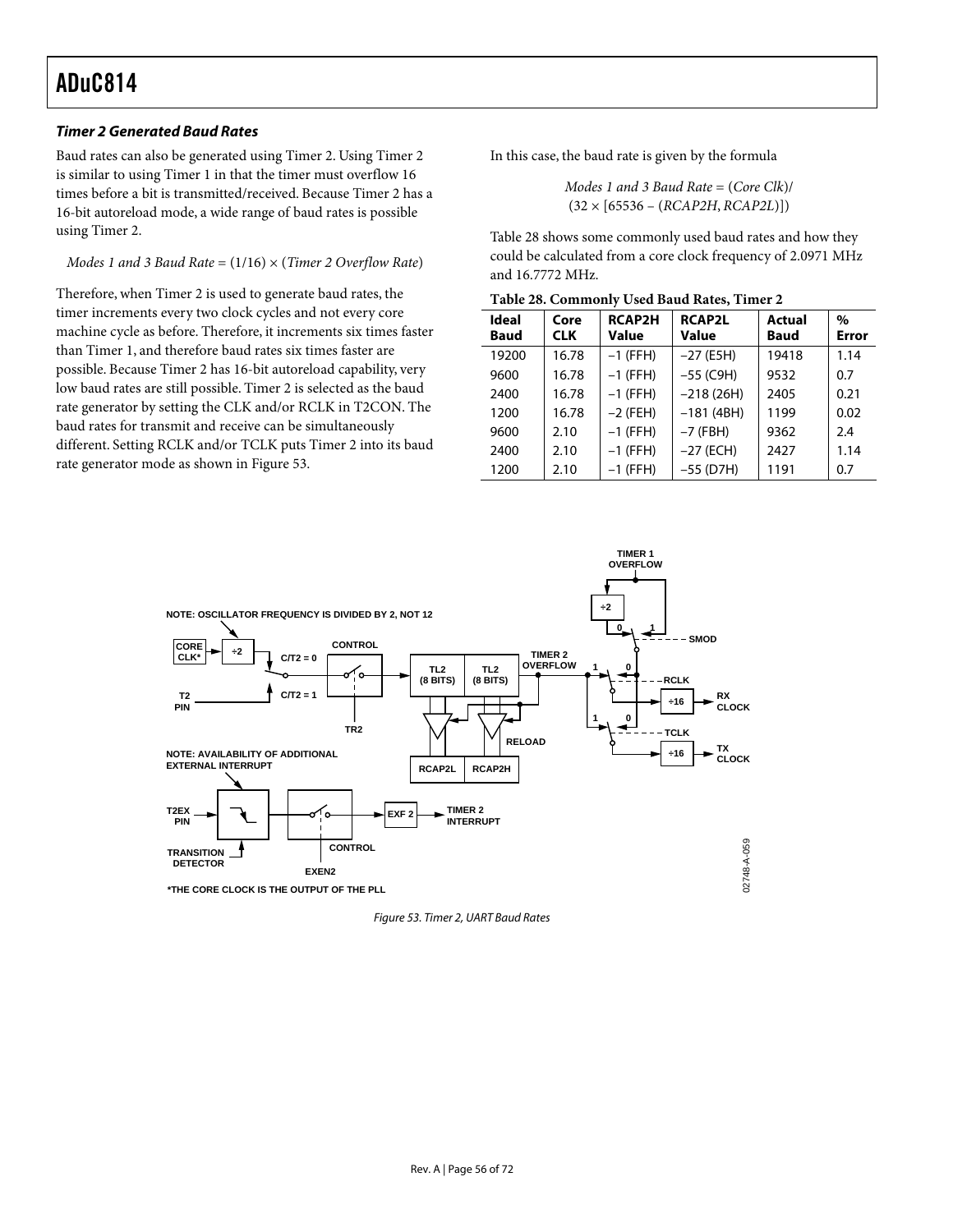### *Timer 2 Generated Baud Rates*

Baud rates can also be generated using Timer 2. Using Timer 2 is similar to using Timer 1 in that the timer must overflow 16 times before a bit is transmitted/received. Because Timer 2 has a 16-bit autoreload mode, a wide range of baud rates is possible using Timer 2.

$$\textit{Modes 1 and 3 Baud Rate} = (1/16) \times (\textit{Timer 2 Overflow Rate})$$

Therefore, when Timer 2 is used to generate baud rates, the timer increments every two clock cycles and not every core machine cycle as before. Therefore, it increments six times faster than Timer 1, and therefore baud rates six times faster are possible. Because Timer 2 has 16-bit autoreload capability, very low baud rates are still possible. Timer 2 is selected as the baud rate generator by setting the CLK and/or RCLK in T2CON. The baud rates for transmit and receive can be simultaneously different. Setting RCLK and/or TCLK puts Timer 2 into its baud rate generator mode as shown in Figure 53.

In this case, the baud rate is given by the formula

$$\textit{Modes 1 and 3 Baud Rate} = (\textit{Core Clk}) / (32 \times [65536 - (\textit{RCAP2H}, \textit{RCAP2L})])$$

Table 28 shows some commonly used baud rates and how they could be calculated from a core clock frequency of 2.0971 MHz and 16.7772 MHz.

**Table 28. Commonly Used Baud Rates, Timer 2**

| Ideal Baud | Core CLK | RCAP2H Value | RCAP2L Value | Actual Baud | % Error |
|---|---|---|---|---|---|
| 19200 | 16.78 | −1 (FFH) | −27 (E5H) | 19418 | 1.14 |
| 9600 | 16.78 | −1 (FFH) | −55 (C9H) | 9532 | 0.7 |
| 2400 | 16.78 | −1 (FFH) | −218 (26H) | 2405 | 0.21 |
| 1200 | 16.78 | −2 (FEH) | −181 (4BH) | 1199 | 0.02 |
| 9600 | 2.10 | −1 (FFH) | −7 (FBH) | 9362 | 2.4 |
| 2400 | 2.10 | −1 (FFH) | −27 (ECH) | 2427 | 1.14 |
| 1200 | 2.10 | −1 (FFH) | −55 (D7H) | 1191 | 0.7 |

Figure 53. Timer 2, UART Baud Rates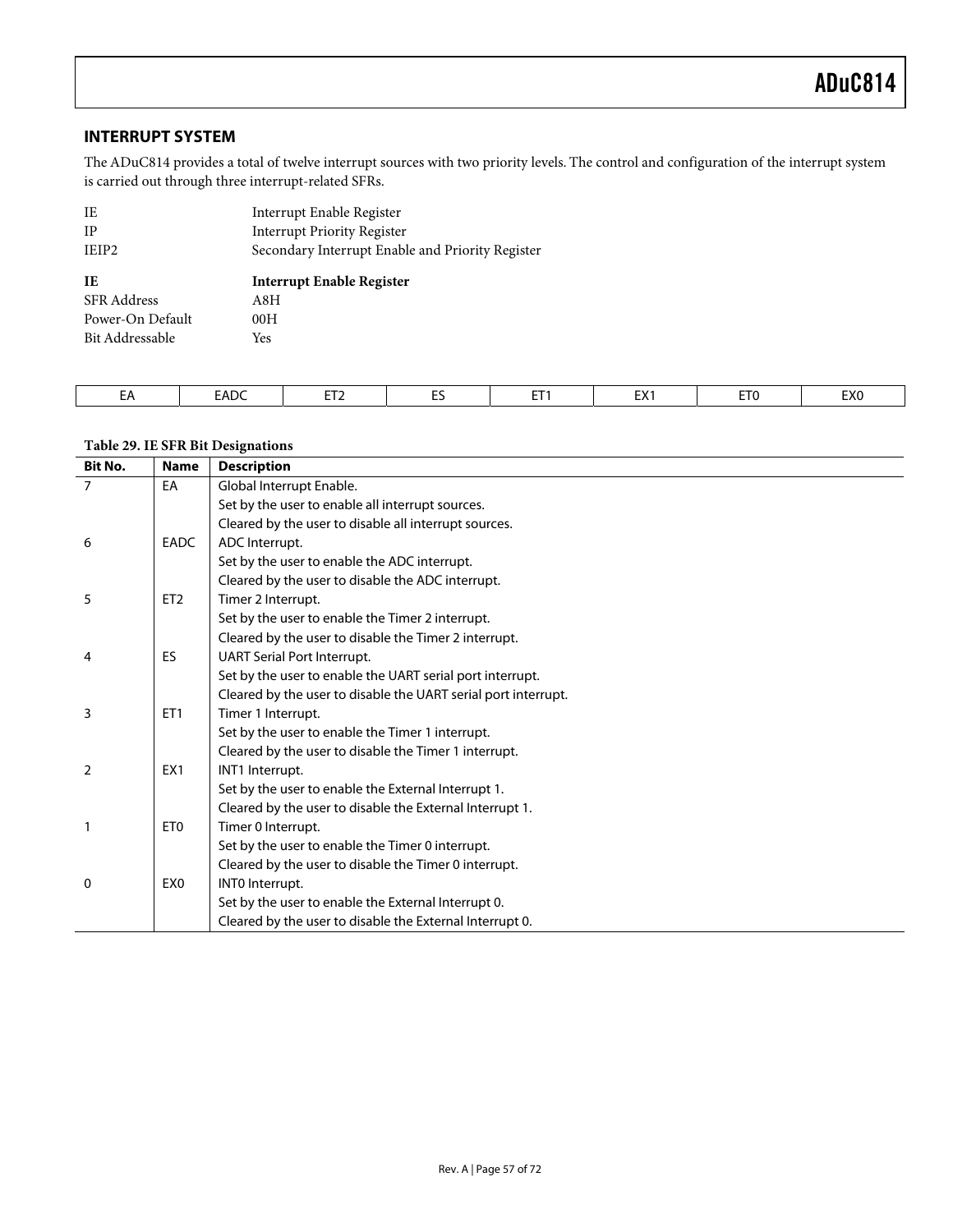## INTERRUPT SYSTEM

The ADuC814 provides a total of twelve interrupt sources with two priority levels. The control and configuration of the interrupt system is carried out through three interrupt-related SFRs.

| | |
|---|---|
| IE | Interrupt Enable Register |
| IP | Interrupt Priority Register |
| IEIP2 | Secondary Interrupt Enable and Priority Register |

| **IE** | **Interrupt Enable Register** |
|---|---|
| SFR Address | A8H |
| Power-On Default | 00H |
| Bit Addressable | Yes |

| EA | EADC | ET2 | ES | ET1 | EX1 | ET0 | EX0 |
|---|---|---|---|---|---|---|---|

**Table 29. IE SFR Bit Designations**

| Bit No. | Name | Description |
|---|---|---|
| 7 | EA | Global Interrupt Enable. |
| | | Set by the user to enable all interrupt sources. |
| | | Cleared by the user to disable all interrupt sources. |
| 6 | EADC | ADC Interrupt. |
| | | Set by the user to enable the ADC interrupt. |
| | | Cleared by the user to disable the ADC interrupt. |
| 5 | ET2 | Timer 2 Interrupt. |
| | | Set by the user to enable the Timer 2 interrupt. |
| | | Cleared by the user to disable the Timer 2 interrupt. |
| 4 | ES | UART Serial Port Interrupt. |
| | | Set by the user to enable the UART serial port interrupt. |
| | | Cleared by the user to disable the UART serial port interrupt. |
| 3 | ET1 | Timer 1 Interrupt. |
| | | Set by the user to enable the Timer 1 interrupt. |
| | | Cleared by the user to disable the Timer 1 interrupt. |
| 2 | EX1 | INT1 Interrupt. |
| | | Set by the user to enable the External Interrupt 1. |
| | | Cleared by the user to disable the External Interrupt 1. |
| 1 | ET0 | Timer 0 Interrupt. |
| | | Set by the user to enable the Timer 0 interrupt. |
| | | Cleared by the user to disable the Timer 0 interrupt. |
| 0 | EX0 | INT0 Interrupt. |
| | | Set by the user to enable the External Interrupt 0. |
| | | Cleared by the user to disable the External Interrupt 0. |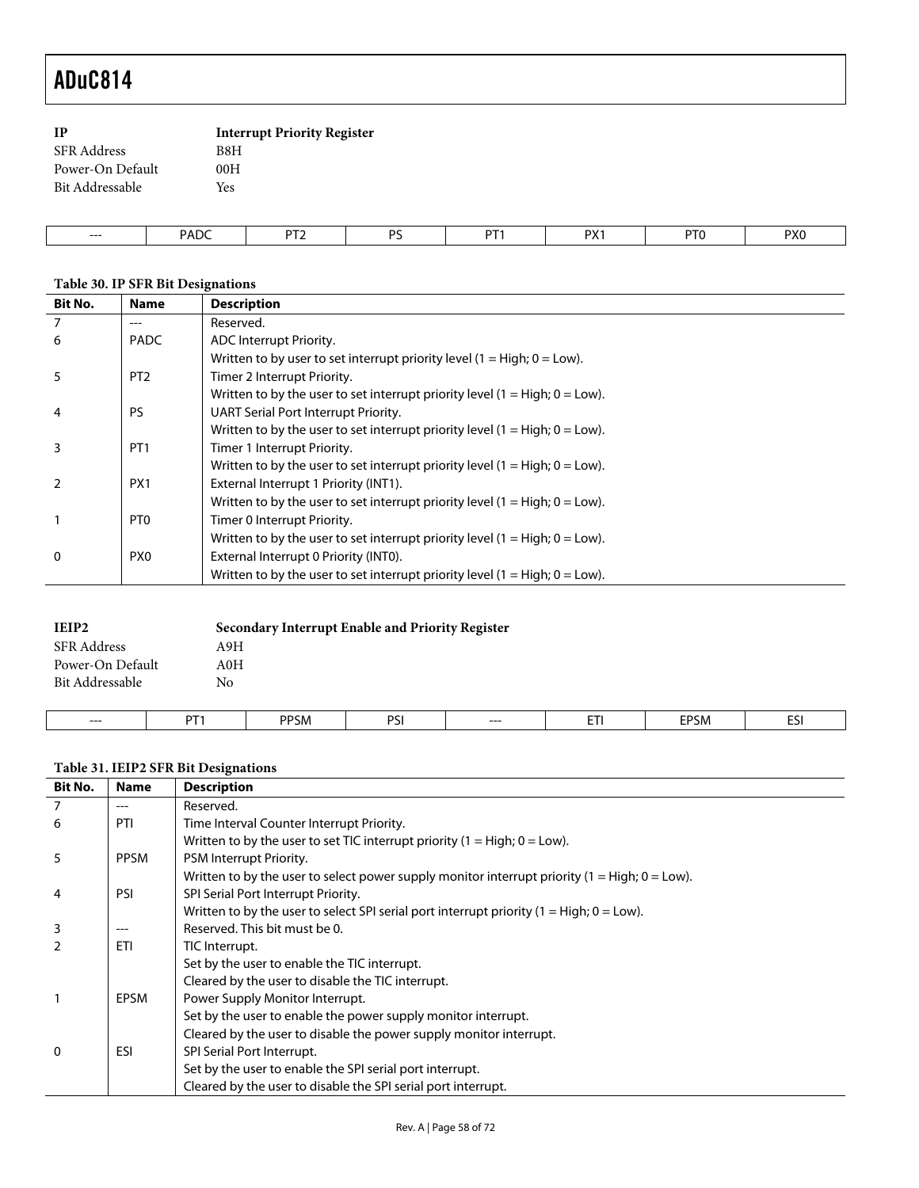**IP** — **Interrupt Priority Register**

| | |
|---|---|
| SFR Address | B8H |
| Power-On Default | 00H |
| Bit Addressable | Yes |

| --- | PADC | PT2 | PS | PT1 | PX1 | PT0 | PX0 |
|---|---|---|---|---|---|---|---|

**Table 30. IP SFR Bit Designations**

| Bit No. | Name | Description |
|---|---|---|
| 7 | --- | Reserved. |
| 6 | PADC | ADC Interrupt Priority.<br>Written to by user to set interrupt priority level (1 = High; 0 = Low). |
| 5 | PT2 | Timer 2 Interrupt Priority.<br>Written to by the user to set interrupt priority level (1 = High; 0 = Low). |
| 4 | PS | UART Serial Port Interrupt Priority.<br>Written to by the user to set interrupt priority level (1 = High; 0 = Low). |
| 3 | PT1 | Timer 1 Interrupt Priority.<br>Written to by the user to set interrupt priority level (1 = High; 0 = Low). |
| 2 | PX1 | External Interrupt 1 Priority (INT1).<br>Written to by the user to set interrupt priority level (1 = High; 0 = Low). |
| 1 | PT0 | Timer 0 Interrupt Priority.<br>Written to by the user to set interrupt priority level (1 = High; 0 = Low). |
| 0 | PX0 | External Interrupt 0 Priority (INT0).<br>Written to by the user to set interrupt priority level (1 = High; 0 = Low). |

**IEIP2** — **Secondary Interrupt Enable and Priority Register**

| | |
|---|---|
| SFR Address | A9H |
| Power-On Default | A0H |
| Bit Addressable | No |

| --- | PT1 | PPSM | PSI | --- | ETI | EPSM | ESI |
|---|---|---|---|---|---|---|---|

**Table 31. IEIP2 SFR Bit Designations**

| Bit No. | Name | Description |
|---|---|---|
| 7 | --- | Reserved. |
| 6 | PTI | Time Interval Counter Interrupt Priority.<br>Written to by the user to set TIC interrupt priority (1 = High; 0 = Low). |
| 5 | PPSM | PSM Interrupt Priority.<br>Written to by the user to select power supply monitor interrupt priority (1 = High; 0 = Low). |
| 4 | PSI | SPI Serial Port Interrupt Priority.<br>Written to by the user to select SPI serial port interrupt priority (1 = High; 0 = Low). |
| 3 | --- | Reserved. This bit must be 0. |
| 2 | ETI | TIC Interrupt.<br>Set by the user to enable the TIC interrupt.<br>Cleared by the user to disable the TIC interrupt. |
| 1 | EPSM | Power Supply Monitor Interrupt.<br>Set by the user to enable the power supply monitor interrupt.<br>Cleared by the user to disable the power supply monitor interrupt. |
| 0 | ESI | SPI Serial Port Interrupt.<br>Set by the user to enable the SPI serial port interrupt.<br>Cleared by the user to disable the SPI serial port interrupt. |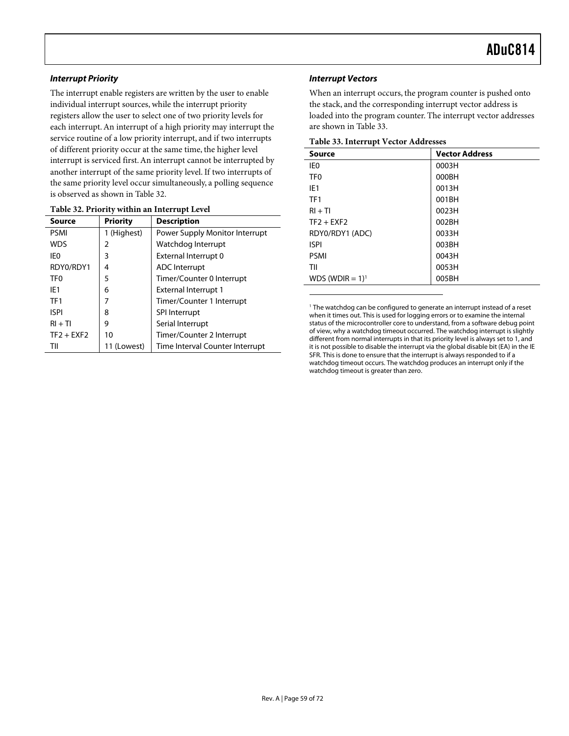### Interrupt Priority

The interrupt enable registers are written by the user to enable individual interrupt sources, while the interrupt priority registers allow the user to select one of two priority levels for each interrupt. An interrupt of a high priority may interrupt the service routine of a low priority interrupt, and if two interrupts of different priority occur at the same time, the higher level interrupt is serviced first. An interrupt cannot be interrupted by another interrupt of the same priority level. If two interrupts of the same priority level occur simultaneously, a polling sequence is observed as shown in Table 32.

**Table 32. Priority within an Interrupt Level**

| Source | Priority | Description |
|---|---|---|
| PSMI | 1 (Highest) | Power Supply Monitor Interrupt |
| WDS | 2 | Watchdog Interrupt |
| IE0 | 3 | External Interrupt 0 |
| RDY0/RDY1 | 4 | ADC Interrupt |
| TF0 | 5 | Timer/Counter 0 Interrupt |
| IE1 | 6 | External Interrupt 1 |
| TF1 | 7 | Timer/Counter 1 Interrupt |
| ISPI | 8 | SPI Interrupt |
| RI + TI | 9 | Serial Interrupt |
| TF2 + EXF2 | 10 | Timer/Counter 2 Interrupt |
| TII | 11 (Lowest) | Time Interval Counter Interrupt |

### Interrupt Vectors

When an interrupt occurs, the program counter is pushed onto the stack, and the corresponding interrupt vector address is loaded into the program counter. The interrupt vector addresses are shown in Table 33.

**Table 33. Interrupt Vector Addresses**

| Source | Vector Address |
|---|---|
| IE0 | 0003H |
| TF0 | 000BH |
| IE1 | 0013H |
| TF1 | 001BH |
| RI + TI | 0023H |
| TF2 + EXF2 | 002BH |
| RDY0/RDY1 (ADC) | 0033H |
| ISPI | 003BH |
| PSMI | 0043H |
| TII | 0053H |
| WDS (WDIR = 1)[1] | 005BH |

[1] The watchdog can be configured to generate an interrupt instead of a reset when it times out. This is used for logging errors or to examine the internal status of the microcontroller core to understand, from a software debug point of view, why a watchdog timeout occurred. The watchdog interrupt is slightly different from normal interrupts in that its priority level is always set to 1, and it is not possible to disable the interrupt via the global disable bit (EA) in the IE SFR. This is done to ensure that the interrupt is always responded to if a watchdog timeout occurs. The watchdog produces an interrupt only if the watchdog timeout is greater than zero.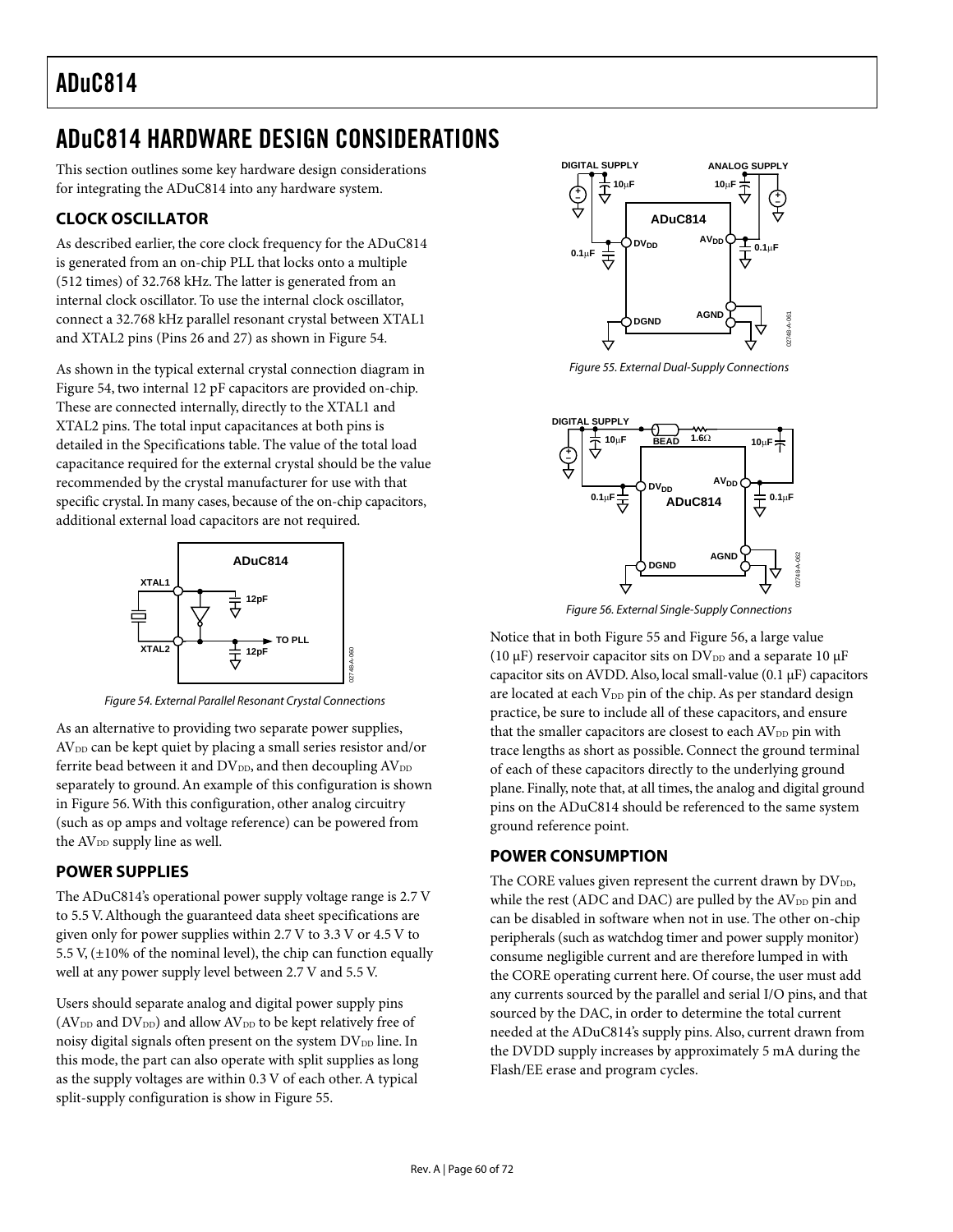# ADuC814 HARDWARE DESIGN CONSIDERATIONS

This section outlines some key hardware design considerations for integrating the ADuC814 into any hardware system.

## CLOCK OSCILLATOR

As described earlier, the core clock frequency for the ADuC814 is generated from an on-chip PLL that locks onto a multiple (512 times) of 32.768 kHz. The latter is generated from an internal clock oscillator. To use the internal clock oscillator, connect a 32.768 kHz parallel resonant crystal between XTAL1 and XTAL2 pins (Pins 26 and 27) as shown in Figure 54.

As shown in the typical external crystal connection diagram in Figure 54, two internal 12 pF capacitors are provided on-chip. These are connected internally, directly to the XTAL1 and XTAL2 pins. The total input capacitances at both pins is detailed in the Specifications table. The value of the total load capacitance required for the external crystal should be the value recommended by the crystal manufacturer for use with that specific crystal. In many cases, because of the on-chip capacitors, additional external load capacitors are not required.

*Figure 54. External Parallel Resonant Crystal Connections*

As an alternative to providing two separate power supplies, $AV_{DD}$ can be kept quiet by placing a small series resistor and/or ferrite bead between it and $DV_{DD}$, and then decoupling $AV_{DD}$ separately to ground. An example of this configuration is shown in Figure 56. With this configuration, other analog circuitry (such as op amps and voltage reference) can be powered from the $AV_{DD}$ supply line as well.

## POWER SUPPLIES

The ADuC814's operational power supply voltage range is 2.7 V to 5.5 V. Although the guaranteed data sheet specifications are given only for power supplies within 2.7 V to 3.3 V or 4.5 V to 5.5 V, (±10% of the nominal level), the chip can function equally well at any power supply level between 2.7 V and 5.5 V.

Users should separate analog and digital power supply pins ($AV_{DD}$ and $DV_{DD}$) and allow $AV_{DD}$ to be kept relatively free of noisy digital signals often present on the system $DV_{DD}$ line. In this mode, the part can also operate with split supplies as long as the supply voltages are within 0.3 V of each other. A typical split-supply configuration is show in Figure 55.

*Figure 55. External Dual-Supply Connections*

*Figure 56. External Single-Supply Connections*

Notice that in both Figure 55 and Figure 56, a large value (10 μF) reservoir capacitor sits on $DV_{DD}$ and a separate 10 μF capacitor sits on AVDD. Also, local small-value (0.1 μF) capacitors are located at each $V_{DD}$ pin of the chip. As per standard design practice, be sure to include all of these capacitors, and ensure that the smaller capacitors are closest to each $AV_{DD}$ pin with trace lengths as short as possible. Connect the ground terminal of each of these capacitors directly to the underlying ground plane. Finally, note that, at all times, the analog and digital ground pins on the ADuC814 should be referenced to the same system ground reference point.

## POWER CONSUMPTION

The CORE values given represent the current drawn by $DV_{DD}$, while the rest (ADC and DAC) are pulled by the $AV_{DD}$ pin and can be disabled in software when not in use. The other on-chip peripherals (such as watchdog timer and power supply monitor) consume negligible current and are therefore lumped in with the CORE operating current here. Of course, the user must add any currents sourced by the parallel and serial I/O pins, and that sourced by the DAC, in order to determine the total current needed at the ADuC814's supply pins. Also, current drawn from the DVDD supply increases by approximately 5 mA during the Flash/EE erase and program cycles.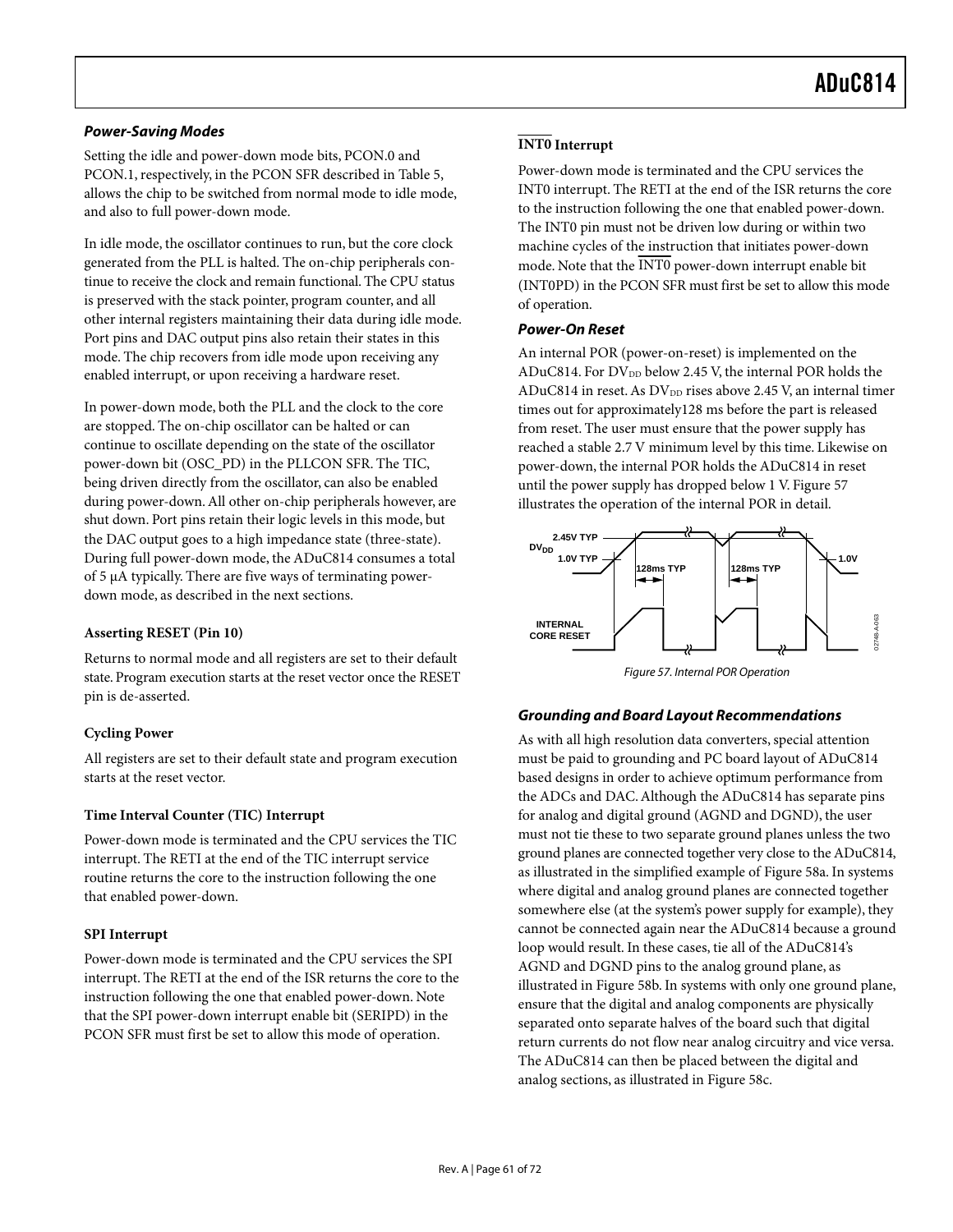### *Power-Saving Modes*

Setting the idle and power-down mode bits, PCON.0 and PCON.1, respectively, in the PCON SFR described in Table 5, allows the chip to be switched from normal mode to idle mode, and also to full power-down mode.

In idle mode, the oscillator continues to run, but the core clock generated from the PLL is halted. The on-chip peripherals continue to receive the clock and remain functional. The CPU status is preserved with the stack pointer, program counter, and all other internal registers maintaining their data during idle mode. Port pins and DAC output pins also retain their states in this mode. The chip recovers from idle mode upon receiving any enabled interrupt, or upon receiving a hardware reset.

In power-down mode, both the PLL and the clock to the core are stopped. The on-chip oscillator can be halted or can continue to oscillate depending on the state of the oscillator power-down bit (OSC_PD) in the PLLCON SFR. The TIC, being driven directly from the oscillator, can also be enabled during power-down. All other on-chip peripherals however, are shut down. Port pins retain their logic levels in this mode, but the DAC output goes to a high impedance state (three-state). During full power-down mode, the ADuC814 consumes a total of 5 μA typically. There are five ways of terminating power-down mode, as described in the next sections.

**Asserting RESET (Pin 10)**

Returns to normal mode and all registers are set to their default state. Program execution starts at the reset vector once the RESET pin is de-asserted.

**Cycling Power**

All registers are set to their default state and program execution starts at the reset vector.

**Time Interval Counter (TIC) Interrupt**

Power-down mode is terminated and the CPU services the TIC interrupt. The RETI at the end of the TIC interrupt service routine returns the core to the instruction following the one that enabled power-down.

**SPI Interrupt**

Power-down mode is terminated and the CPU services the SPI interrupt. The RETI at the end of the ISR returns the core to the instruction following the one that enabled power-down. Note that the SPI power-down interrupt enable bit (SERIPD) in the PCON SFR must first be set to allow this mode of operation.

**$\overline{\text{INT0}}$ Interrupt**

Power-down mode is terminated and the CPU services the INT0 interrupt. The RETI at the end of the ISR returns the core to the instruction following the one that enabled power-down. The INT0 pin must not be driven low during or within two machine cycles of the instruction that initiates power-down mode. Note that the $\overline{\text{INT0}}$ power-down interrupt enable bit (INT0PD) in the PCON SFR must first be set to allow this mode of operation.

### *Power-On Reset*

An internal POR (power-on-reset) is implemented on the ADuC814. For $DV_{DD}$ below 2.45 V, the internal POR holds the ADuC814 in reset. As $DV_{DD}$ rises above 2.45 V, an internal timer times out for approximately128 ms before the part is released from reset. The user must ensure that the power supply has reached a stable 2.7 V minimum level by this time. Likewise on power-down, the internal POR holds the ADuC814 in reset until the power supply has dropped below 1 V. Figure 57 illustrates the operation of the internal POR in detail.

*Figure 57. Internal POR Operation*

### *Grounding and Board Layout Recommendations*

As with all high resolution data converters, special attention must be paid to grounding and PC board layout of ADuC814 based designs in order to achieve optimum performance from the ADCs and DAC. Although the ADuC814 has separate pins for analog and digital ground (AGND and DGND), the user must not tie these to two separate ground planes unless the two ground planes are connected together very close to the ADuC814, as illustrated in the simplified example of Figure 58a. In systems where digital and analog ground planes are connected together somewhere else (at the system's power supply for example), they cannot be connected again near the ADuC814 because a ground loop would result. In these cases, tie all of the ADuC814's AGND and DGND pins to the analog ground plane, as illustrated in Figure 58b. In systems with only one ground plane, ensure that the digital and analog components are physically separated onto separate halves of the board such that digital return currents do not flow near analog circuitry and vice versa. The ADuC814 can then be placed between the digital and analog sections, as illustrated in Figure 58c.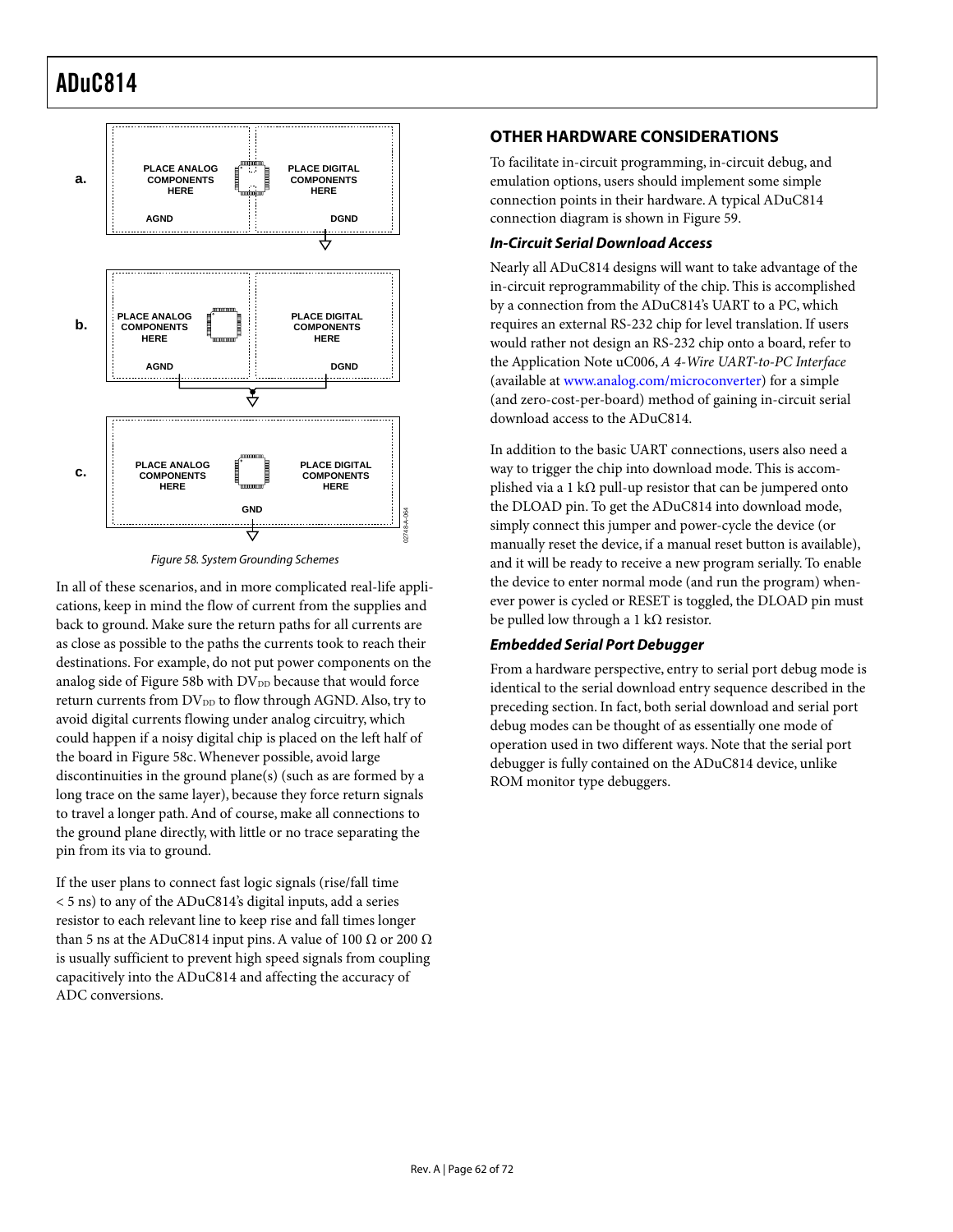Figure 58. System Grounding Schemes

In all of these scenarios, and in more complicated real-life applications, keep in mind the flow of current from the supplies and back to ground. Make sure the return paths for all currents are as close as possible to the paths the currents took to reach their destinations. For example, do not put power components on the analog side of Figure 58b with $DV_{DD}$ because that would force return currents from $DV_{DD}$ to flow through AGND. Also, try to avoid digital currents flowing under analog circuitry, which could happen if a noisy digital chip is placed on the left half of the board in Figure 58c. Whenever possible, avoid large discontinuities in the ground plane(s) (such as are formed by a long trace on the same layer), because they force return signals to travel a longer path. And of course, make all connections to the ground plane directly, with little or no trace separating the pin from its via to ground.

If the user plans to connect fast logic signals (rise/fall time < 5 ns) to any of the ADuC814's digital inputs, add a series resistor to each relevant line to keep rise and fall times longer than 5 ns at the ADuC814 input pins. A value of 100 Ω or 200 Ω is usually sufficient to prevent high speed signals from coupling capacitively into the ADuC814 and affecting the accuracy of ADC conversions.

## OTHER HARDWARE CONSIDERATIONS

To facilitate in-circuit programming, in-circuit debug, and emulation options, users should implement some simple connection points in their hardware. A typical ADuC814 connection diagram is shown in Figure 59.

### In-Circuit Serial Download Access

Nearly all ADuC814 designs will want to take advantage of the in-circuit reprogrammability of the chip. This is accomplished by a connection from the ADuC814's UART to a PC, which requires an external RS-232 chip for level translation. If users would rather not design an RS-232 chip onto a board, refer to the Application Note uC006, *A 4-Wire UART-to-PC Interface* (available at www.analog.com/microconverter) for a simple (and zero-cost-per-board) method of gaining in-circuit serial download access to the ADuC814.

In addition to the basic UART connections, users also need a way to trigger the chip into download mode. This is accomplished via a 1 kΩ pull-up resistor that can be jumpered onto the DLOAD pin. To get the ADuC814 into download mode, simply connect this jumper and power-cycle the device (or manually reset the device, if a manual reset button is available), and it will be ready to receive a new program serially. To enable the device to enter normal mode (and run the program) whenever power is cycled or RESET is toggled, the DLOAD pin must be pulled low through a 1 kΩ resistor.

### Embedded Serial Port Debugger

From a hardware perspective, entry to serial port debug mode is identical to the serial download entry sequence described in the preceding section. In fact, both serial download and serial port debug modes can be thought of as essentially one mode of operation used in two different ways. Note that the serial port debugger is fully contained on the ADuC814 device, unlike ROM monitor type debuggers.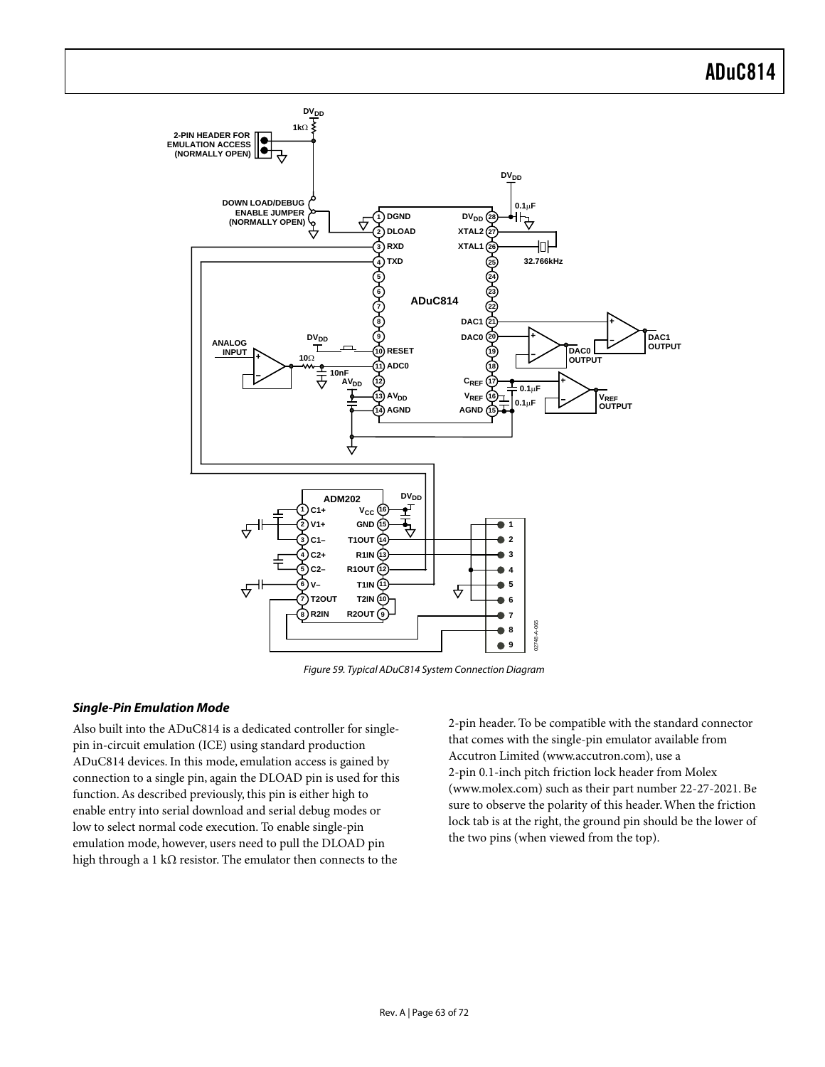Figure 59. Typical ADuC814 System Connection Diagram

### *Single-Pin Emulation Mode*

Also built into the ADuC814 is a dedicated controller for single-pin in-circuit emulation (ICE) using standard production ADuC814 devices. In this mode, emulation access is gained by connection to a single pin, again the DLOAD pin is used for this function. As described previously, this pin is either high to enable entry into serial download and serial debug modes or low to select normal code execution. To enable single-pin emulation mode, however, users need to pull the DLOAD pin high through a 1 kΩ resistor. The emulator then connects to the 2-pin header. To be compatible with the standard connector that comes with the single-pin emulator available from Accutron Limited (www.accutron.com), use a 2-pin 0.1-inch pitch friction lock header from Molex (www.molex.com) such as their part number 22-27-2021. Be sure to observe the polarity of this header. When the friction lock tab is at the right, the ground pin should be the lower of the two pins (when viewed from the top).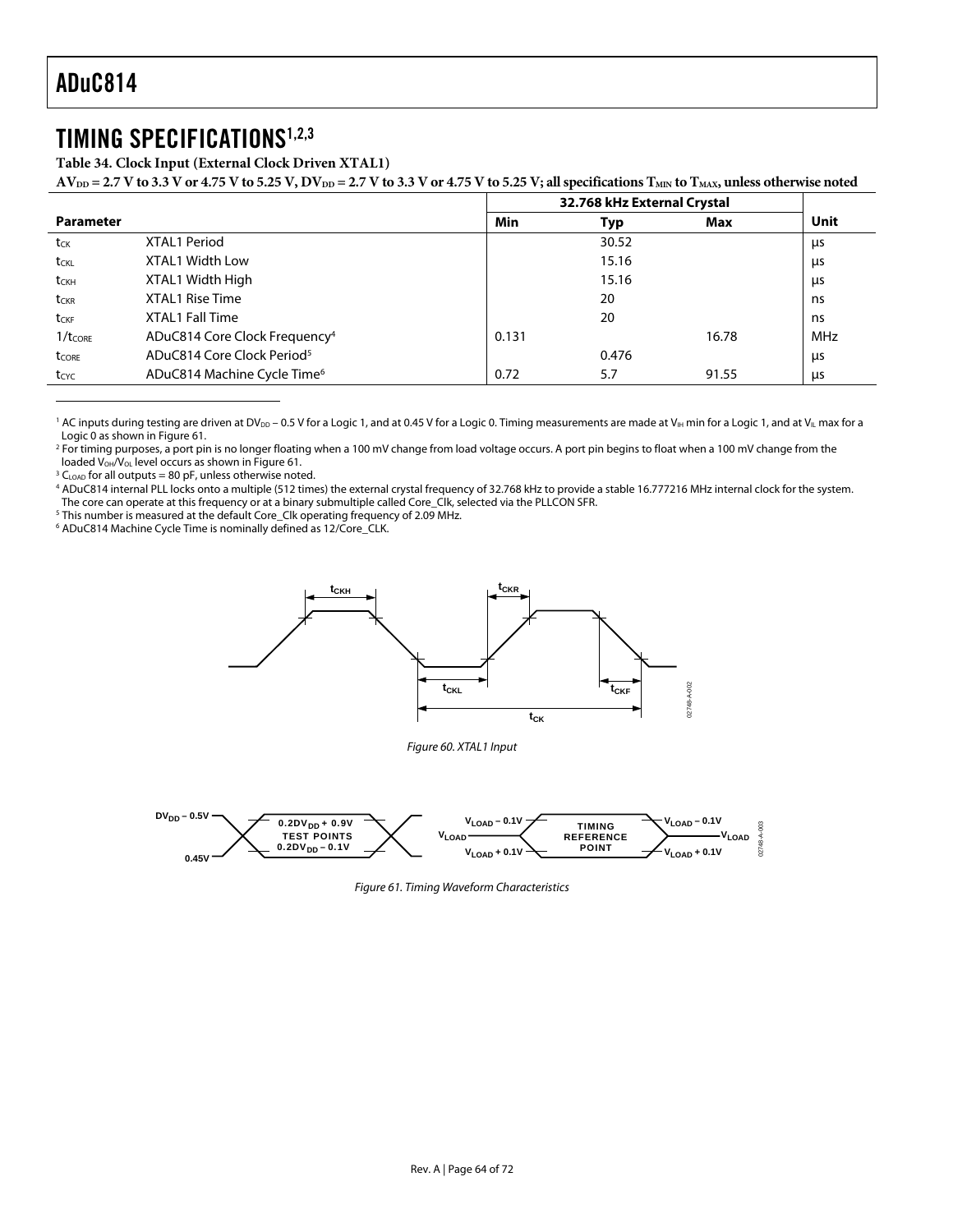# TIMING SPECIFICATIONS[1,2,3]

**Table 34. Clock Input (External Clock Driven XTAL1)**

**$AV_{DD}$ = 2.7 V to 3.3 V or 4.75 V to 5.25 V, $DV_{DD}$ = 2.7 V to 3.3 V or 4.75 V to 5.25 V; all specifications $T_{MIN}$ to $T_{MAX}$, unless otherwise noted**

| Parameter | | 32.768 kHz External Crystal | | | Unit |
|---|---|---|---|---|---|
| | | Min | Typ | Max | |
| $t_{CK}$ | XTAL1 Period | | 30.52 | | µs |
| $t_{CKL}$ | XTAL1 Width Low | | 15.16 | | µs |
| $t_{CKH}$ | XTAL1 Width High | | 15.16 | | µs |
| $t_{CKR}$ | XTAL1 Rise Time | | 20 | | ns |
| $t_{CKF}$ | XTAL1 Fall Time | | 20 | | ns |
| $1/t_{CORE}$ | ADuC814 Core Clock Frequency[4] | 0.131 | | 16.78 | MHz |
| $t_{CORE}$ | ADuC814 Core Clock Period[5] | | 0.476 | | µs |
| $t_{CYC}$ | ADuC814 Machine Cycle Time[6] | 0.72 | 5.7 | 91.55 | µs |

[1] AC inputs during testing are driven at $DV_{DD}$ – 0.5 V for a Logic 1, and at 0.45 V for a Logic 0. Timing measurements are made at $V_{IH}$ min for a Logic 1, and at $V_{IL}$ max for a Logic 0 as shown in Figure 61.

[2] For timing purposes, a port pin is no longer floating when a 100 mV change from load voltage occurs. A port pin begins to float when a 100 mV change from the loaded $V_{OH}/V_{OL}$ level occurs as shown in Figure 61.

[3] $C_{LOAD}$ for all outputs = 80 pF, unless otherwise noted.

[4] ADuC814 internal PLL locks onto a multiple (512 times) the external crystal frequency of 32.768 kHz to provide a stable 16.777216 MHz internal clock for the system. The core can operate at this frequency or at a binary submultiple called Core_Clk, selected via the PLLCON SFR.

[5] This number is measured at the default Core_Clk operating frequency of 2.09 MHz.

[6] ADuC814 Machine Cycle Time is nominally defined as 12/Core_CLK.

*Figure 60. XTAL1 Input*

*Figure 61. Timing Waveform Characteristics*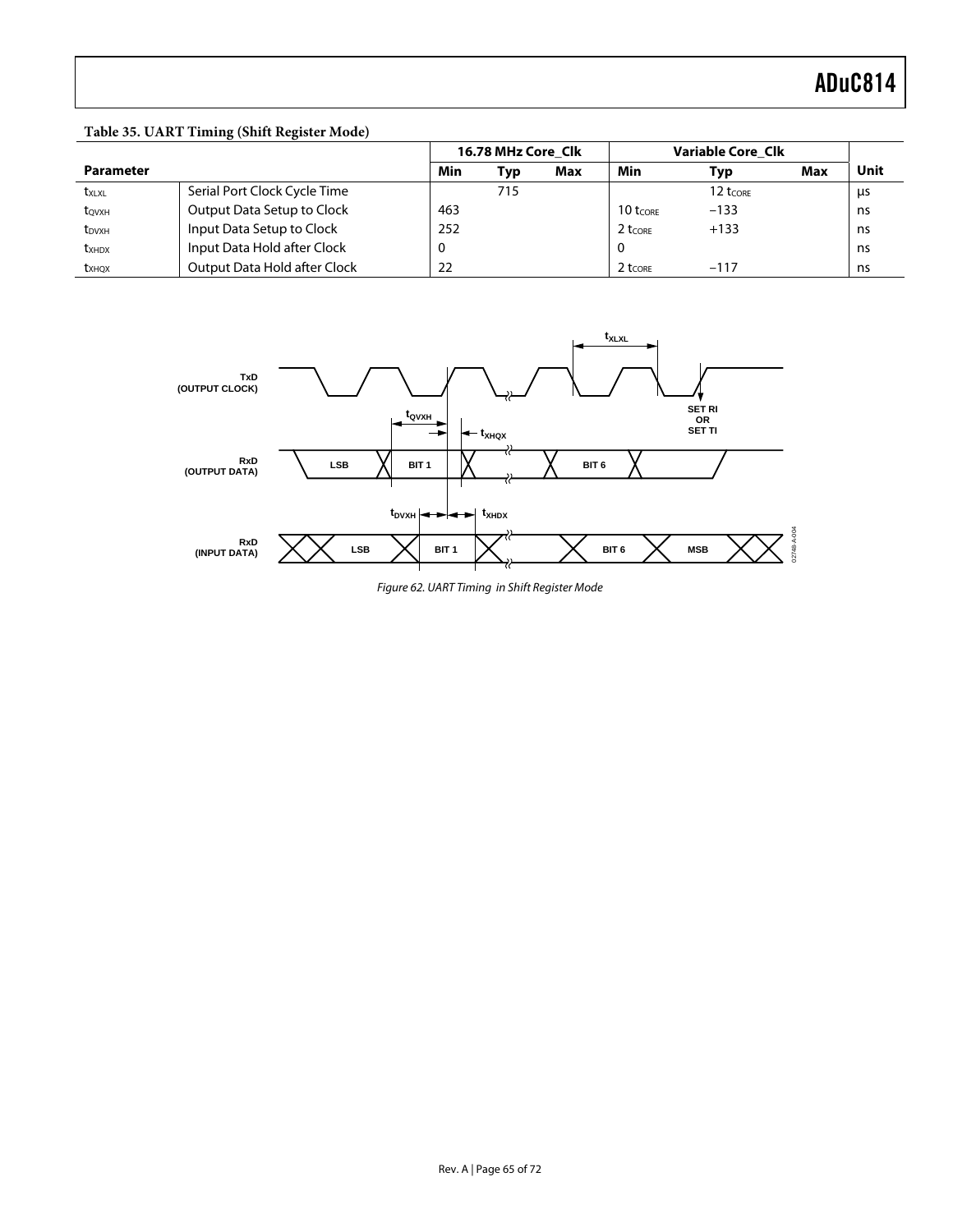**Table 35. UART Timing (Shift Register Mode)**

| Parameter | | 16.78 MHz Core_Clk | | | Variable Core_Clk | | | Unit |
|---|---|---|---|---|---|---|---|---|
| | | Min | Typ | Max | Min | Typ | Max | |
| $t_{XLXL}$ | Serial Port Clock Cycle Time | | 715 | | | 12 $t_{CORE}$ | | µs |
| $t_{QVXH}$ | Output Data Setup to Clock | 463 | | | 10 $t_{CORE}$ | −133 | | ns |
| $t_{DVXH}$ | Input Data Setup to Clock | 252 | | | 2 $t_{CORE}$ | +133 | | ns |
| $t_{XHDX}$ | Input Data Hold after Clock | 0 | | | 0 | | | ns |
| $t_{XHQX}$ | Output Data Hold after Clock | 22 | | | 2 $t_{CORE}$ | −117 | | ns |

*Figure 62. UART Timing in Shift Register Mode*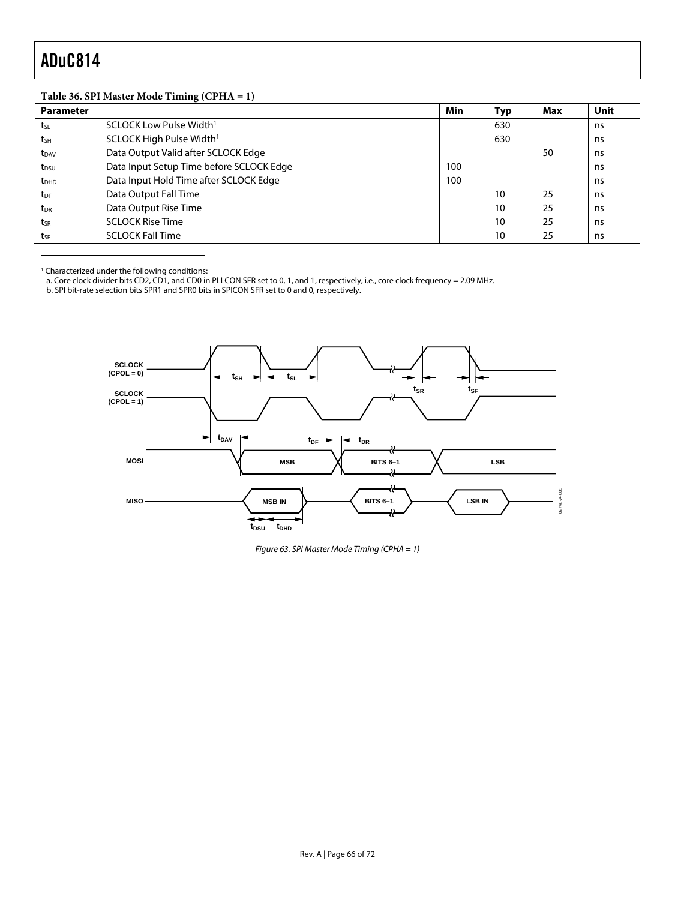**Table 36. SPI Master Mode Timing (CPHA = 1)**

| Parameter | | Min | Typ | Max | Unit |
|---|---|---|---|---|---|
| $t_{SL}$ | SCLOCK Low Pulse Width[1] | | 630 | | ns |
| $t_{SH}$ | SCLOCK High Pulse Width[1] | | 630 | | ns |
| $t_{DAV}$ | Data Output Valid after SCLOCK Edge | | | 50 | ns |
| $t_{DSU}$ | Data Input Setup Time before SCLOCK Edge | 100 | | | ns |
| $t_{DHD}$ | Data Input Hold Time after SCLOCK Edge | 100 | | | ns |
| $t_{DF}$ | Data Output Fall Time | | 10 | 25 | ns |
| $t_{DR}$ | Data Output Rise Time | | 10 | 25 | ns |
| $t_{SR}$ | SCLOCK Rise Time | | 10 | 25 | ns |
| $t_{SF}$ | SCLOCK Fall Time | | 10 | 25 | ns |

[1] Characterized under the following conditions:
a. Core clock divider bits CD2, CD1, and CD0 in PLLCON SFR set to 0, 1, and 1, respectively, i.e., core clock frequency = 2.09 MHz.
b. SPI bit-rate selection bits SPR1 and SPR0 bits in SPICON SFR set to 0 and 0, respectively.

*Figure 63. SPI Master Mode Timing (CPHA = 1)*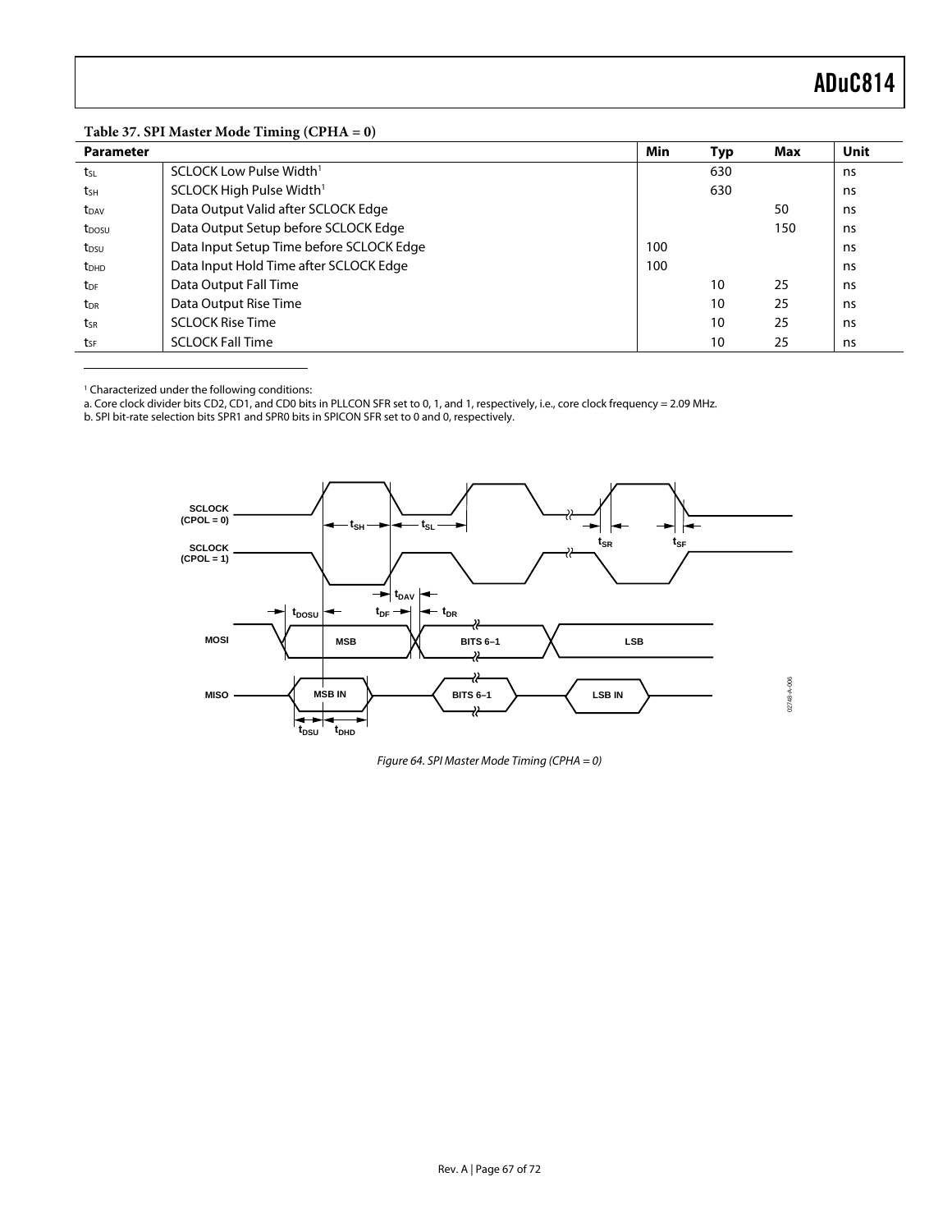**Table 37. SPI Master Mode Timing (CPHA = 0)**

| Parameter | | Min | Typ | Max | Unit |
|---|---|---|---|---|---|
| $t_{SL}$ | SCLOCK Low Pulse Width[1] | | 630 | | ns |
| $t_{SH}$ | SCLOCK High Pulse Width[1] | | 630 | | ns |
| $t_{DAV}$ | Data Output Valid after SCLOCK Edge | | | 50 | ns |
| $t_{DOSU}$ | Data Output Setup before SCLOCK Edge | | | 150 | ns |
| $t_{DSU}$ | Data Input Setup Time before SCLOCK Edge | 100 | | | ns |
| $t_{DHD}$ | Data Input Hold Time after SCLOCK Edge | 100 | | | ns |
| $t_{DF}$ | Data Output Fall Time | | 10 | 25 | ns |
| $t_{DR}$ | Data Output Rise Time | | 10 | 25 | ns |
| $t_{SR}$ | SCLOCK Rise Time | | 10 | 25 | ns |
| $t_{SF}$ | SCLOCK Fall Time | | 10 | 25 | ns |

[1] Characterized under the following conditions:
a. Core clock divider bits CD2, CD1, and CD0 bits in PLLCON SFR set to 0, 1, and 1, respectively, i.e., core clock frequency = 2.09 MHz.
b. SPI bit-rate selection bits SPR1 and SPR0 bits in SPICON SFR set to 0 and 0, respectively.

*Figure 64. SPI Master Mode Timing (CPHA = 0)*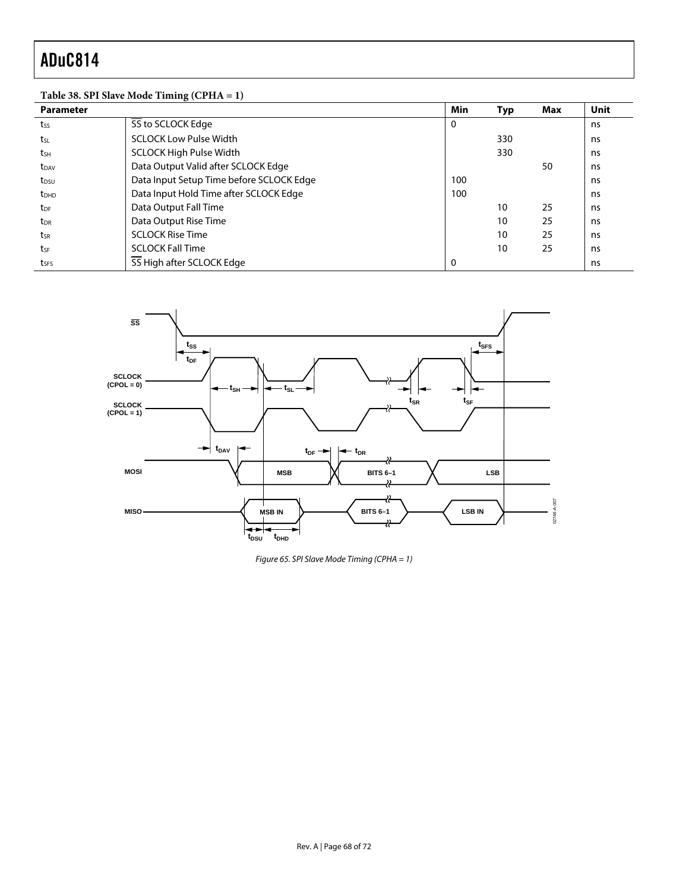**Table 38. SPI Slave Mode Timing (CPHA = 1)**

| Parameter | | Min | Typ | Max | Unit |
|---|---|---|---|---|---|
| $t_{SS}$ | $\overline{SS}$ to SCLOCK Edge | 0 | | | ns |
| $t_{SL}$ | SCLOCK Low Pulse Width | | 330 | | ns |
| $t_{SH}$ | SCLOCK High Pulse Width | | 330 | | ns |
| $t_{DAV}$ | Data Output Valid after SCLOCK Edge | | | 50 | ns |
| $t_{DSU}$ | Data Input Setup Time before SCLOCK Edge | 100 | | | ns |
| $t_{DHD}$ | Data Input Hold Time after SCLOCK Edge | 100 | | | ns |
| $t_{DF}$ | Data Output Fall Time | | 10 | 25 | ns |
| $t_{DR}$ | Data Output Rise Time | | 10 | 25 | ns |
| $t_{SR}$ | SCLOCK Rise Time | | 10 | 25 | ns |
| $t_{SF}$ | SCLOCK Fall Time | | 10 | 25 | ns |
| $t_{SFS}$ | $\overline{SS}$ High after SCLOCK Edge | 0 | | | ns |

*Figure 65. SPI Slave Mode Timing (CPHA = 1)*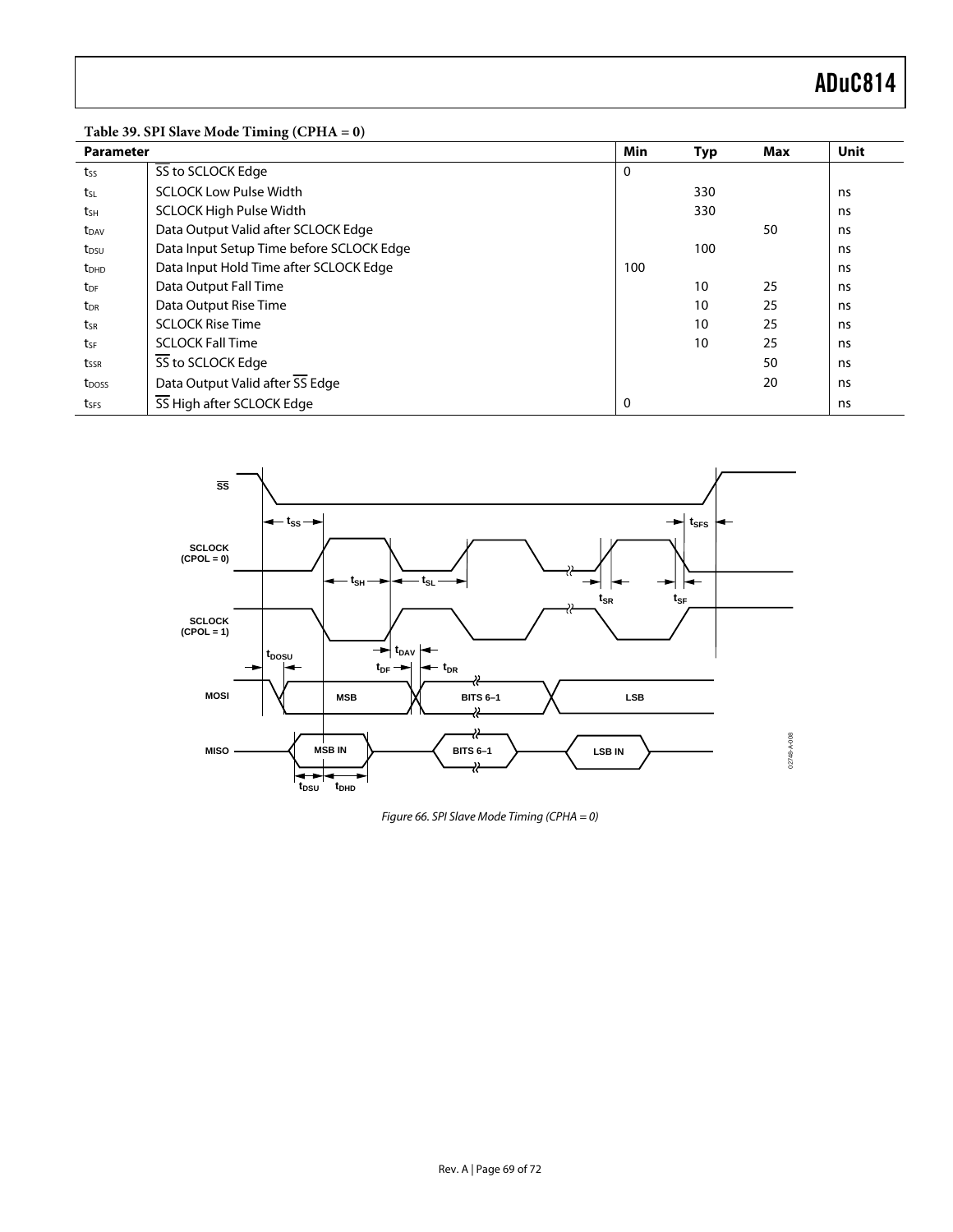**Table 39. SPI Slave Mode Timing (CPHA = 0)**

| Parameter | | Min | Typ | Max | Unit |
|---|---|---|---|---|---|
| $t_{SS}$ | $\overline{SS}$ to SCLOCK Edge | 0 | | | |
| $t_{SL}$ | SCLOCK Low Pulse Width | | 330 | | ns |
| $t_{SH}$ | SCLOCK High Pulse Width | | 330 | | ns |
| $t_{DAV}$ | Data Output Valid after SCLOCK Edge | | | 50 | ns |
| $t_{DSU}$ | Data Input Setup Time before SCLOCK Edge | | 100 | | ns |
| $t_{DHD}$ | Data Input Hold Time after SCLOCK Edge | 100 | | | ns |
| $t_{DF}$ | Data Output Fall Time | | 10 | 25 | ns |
| $t_{DR}$ | Data Output Rise Time | | 10 | 25 | ns |
| $t_{SR}$ | SCLOCK Rise Time | | 10 | 25 | ns |
| $t_{SF}$ | SCLOCK Fall Time | | 10 | 25 | ns |
| $t_{SSR}$ | $\overline{SS}$ to SCLOCK Edge | | | 50 | ns |
| $t_{DOSS}$ | Data Output Valid after $\overline{SS}$ Edge | | | 20 | ns |
| $t_{SFS}$ | $\overline{SS}$ High after SCLOCK Edge | 0 | | | ns |

*Figure 66. SPI Slave Mode Timing (CPHA = 0)*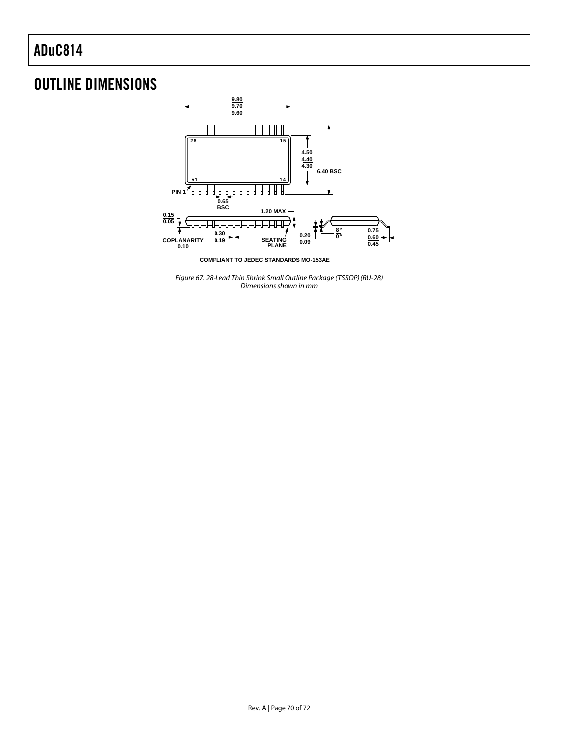# OUTLINE DIMENSIONS

COMPLIANT TO JEDEC STANDARDS MO-153AE

*Figure 67. 28-Lead Thin Shrink Small Outline Package (TSSOP) (RU-28) Dimensions shown in mm*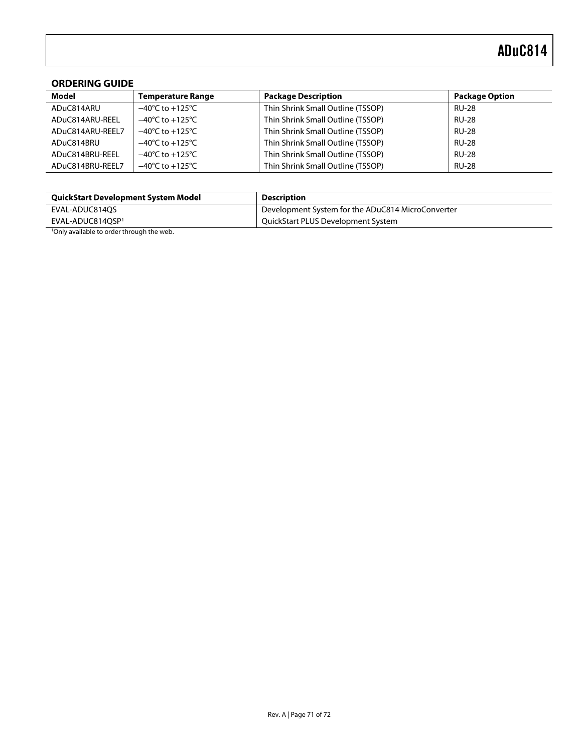## ORDERING GUIDE

| Model | Temperature Range | Package Description | Package Option |
|---|---|---|---|
| ADuC814ARU | −40°C to +125°C | Thin Shrink Small Outline (TSSOP) | RU-28 |
| ADuC814ARU-REEL | −40°C to +125°C | Thin Shrink Small Outline (TSSOP) | RU-28 |
| ADuC814ARU-REEL7 | −40°C to +125°C | Thin Shrink Small Outline (TSSOP) | RU-28 |
| ADuC814BRU | −40°C to +125°C | Thin Shrink Small Outline (TSSOP) | RU-28 |
| ADuC814BRU-REEL | −40°C to +125°C | Thin Shrink Small Outline (TSSOP) | RU-28 |
| ADuC814BRU-REEL7 | −40°C to +125°C | Thin Shrink Small Outline (TSSOP) | RU-28 |

| QuickStart Development System Model | Description |
|---|---|
| EVAL-ADUC814QS | Development System for the ADuC814 MicroConverter |
| EVAL-ADUC814QSP[1] | QuickStart PLUS Development System |

[1]Only available to order through the web.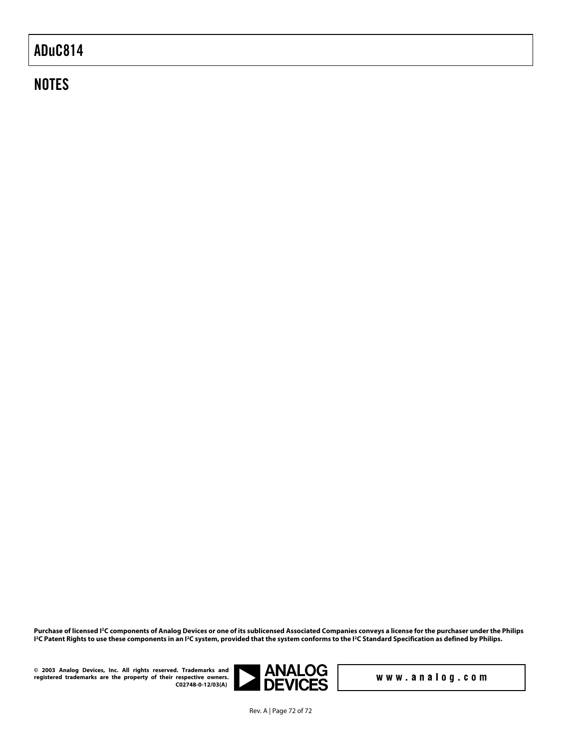## NOTES

**Purchase of licensed I²C components of Analog Devices or one of its sublicensed Associated Companies conveys a license for the purchaser under the Philips I²C Patent Rights to use these components in an I²C system, provided that the system conforms to the I²C Standard Specification as defined by Philips.**

**© 2003 Analog Devices, Inc. All rights reserved. Trademarks and registered trademarks are the property of their respective owners. C02748-0-12/03(A)**

www.analog.com